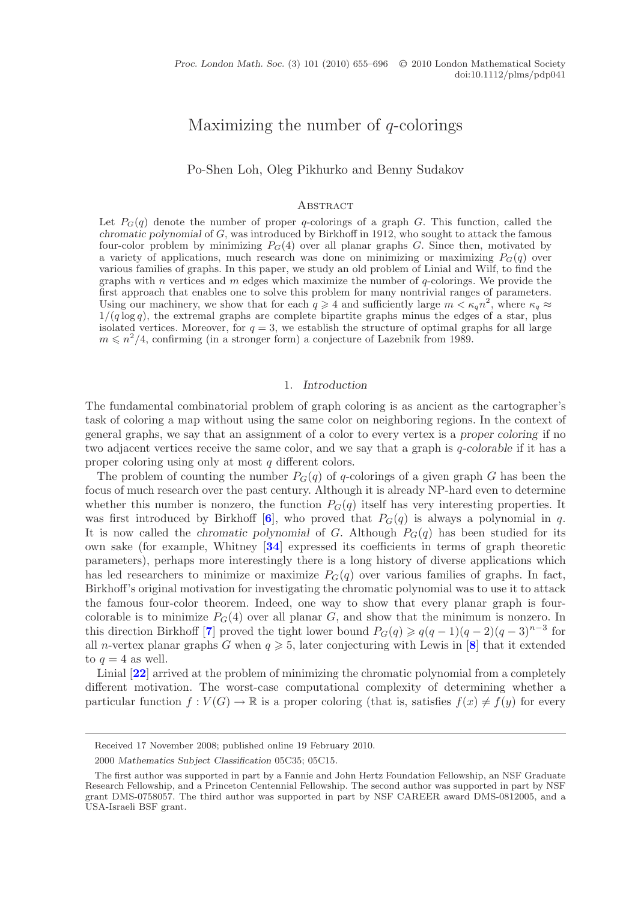# Maximizing the number of $q$-colorings

Po-Shen Loh, Oleg Pikhurko and Benny Sudakov

## Abstract

Let $P_G(q)$ denote the number of proper $q$-colorings of a graph $G$. This function, called the *chromatic polynomial* of $G$, was introduced by Birkhoff in 1912, who sought to attack the famous four-color problem by minimizing $P_G(4)$ over all planar graphs $G$. Since then, motivated by a variety of applications, much research was done on minimizing or maximizing $P_G(q)$ over various families of graphs. In this paper, we study an old problem of Linial and Wilf, to find the graphs with $n$ vertices and $m$ edges which maximize the number of $q$-colorings. We provide the first approach that enables one to solve this problem for many nontrivial ranges of parameters. Using our machinery, we show that for each $q \geqslant 4$ and sufficiently large $m < \kappa_q n^2$, where $\kappa_q \approx 1/(q \log q)$, the extremal graphs are complete bipartite graphs minus the edges of a star, plus isolated vertices. Moreover, for $q = 3$, we establish the structure of optimal graphs for all large $m \leqslant n^2/4$, confirming (in a stronger form) a conjecture of Lazebnik from 1989.

## 1. *Introduction*

The fundamental combinatorial problem of graph coloring is as ancient as the cartographer's task of coloring a map without using the same color on neighboring regions. In the context of general graphs, we say that an assignment of a color to every vertex is a *proper coloring* if no two adjacent vertices receive the same color, and we say that a graph is *q-colorable* if it has a proper coloring using only at most $q$ different colors.

The problem of counting the number $P_G(q)$ of $q$-colorings of a given graph $G$ has been the focus of much research over the past century. Although it is already NP-hard even to determine whether this number is nonzero, the function $P_G(q)$ itself has very interesting properties. It was first introduced by Birkhoff [6], who proved that $P_G(q)$ is always a polynomial in $q$. It is now called the *chromatic polynomial* of $G$. Although $P_G(q)$ has been studied for its own sake (for example, Whitney [34] expressed its coefficients in terms of graph theoretic parameters), perhaps more interestingly there is a long history of diverse applications which has led researchers to minimize or maximize $P_G(q)$ over various families of graphs. In fact, Birkhoff's original motivation for investigating the chromatic polynomial was to use it to attack the famous four-color theorem. Indeed, one way to show that every planar graph is four-colorable is to minimize $P_G(4)$ over all planar $G$, and show that the minimum is nonzero. In this direction Birkhoff [7] proved the tight lower bound $P_G(q) \geqslant q(q-1)(q-2)(q-3)^{n-3}$ for all $n$-vertex planar graphs $G$ when $q \geqslant 5$, later conjecturing with Lewis in [8] that it extended to $q = 4$ as well.

Linial [22] arrived at the problem of minimizing the chromatic polynomial from a completely different motivation. The worst-case computational complexity of determining whether a particular function $f : V(G) \to \mathbb{R}$ is a proper coloring (that is, satisfies $f(x) \neq f(y)$ for every

---

Received 17 November 2008; published online 19 February 2010.

2000 *Mathematics Subject Classification* 05C35; 05C15.

The first author was supported in part by a Fannie and John Hertz Foundation Fellowship, an NSF Graduate Research Fellowship, and a Princeton Centennial Fellowship. The second author was supported in part by NSF grant DMS-0758057. The third author was supported in part by NSF CAREER award DMS-0812005, and a USA-Israeli BSF grant.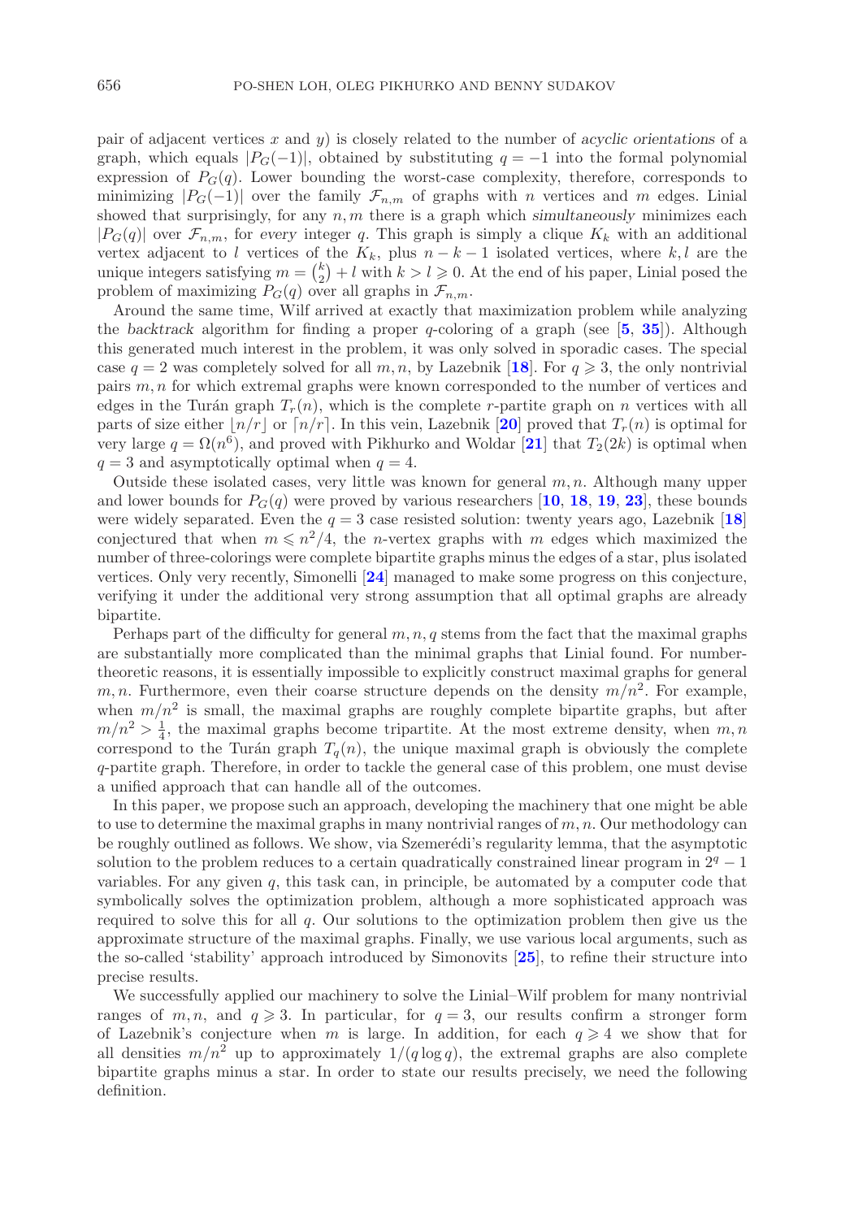pair of adjacent vertices $x$ and $y$) is closely related to the number of *acyclic orientations* of a graph, which equals $|P_G(-1)|$, obtained by substituting $q = -1$ into the formal polynomial expression of $P_G(q)$. Lower bounding the worst-case complexity, therefore, corresponds to minimizing $|P_G(-1)|$ over the family $\mathcal{F}_{n,m}$ of graphs with $n$ vertices and $m$ edges. Linial showed that surprisingly, for any $n, m$ there is a graph which *simultaneously* minimizes each $|P_G(q)|$ over $\mathcal{F}_{n,m}$, for *every* integer $q$. This graph is simply a clique $K_k$ with an additional vertex adjacent to $l$ vertices of the $K_k$, plus $n - k - 1$ isolated vertices, where $k, l$ are the unique integers satisfying $m = \binom{k}{2} + l$ with $k > l \geqslant 0$. At the end of his paper, Linial posed the problem of maximizing $P_G(q)$ over all graphs in $\mathcal{F}_{n,m}$.

Around the same time, Wilf arrived at exactly that maximization problem while analyzing the *backtrack* algorithm for finding a proper $q$-coloring of a graph (see [5, 35]). Although this generated much interest in the problem, it was only solved in sporadic cases. The special case $q = 2$ was completely solved for all $m, n$, by Lazebnik [18]. For $q \geqslant 3$, the only nontrivial pairs $m, n$ for which extremal graphs were known corresponded to the number of vertices and edges in the Turán graph $T_r(n)$, which is the complete $r$-partite graph on $n$ vertices with all parts of size either $\lfloor n/r \rfloor$ or $\lceil n/r \rceil$. In this vein, Lazebnik [20] proved that $T_r(n)$ is optimal for very large $q = \Omega(n^6)$, and proved with Pikhurko and Woldar [21] that $T_2(2k)$ is optimal when $q = 3$ and asymptotically optimal when $q = 4$.

Outside these isolated cases, very little was known for general $m, n$. Although many upper and lower bounds for $P_G(q)$ were proved by various researchers [10, 18, 19, 23], these bounds were widely separated. Even the $q = 3$ case resisted solution: twenty years ago, Lazebnik [18] conjectured that when $m \leqslant n^2/4$, the $n$-vertex graphs with $m$ edges which maximized the number of three-colorings were complete bipartite graphs minus the edges of a star, plus isolated vertices. Only very recently, Simonelli [24] managed to make some progress on this conjecture, verifying it under the additional very strong assumption that all optimal graphs are already bipartite.

Perhaps part of the difficulty for general $m, n, q$ stems from the fact that the maximal graphs are substantially more complicated than the minimal graphs that Linial found. For number-theoretic reasons, it is essentially impossible to explicitly construct maximal graphs for general $m, n$. Furthermore, even their coarse structure depends on the density $m/n^2$. For example, when $m/n^2$ is small, the maximal graphs are roughly complete bipartite graphs, but after $m/n^2 > \frac{1}{4}$, the maximal graphs become tripartite. At the most extreme density, when $m, n$ correspond to the Turán graph $T_q(n)$, the unique maximal graph is obviously the complete $q$-partite graph. Therefore, in order to tackle the general case of this problem, one must devise a unified approach that can handle all of the outcomes.

In this paper, we propose such an approach, developing the machinery that one might be able to use to determine the maximal graphs in many nontrivial ranges of $m, n$. Our methodology can be roughly outlined as follows. We show, via Szemerédi's regularity lemma, that the asymptotic solution to the problem reduces to a certain quadratically constrained linear program in $2^q - 1$ variables. For any given $q$, this task can, in principle, be automated by a computer code that symbolically solves the optimization problem, although a more sophisticated approach was required to solve this for all $q$. Our solutions to the optimization problem then give us the approximate structure of the maximal graphs. Finally, we use various local arguments, such as the so-called 'stability' approach introduced by Simonovits [25], to refine their structure into precise results.

We successfully applied our machinery to solve the Linial–Wilf problem for many nontrivial ranges of $m, n$, and $q \geqslant 3$. In particular, for $q = 3$, our results confirm a stronger form of Lazebnik's conjecture when $m$ is large. In addition, for each $q \geqslant 4$ we show that for all densities $m/n^2$ up to approximately $1/(q \log q)$, the extremal graphs are also complete bipartite graphs minus a star. In order to state our results precisely, we need the following definition.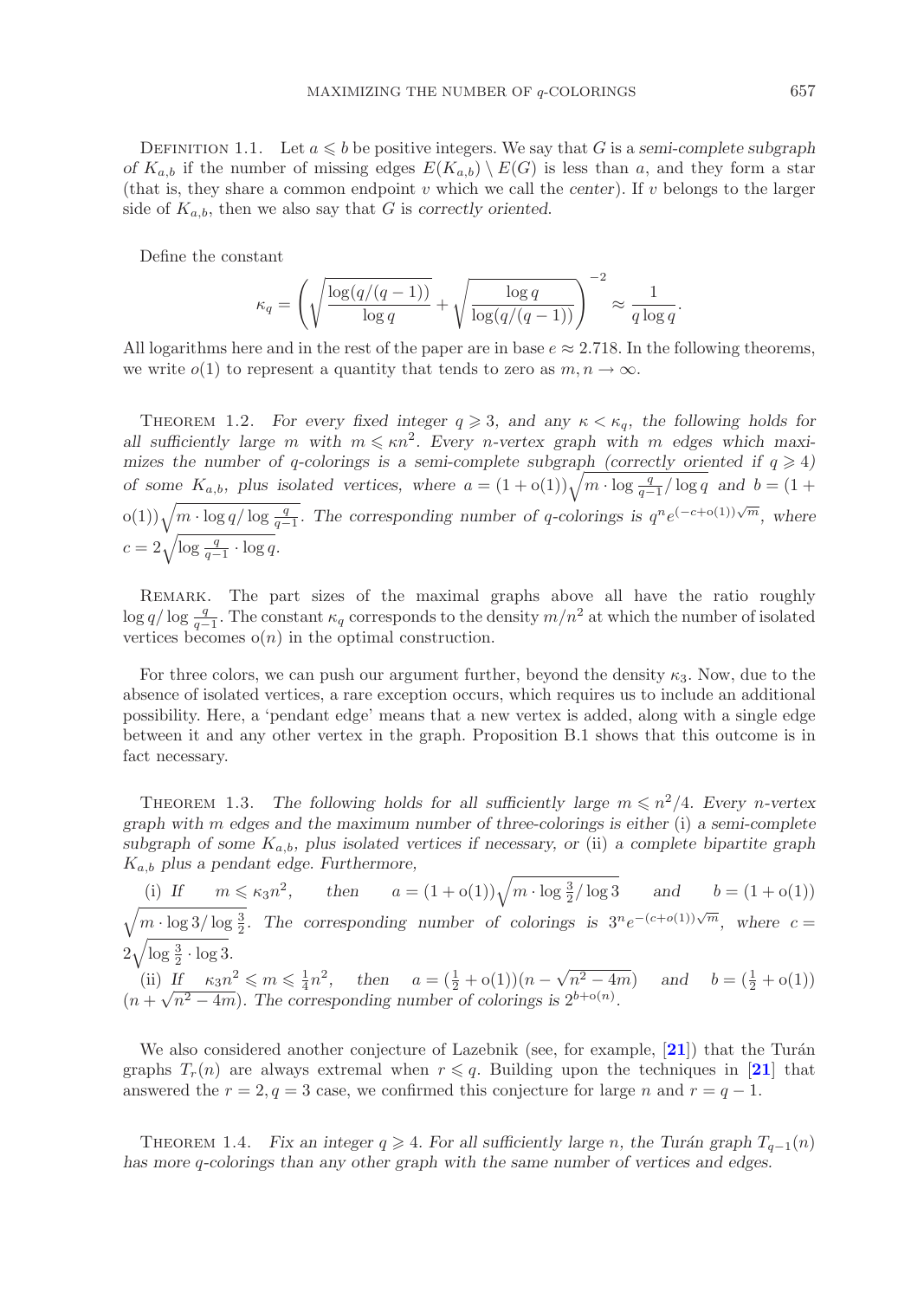Definition 1.1. Let $a \leqslant b$ be positive integers. We say that $G$ is a *semi-complete subgraph of* $K_{a,b}$ if the number of missing edges $E(K_{a,b}) \setminus E(G)$ is less than $a$, and they form a star (that is, they share a common endpoint $v$ which we call the *center*). If $v$ belongs to the larger side of $K_{a,b}$, then we also say that $G$ is *correctly oriented*.

Define the constant

$$\kappa_q = \left( \sqrt{\frac{\log(q/(q-1))}{\log q}} + \sqrt{\frac{\log q}{\log(q/(q-1))}} \right)^{-2} \approx \frac{1}{q \log q}.$$

All logarithms here and in the rest of the paper are in base $e \approx 2.718$. In the following theorems, we write $o(1)$ to represent a quantity that tends to zero as $m, n \to \infty$.

Theorem 1.2. *For every fixed integer $q \geqslant 3$, and any $\kappa < \kappa_q$, the following holds for all sufficiently large $m$ with $m \leqslant \kappa n^2$. Every $n$-vertex graph with $m$ edges which maximizes the number of $q$-colorings is a semi-complete subgraph (correctly oriented if $q \geqslant 4$) of some $K_{a,b}$, plus isolated vertices, where $a = (1 + o(1))\sqrt{m \cdot \log \frac{q}{q-1} / \log q}$ and $b = (1 + o(1))\sqrt{m \cdot \log q / \log \frac{q}{q-1}}$. The corresponding number of $q$-colorings is $q^n e^{(-c+o(1))\sqrt{m}}$, where $c = 2\sqrt{\log \frac{q}{q-1} \cdot \log q}$.*

Remark. The part sizes of the maximal graphs above all have the ratio roughly $\log q / \log \frac{q}{q-1}$. The constant $\kappa_q$ corresponds to the density $m/n^2$ at which the number of isolated vertices becomes $o(n)$ in the optimal construction.

For three colors, we can push our argument further, beyond the density $\kappa_3$. Now, due to the absence of isolated vertices, a rare exception occurs, which requires us to include an additional possibility. Here, a 'pendant edge' means that a new vertex is added, along with a single edge between it and any other vertex in the graph. Proposition B.1 shows that this outcome is in fact necessary.

Theorem 1.3. *The following holds for all sufficiently large $m \leqslant n^2/4$. Every $n$-vertex graph with $m$ edges and the maximum number of three-colorings is either* (i) *a semi-complete subgraph of some $K_{a,b}$, plus isolated vertices if necessary, or* (ii) *a complete bipartite graph $K_{a,b}$ plus a pendant edge. Furthermore,*

(i) *If $m \leqslant \kappa_3 n^2$, then $a = (1 + o(1))\sqrt{m \cdot \log \frac{3}{2} / \log 3}$ and $b = (1 + o(1))\sqrt{m \cdot \log 3 / \log \frac{3}{2}}$. The corresponding number of colorings is $3^n e^{-(c+o(1))\sqrt{m}}$, where $c = 2\sqrt{\log \frac{3}{2} \cdot \log 3}$.*

(ii) *If $\kappa_3 n^2 \leqslant m \leqslant \frac{1}{4}n^2$, then $a = (\frac{1}{2} + o(1))(n - \sqrt{n^2 - 4m})$ and $b = (\frac{1}{2} + o(1))(n + \sqrt{n^2 - 4m})$. The corresponding number of colorings is $2^{b+o(n)}$.*

We also considered another conjecture of Lazebnik (see, for example, [21]) that the Turán graphs $T_r(n)$ are always extremal when $r \leqslant q$. Building upon the techniques in [21] that answered the $r = 2, q = 3$ case, we confirmed this conjecture for large $n$ and $r = q - 1$.

Theorem 1.4. *Fix an integer $q \geqslant 4$. For all sufficiently large $n$, the Turán graph $T_{q-1}(n)$ has more $q$-colorings than any other graph with the same number of vertices and edges.*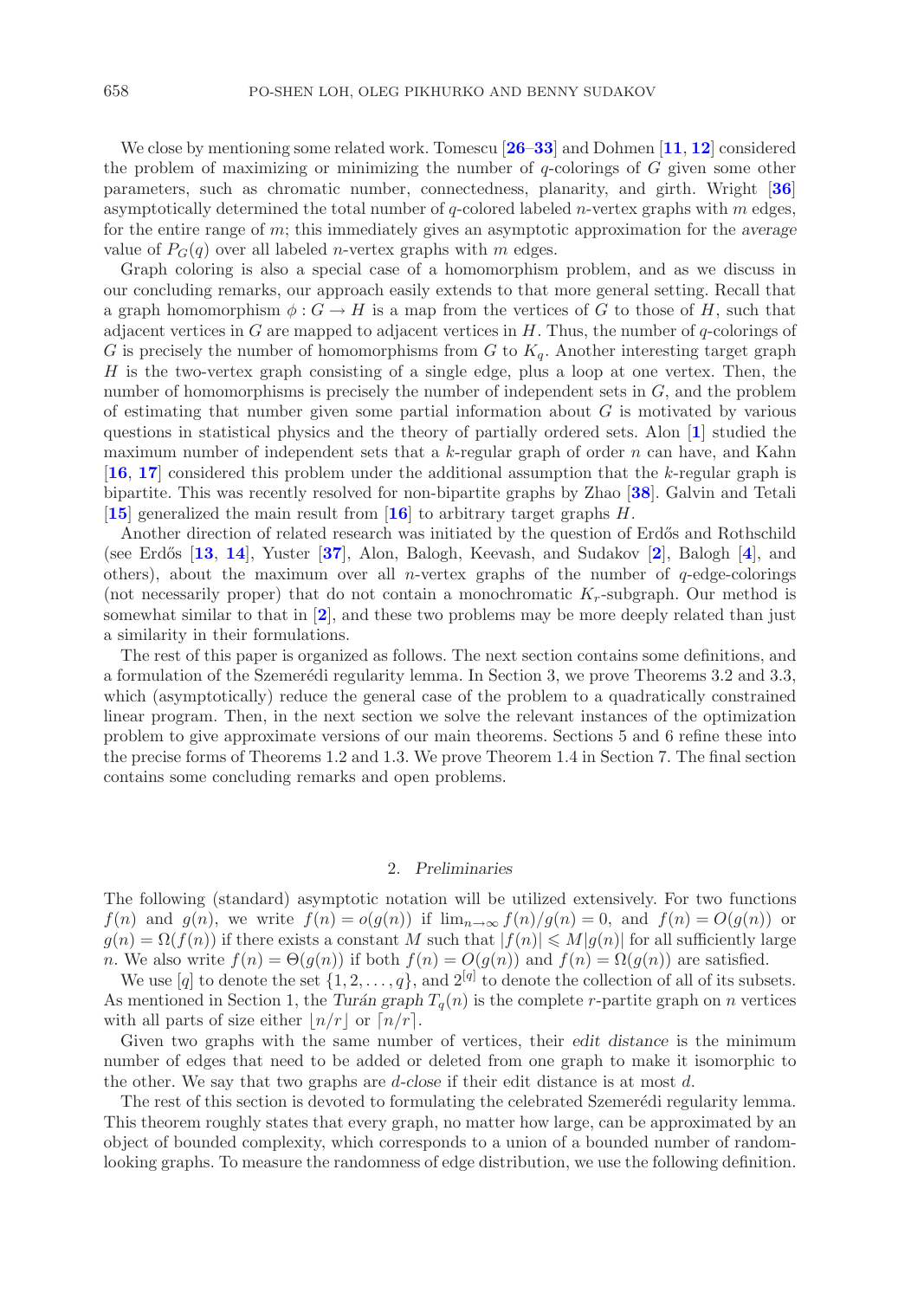We close by mentioning some related work. Tomescu [26–33] and Dohmen [11, 12] considered the problem of maximizing or minimizing the number of $q$-colorings of $G$ given some other parameters, such as chromatic number, connectedness, planarity, and girth. Wright [36] asymptotically determined the total number of $q$-colored labeled $n$-vertex graphs with $m$ edges, for the entire range of $m$; this immediately gives an asymptotic approximation for the *average* value of $P_G(q)$ over all labeled $n$-vertex graphs with $m$ edges.

Graph coloring is also a special case of a homomorphism problem, and as we discuss in our concluding remarks, our approach easily extends to that more general setting. Recall that a graph homomorphism $\phi : G \to H$ is a map from the vertices of $G$ to those of $H$, such that adjacent vertices in $G$ are mapped to adjacent vertices in $H$. Thus, the number of $q$-colorings of $G$ is precisely the number of homomorphisms from $G$ to $K_q$. Another interesting target graph $H$ is the two-vertex graph consisting of a single edge, plus a loop at one vertex. Then, the number of homomorphisms is precisely the number of independent sets in $G$, and the problem of estimating that number given some partial information about $G$ is motivated by various questions in statistical physics and the theory of partially ordered sets. Alon [1] studied the maximum number of independent sets that a $k$-regular graph of order $n$ can have, and Kahn [16, 17] considered this problem under the additional assumption that the $k$-regular graph is bipartite. This was recently resolved for non-bipartite graphs by Zhao [38]. Galvin and Tetali [15] generalized the main result from [16] to arbitrary target graphs $H$.

Another direction of related research was initiated by the question of Erdős and Rothschild (see Erdős [13, 14], Yuster [37], Alon, Balogh, Keevash, and Sudakov [2], Balogh [4], and others), about the maximum over all $n$-vertex graphs of the number of $q$-edge-colorings (not necessarily proper) that do not contain a monochromatic $K_r$-subgraph. Our method is somewhat similar to that in [2], and these two problems may be more deeply related than just a similarity in their formulations.

The rest of this paper is organized as follows. The next section contains some definitions, and a formulation of the Szemerédi regularity lemma. In Section 3, we prove Theorems 3.2 and 3.3, which (asymptotically) reduce the general case of the problem to a quadratically constrained linear program. Then, in the next section we solve the relevant instances of the optimization problem to give approximate versions of our main theorems. Sections 5 and 6 refine these into the precise forms of Theorems 1.2 and 1.3. We prove Theorem 1.4 in Section 7. The final section contains some concluding remarks and open problems.

## 2. *Preliminaries*

The following (standard) asymptotic notation will be utilized extensively. For two functions $f(n)$ and $g(n)$, we write $f(n) = o(g(n))$ if $\lim_{n\to\infty} f(n)/g(n) = 0$, and $f(n) = O(g(n))$ or $g(n) = \Omega(f(n))$ if there exists a constant $M$ such that $|f(n)| \leqslant M|g(n)|$ for all sufficiently large $n$. We also write $f(n) = \Theta(g(n))$ if both $f(n) = O(g(n))$ and $f(n) = \Omega(g(n))$ are satisfied.

We use $[q]$ to denote the set $\{1, 2, \ldots, q\}$, and $2^{[q]}$ to denote the collection of all of its subsets. As mentioned in Section 1, the *Turán graph* $T_q(n)$ is the complete $r$-partite graph on $n$ vertices with all parts of size either $\lfloor n/r \rfloor$ or $\lceil n/r \rceil$.

Given two graphs with the same number of vertices, their *edit distance* is the minimum number of edges that need to be added or deleted from one graph to make it isomorphic to the other. We say that two graphs are *d-close* if their edit distance is at most $d$.

The rest of this section is devoted to formulating the celebrated Szemerédi regularity lemma. This theorem roughly states that every graph, no matter how large, can be approximated by an object of bounded complexity, which corresponds to a union of a bounded number of random-looking graphs. To measure the randomness of edge distribution, we use the following definition.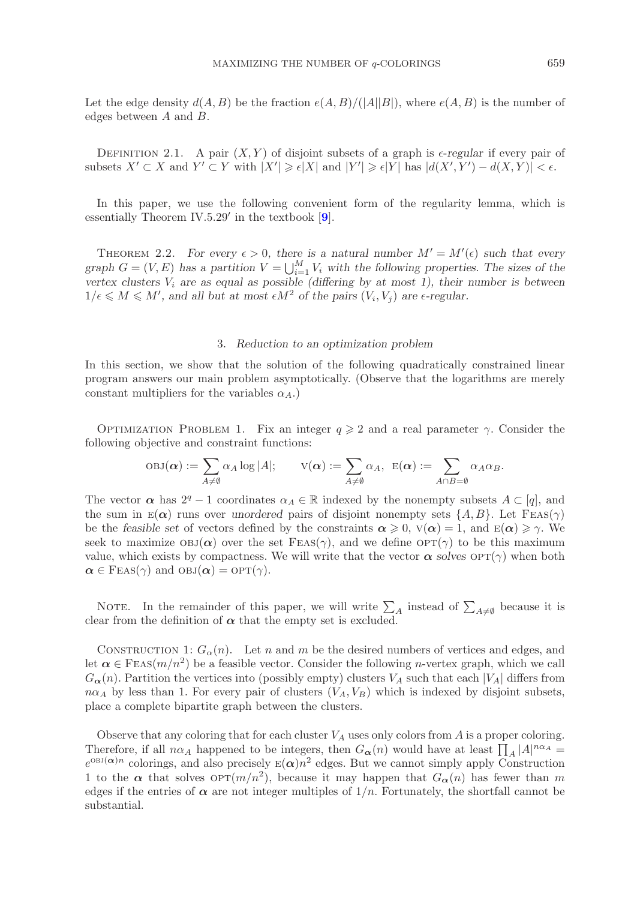Let the edge density $d(A, B)$ be the fraction $e(A, B)/(|A||B|)$, where $e(A, B)$ is the number of edges between $A$ and $B$.

Definition 2.1. A pair $(X, Y)$ of disjoint subsets of a graph is *$\epsilon$-regular* if every pair of subsets $X' \subset X$ and $Y' \subset Y$ with $|X'| \geqslant \epsilon|X|$ and $|Y'| \geqslant \epsilon|Y|$ has $|d(X', Y') - d(X, Y)| < \epsilon$.

In this paper, we use the following convenient form of the regularity lemma, which is essentially Theorem IV.5.29′ in the textbook [9].

Theorem 2.2. *For every $\epsilon > 0$, there is a natural number $M' = M'(\epsilon)$ such that every graph $G = (V, E)$ has a partition $V = \bigcup_{i=1}^{M} V_i$ with the following properties. The sizes of the vertex clusters $V_i$ are as equal as possible (differing by at most 1), their number is between $1/\epsilon \leqslant M \leqslant M'$, and all but at most $\epsilon M^2$ of the pairs $(V_i, V_j)$ are $\epsilon$-regular.*

## 3. *Reduction to an optimization problem*

In this section, we show that the solution of the following quadratically constrained linear program answers our main problem asymptotically. (Observe that the logarithms are merely constant multipliers for the variables $\alpha_A$.)

Optimization Problem 1. Fix an integer $q \geqslant 2$ and a real parameter $\gamma$. Consider the following objective and constraint functions:

$$\text{OBJ}(\boldsymbol{\alpha}) := \sum_{A \neq \emptyset} \alpha_A \log |A|; \qquad \text{V}(\boldsymbol{\alpha}) := \sum_{A \neq \emptyset} \alpha_A, \ \ \text{E}(\boldsymbol{\alpha}) := \sum_{A \cap B = \emptyset} \alpha_A \alpha_B.$$

The vector $\boldsymbol{\alpha}$ has $2^q - 1$ coordinates $\alpha_A \in \mathbb{R}$ indexed by the nonempty subsets $A \subset [q]$, and the sum in $\text{E}(\boldsymbol{\alpha})$ runs over *unordered* pairs of disjoint nonempty sets $\{A, B\}$. Let $\text{Feas}(\gamma)$ be the *feasible set* of vectors defined by the constraints $\boldsymbol{\alpha} \geqslant 0$, $\text{V}(\boldsymbol{\alpha}) = 1$, and $\text{E}(\boldsymbol{\alpha}) \geqslant \gamma$. We seek to maximize $\text{OBJ}(\boldsymbol{\alpha})$ over the set $\text{Feas}(\gamma)$, and we define $\text{OPT}(\gamma)$ to be this maximum value, which exists by compactness. We will write that the vector $\boldsymbol{\alpha}$ *solves* $\text{OPT}(\gamma)$ when both $\boldsymbol{\alpha} \in \text{Feas}(\gamma)$ and $\text{OBJ}(\boldsymbol{\alpha}) = \text{OPT}(\gamma)$.

Note. In the remainder of this paper, we will write $\sum_A$ instead of $\sum_{A \neq \emptyset}$ because it is clear from the definition of $\boldsymbol{\alpha}$ that the empty set is excluded.

Construction 1: $G_{\boldsymbol{\alpha}}(n)$. Let $n$ and $m$ be the desired numbers of vertices and edges, and let $\boldsymbol{\alpha} \in \text{Feas}(m/n^2)$ be a feasible vector. Consider the following $n$-vertex graph, which we call $G_{\boldsymbol{\alpha}}(n)$. Partition the vertices into (possibly empty) clusters $V_A$ such that each $|V_A|$ differs from $n\alpha_A$ by less than 1. For every pair of clusters $(V_A, V_B)$ which is indexed by disjoint subsets, place a complete bipartite graph between the clusters.

Observe that any coloring that for each cluster $V_A$ uses only colors from $A$ is a proper coloring. Therefore, if all $n\alpha_A$ happened to be integers, then $G_{\boldsymbol{\alpha}}(n)$ would have at least $\prod_A |A|^{n\alpha_A} = e^{\text{OBJ}(\boldsymbol{\alpha})n}$ colorings, and also precisely $\text{E}(\boldsymbol{\alpha})n^2$ edges. But we cannot simply apply Construction 1 to the $\boldsymbol{\alpha}$ that solves $\text{OPT}(m/n^2)$, because it may happen that $G_{\boldsymbol{\alpha}}(n)$ has fewer than $m$ edges if the entries of $\boldsymbol{\alpha}$ are not integer multiples of $1/n$. Fortunately, the shortfall cannot be substantial.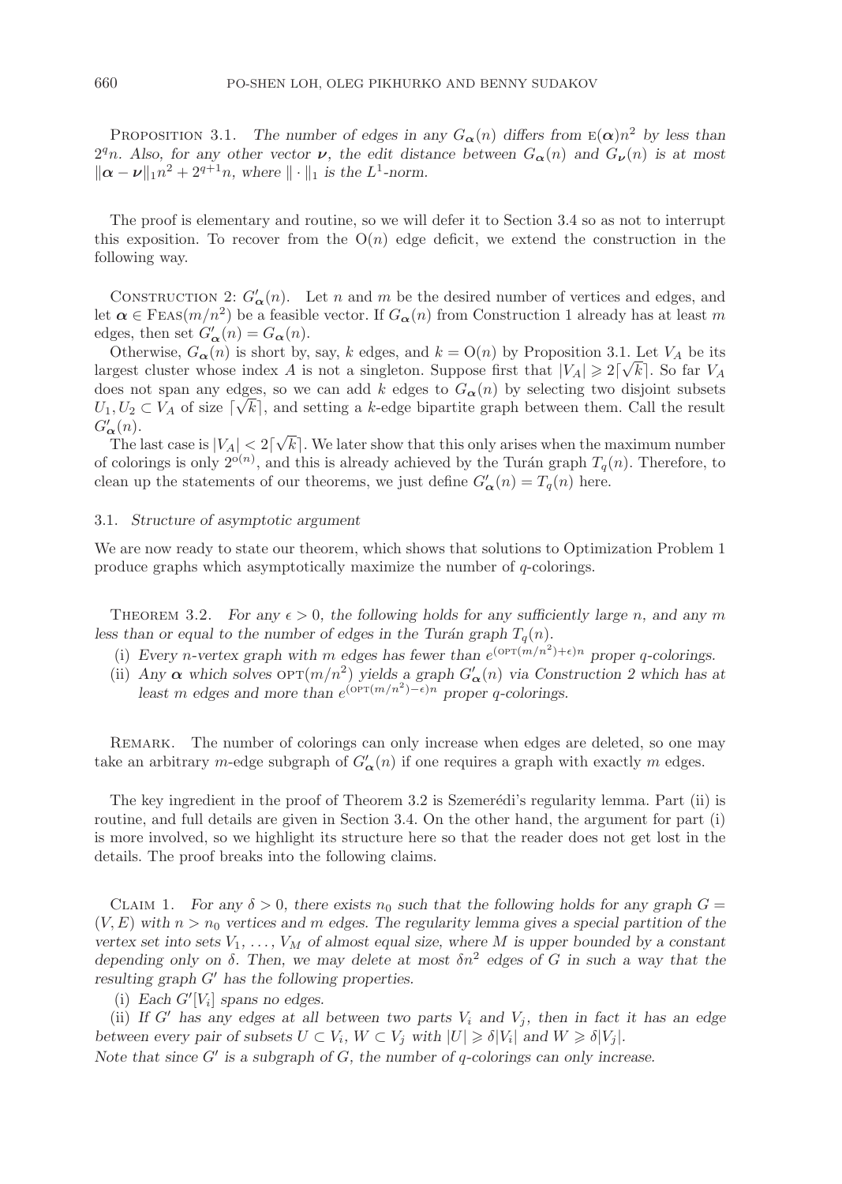PROPOSITION 3.1. *The number of edges in any $G_{\boldsymbol{\alpha}}(n)$ differs from $\mathrm{E}(\boldsymbol{\alpha})n^2$ by less than $2^q n$. Also, for any other vector $\boldsymbol{\nu}$, the edit distance between $G_{\boldsymbol{\alpha}}(n)$ and $G_{\boldsymbol{\nu}}(n)$ is at most $\|\boldsymbol{\alpha} - \boldsymbol{\nu}\|_1 n^2 + 2^{q+1}n$, where $\|\cdot\|_1$ is the $L^1$-norm.*

The proof is elementary and routine, so we will defer it to Section 3.4 so as not to interrupt this exposition. To recover from the $\mathrm{O}(n)$ edge deficit, we extend the construction in the following way.

CONSTRUCTION 2: $G'_{\boldsymbol{\alpha}}(n)$. Let $n$ and $m$ be the desired number of vertices and edges, and let $\boldsymbol{\alpha} \in \mathrm{FEAS}(m/n^2)$ be a feasible vector. If $G_{\boldsymbol{\alpha}}(n)$ from Construction 1 already has at least $m$ edges, then set $G'_{\boldsymbol{\alpha}}(n) = G_{\boldsymbol{\alpha}}(n)$.

Otherwise, $G_{\boldsymbol{\alpha}}(n)$ is short by, say, $k$ edges, and $k = \mathrm{O}(n)$ by Proposition 3.1. Let $V_A$ be its largest cluster whose index $A$ is not a singleton. Suppose first that $|V_A| \geqslant 2\lceil\sqrt{k}\rceil$. So far $V_A$ does not span any edges, so we can add $k$ edges to $G_{\boldsymbol{\alpha}}(n)$ by selecting two disjoint subsets $U_1, U_2 \subset V_A$ of size $\lceil\sqrt{k}\rceil$, and setting a $k$-edge bipartite graph between them. Call the result $G'_{\boldsymbol{\alpha}}(n)$.

The last case is $|V_A| < 2\lceil\sqrt{k}\rceil$. We later show that this only arises when the maximum number of colorings is only $2^{\mathrm{o}(n)}$, and this is already achieved by the Turán graph $T_q(n)$. Therefore, to clean up the statements of our theorems, we just define $G'_{\boldsymbol{\alpha}}(n) = T_q(n)$ here.

### 3.1. *Structure of asymptotic argument*

We are now ready to state our theorem, which shows that solutions to Optimization Problem 1 produce graphs which asymptotically maximize the number of $q$-colorings.

THEOREM 3.2. *For any $\epsilon > 0$, the following holds for any sufficiently large $n$, and any $m$ less than or equal to the number of edges in the Turán graph $T_q(n)$.*

(i) *Every $n$-vertex graph with $m$ edges has fewer than $e^{(\mathrm{OPT}(m/n^2)+\epsilon)n}$ proper $q$-colorings.*

(ii) *Any $\boldsymbol{\alpha}$ which solves $\mathrm{OPT}(m/n^2)$ yields a graph $G'_{\boldsymbol{\alpha}}(n)$ via Construction 2 which has at least $m$ edges and more than $e^{(\mathrm{OPT}(m/n^2)-\epsilon)n}$ proper $q$-colorings.*

REMARK. The number of colorings can only increase when edges are deleted, so one may take an arbitrary $m$-edge subgraph of $G'_{\boldsymbol{\alpha}}(n)$ if one requires a graph with exactly $m$ edges.

The key ingredient in the proof of Theorem 3.2 is Szemerédi's regularity lemma. Part (ii) is routine, and full details are given in Section 3.4. On the other hand, the argument for part (i) is more involved, so we highlight its structure here so that the reader does not get lost in the details. The proof breaks into the following claims.

CLAIM 1. *For any $\delta > 0$, there exists $n_0$ such that the following holds for any graph $G = (V, E)$ with $n > n_0$ vertices and $m$ edges. The regularity lemma gives a special partition of the vertex set into sets $V_1, \ldots, V_M$ of almost equal size, where $M$ is upper bounded by a constant depending only on $\delta$. Then, we may delete at most $\delta n^2$ edges of $G$ in such a way that the resulting graph $G'$ has the following properties.*

(i) *Each $G'[V_i]$ spans no edges.*

(ii) *If $G'$ has any edges at all between two parts $V_i$ and $V_j$, then in fact it has an edge between every pair of subsets $U \subset V_i$, $W \subset V_j$ with $|U| \geqslant \delta|V_i|$ and $W \geqslant \delta|V_j|$.*

*Note that since $G'$ is a subgraph of $G$, the number of $q$-colorings can only increase.*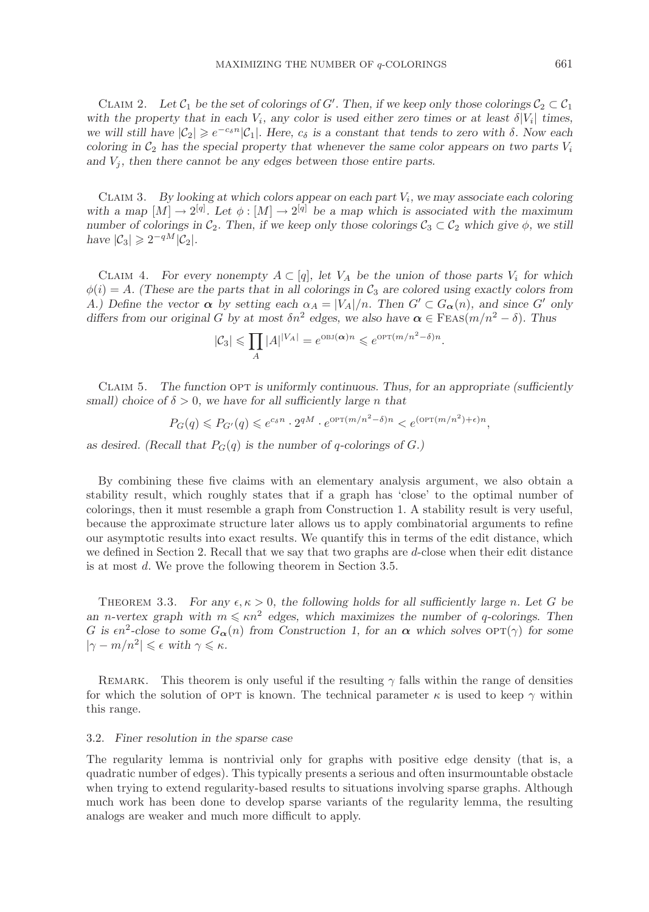Claim 2. *Let $\mathcal{C}_1$ be the set of colorings of $G'$. Then, if we keep only those colorings $\mathcal{C}_2 \subset \mathcal{C}_1$ with the property that in each $V_i$, any color is used either zero times or at least $\delta|V_i|$ times, we will still have $|\mathcal{C}_2| \geqslant e^{-c_\delta n}|\mathcal{C}_1|$. Here, $c_\delta$ is a constant that tends to zero with $\delta$. Now each coloring in $\mathcal{C}_2$ has the special property that whenever the same color appears on two parts $V_i$ and $V_j$, then there cannot be any edges between those entire parts.*

Claim 3. *By looking at which colors appear on each part $V_i$, we may associate each coloring with a map $[M] \to 2^{[q]}$. Let $\phi : [M] \to 2^{[q]}$ be a map which is associated with the maximum number of colorings in $\mathcal{C}_2$. Then, if we keep only those colorings $\mathcal{C}_3 \subset \mathcal{C}_2$ which give $\phi$, we still have $|\mathcal{C}_3| \geqslant 2^{-qM}|\mathcal{C}_2|$.*

Claim 4. *For every nonempty $A \subset [q]$, let $V_A$ be the union of those parts $V_i$ for which $\phi(i) = A$. (These are the parts that in all colorings in $\mathcal{C}_3$ are colored using exactly colors from $A$.) Define the vector $\boldsymbol{\alpha}$ by setting each $\alpha_A = |V_A|/n$. Then $G' \subset G_{\boldsymbol{\alpha}}(n)$, and since $G'$ only differs from our original $G$ by at most $\delta n^2$ edges, we also have $\boldsymbol{\alpha} \in \text{Feas}(m/n^2 - \delta)$. Thus*

$$|\mathcal{C}_3| \leqslant \prod_A |A|^{|V_A|} = e^{\text{obj}(\boldsymbol{\alpha})n} \leqslant e^{\text{opt}(m/n^2-\delta)n}.$$

Claim 5. *The function* opt *is uniformly continuous. Thus, for an appropriate (sufficiently small) choice of $\delta > 0$, we have for all sufficiently large $n$ that*

$$P_G(q) \leqslant P_{G'}(q) \leqslant e^{c_\delta n} \cdot 2^{qM} \cdot e^{\text{opt}(m/n^2-\delta)n} < e^{(\text{opt}(m/n^2)+\epsilon)n},$$

*as desired. (Recall that $P_G(q)$ is the number of $q$-colorings of $G$.)*

By combining these five claims with an elementary analysis argument, we also obtain a stability result, which roughly states that if a graph has 'close' to the optimal number of colorings, then it must resemble a graph from Construction 1. A stability result is very useful, because the approximate structure later allows us to apply combinatorial arguments to refine our asymptotic results into exact results. We quantify this in terms of the edit distance, which we defined in Section 2. Recall that we say that two graphs are $d$-close when their edit distance is at most $d$. We prove the following theorem in Section 3.5.

Theorem 3.3. *For any $\epsilon, \kappa > 0$, the following holds for all sufficiently large $n$. Let $G$ be an $n$-vertex graph with $m \leqslant \kappa n^2$ edges, which maximizes the number of $q$-colorings. Then $G$ is $\epsilon n^2$-close to some $G_{\boldsymbol{\alpha}}(n)$ from Construction 1, for an $\boldsymbol{\alpha}$ which solves $\text{opt}(\gamma)$ for some $|\gamma - m/n^2| \leqslant \epsilon$ with $\gamma \leqslant \kappa$.*

Remark. This theorem is only useful if the resulting $\gamma$ falls within the range of densities for which the solution of opt is known. The technical parameter $\kappa$ is used to keep $\gamma$ within this range.

### 3.2. *Finer resolution in the sparse case*

The regularity lemma is nontrivial only for graphs with positive edge density (that is, a quadratic number of edges). This typically presents a serious and often insurmountable obstacle when trying to extend regularity-based results to situations involving sparse graphs. Although much work has been done to develop sparse variants of the regularity lemma, the resulting analogs are weaker and much more difficult to apply.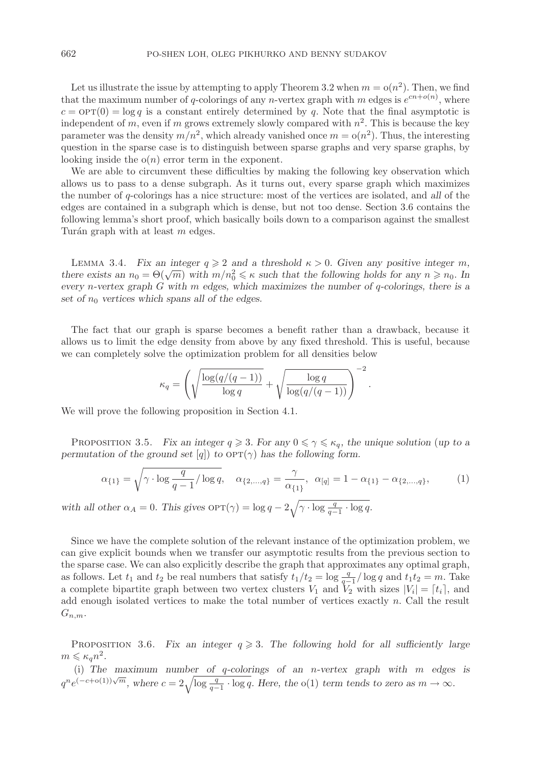Let us illustrate the issue by attempting to apply Theorem 3.2 when $m = o(n^2)$. Then, we find that the maximum number of $q$-colorings of any $n$-vertex graph with $m$ edges is $e^{cn+o(n)}$, where $c = \text{OPT}(0) = \log q$ is a constant entirely determined by $q$. Note that the final asymptotic is independent of $m$, even if $m$ grows extremely slowly compared with $n^2$. This is because the key parameter was the density $m/n^2$, which already vanished once $m = o(n^2)$. Thus, the interesting question in the sparse case is to distinguish between sparse graphs and very sparse graphs, by looking inside the $o(n)$ error term in the exponent.

We are able to circumvent these difficulties by making the following key observation which allows us to pass to a dense subgraph. As it turns out, every sparse graph which maximizes the number of $q$-colorings has a nice structure: most of the vertices are isolated, and *all* of the edges are contained in a subgraph which is dense, but not too dense. Section 3.6 contains the following lemma's short proof, which basically boils down to a comparison against the smallest Turán graph with at least $m$ edges.

Lemma 3.4. *Fix an integer $q \geqslant 2$ and a threshold $\kappa > 0$. Given any positive integer $m$, there exists an $n_0 = \Theta(\sqrt{m})$ with $m/n_0^2 \leqslant \kappa$ such that the following holds for any $n \geqslant n_0$. In every $n$-vertex graph $G$ with $m$ edges, which maximizes the number of $q$-colorings, there is a set of $n_0$ vertices which spans all of the edges.*

The fact that our graph is sparse becomes a benefit rather than a drawback, because it allows us to limit the edge density from above by any fixed threshold. This is useful, because we can completely solve the optimization problem for all densities below

$$\kappa_q = \left( \sqrt{\frac{\log(q/(q-1))}{\log q}} + \sqrt{\frac{\log q}{\log(q/(q-1))}} \right)^{-2}.$$

We will prove the following proposition in Section 4.1.

Proposition 3.5. *Fix an integer $q \geqslant 3$. For any $0 \leqslant \gamma \leqslant \kappa_q$, the unique solution (up to a permutation of the ground set $[q]$) to $\text{OPT}(\gamma)$ has the following form.*

$$\alpha_{\{1\}} = \sqrt{\gamma \cdot \log \frac{q}{q-1} / \log q}, \quad \alpha_{\{2,\ldots,q\}} = \frac{\gamma}{\alpha_{\{1\}}}, \quad \alpha_{[q]} = 1 - \alpha_{\{1\}} - \alpha_{\{2,\ldots,q\}}, \tag{1}$$

*with all other $\alpha_A = 0$. This gives $\text{OPT}(\gamma) = \log q - 2\sqrt{\gamma \cdot \log \frac{q}{q-1} \cdot \log q}$.*

Since we have the complete solution of the relevant instance of the optimization problem, we can give explicit bounds when we transfer our asymptotic results from the previous section to the sparse case. We can also explicitly describe the graph that approximates any optimal graph, as follows. Let $t_1$ and $t_2$ be real numbers that satisfy $t_1/t_2 = \log \frac{q}{q-1} / \log q$ and $t_1 t_2 = m$. Take a complete bipartite graph between two vertex clusters $V_1$ and $V_2$ with sizes $|V_i| = \lceil t_i \rceil$, and add enough isolated vertices to make the total number of vertices exactly $n$. Call the result $G_{n,m}$.

Proposition 3.6. *Fix an integer $q \geqslant 3$. The following hold for all sufficiently large $m \leqslant \kappa_q n^2$.*

(i) *The maximum number of $q$-colorings of an $n$-vertex graph with $m$ edges is $q^n e^{(-c+o(1))\sqrt{m}}$, where $c = 2\sqrt{\log \frac{q}{q-1} \cdot \log q}$. Here, the $o(1)$ term tends to zero as $m \to \infty$.*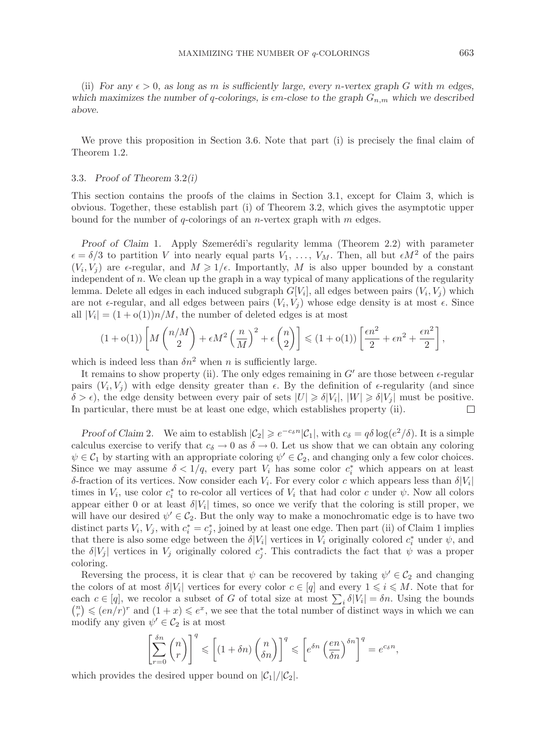(ii) *For any $\epsilon > 0$, as long as $m$ is sufficiently large, every $n$-vertex graph $G$ with $m$ edges, which maximizes the number of $q$-colorings, is $\epsilon m$-close to the graph $G_{n,m}$ which we described above.*

We prove this proposition in Section 3.6. Note that part (i) is precisely the final claim of Theorem 1.2.

### 3.3. *Proof of Theorem 3.2(i)*

This section contains the proofs of the claims in Section 3.1, except for Claim 3, which is obvious. Together, these establish part (i) of Theorem 3.2, which gives the asymptotic upper bound for the number of $q$-colorings of an $n$-vertex graph with $m$ edges.

*Proof of Claim* 1. Apply Szemerédi's regularity lemma (Theorem 2.2) with parameter $\epsilon = \delta/3$ to partition $V$ into nearly equal parts $V_1, \ldots, V_M$. Then, all but $\epsilon M^2$ of the pairs $(V_i, V_j)$ are $\epsilon$-regular, and $M \geqslant 1/\epsilon$. Importantly, $M$ is also upper bounded by a constant independent of $n$. We clean up the graph in a way typical of many applications of the regularity lemma. Delete all edges in each induced subgraph $G[V_i]$, all edges between pairs $(V_i, V_j)$ which are not $\epsilon$-regular, and all edges between pairs $(V_i, V_j)$ whose edge density is at most $\epsilon$. Since all $|V_i| = (1 + \mathrm{o}(1))n/M$, the number of deleted edges is at most

$$(1+\mathrm{o}(1))\left[M\binom{n/M}{2} + \epsilon M^2\left(\frac{n}{M}\right)^2 + \epsilon\binom{n}{2}\right] \leqslant (1+\mathrm{o}(1))\left[\frac{\epsilon n^2}{2} + \epsilon n^2 + \frac{\epsilon n^2}{2}\right],$$

which is indeed less than $\delta n^2$ when $n$ is sufficiently large.

It remains to show property (ii). The only edges remaining in $G'$ are those between $\epsilon$-regular pairs $(V_i, V_j)$ with edge density greater than $\epsilon$. By the definition of $\epsilon$-regularity (and since $\delta > \epsilon$), the edge density between every pair of sets $|U| \geqslant \delta|V_i|$, $|W| \geqslant \delta|V_j|$ must be positive. In particular, there must be at least one edge, which establishes property (ii). □

*Proof of Claim* 2. We aim to establish $|\mathcal{C}_2| \geqslant e^{-c_\delta n}|\mathcal{C}_1|$, with $c_\delta = q\delta \log(e^2/\delta)$. It is a simple calculus exercise to verify that $c_\delta \to 0$ as $\delta \to 0$. Let us show that we can obtain any coloring $\psi \in \mathcal{C}_1$ by starting with an appropriate coloring $\psi' \in \mathcal{C}_2$, and changing only a few color choices. Since we may assume $\delta < 1/q$, every part $V_i$ has some color $c_i^*$ which appears on at least $\delta$-fraction of its vertices. Now consider each $V_i$. For every color $c$ which appears less than $\delta|V_i|$ times in $V_i$, use color $c_i^*$ to re-color all vertices of $V_i$ that had color $c$ under $\psi$. Now all colors appear either 0 or at least $\delta|V_i|$ times, so once we verify that the coloring is still proper, we will have our desired $\psi' \in \mathcal{C}_2$. But the only way to make a monochromatic edge is to have two distinct parts $V_i$, $V_j$, with $c_i^* = c_j^*$, joined by at least one edge. Then part (ii) of Claim 1 implies that there is also some edge between the $\delta|V_i|$ vertices in $V_i$ originally colored $c_i^*$ under $\psi$, and the $\delta|V_j|$ vertices in $V_j$ originally colored $c_j^*$. This contradicts the fact that $\psi$ was a proper coloring.

Reversing the process, it is clear that $\psi$ can be recovered by taking $\psi' \in \mathcal{C}_2$ and changing the colors of at most $\delta|V_i|$ vertices for every color $c \in [q]$ and every $1 \leqslant i \leqslant M$. Note that for each $c \in [q]$, we recolor a subset of $G$ of total size at most $\sum_i \delta|V_i| = \delta n$. Using the bounds $\binom{n}{r} \leqslant (en/r)^r$ and $(1 + x) \leqslant e^x$, we see that the total number of distinct ways in which we can modify any given $\psi' \in \mathcal{C}_2$ is at most

$$\left[\sum_{r=0}^{\delta n}\binom{n}{r}\right]^q \leqslant \left[(1+\delta n)\binom{n}{\delta n}\right]^q \leqslant \left[e^{\delta n}\left(\frac{en}{\delta n}\right)^{\delta n}\right]^q = e^{c_\delta n},$$

which provides the desired upper bound on $|\mathcal{C}_1|/|\mathcal{C}_2|$.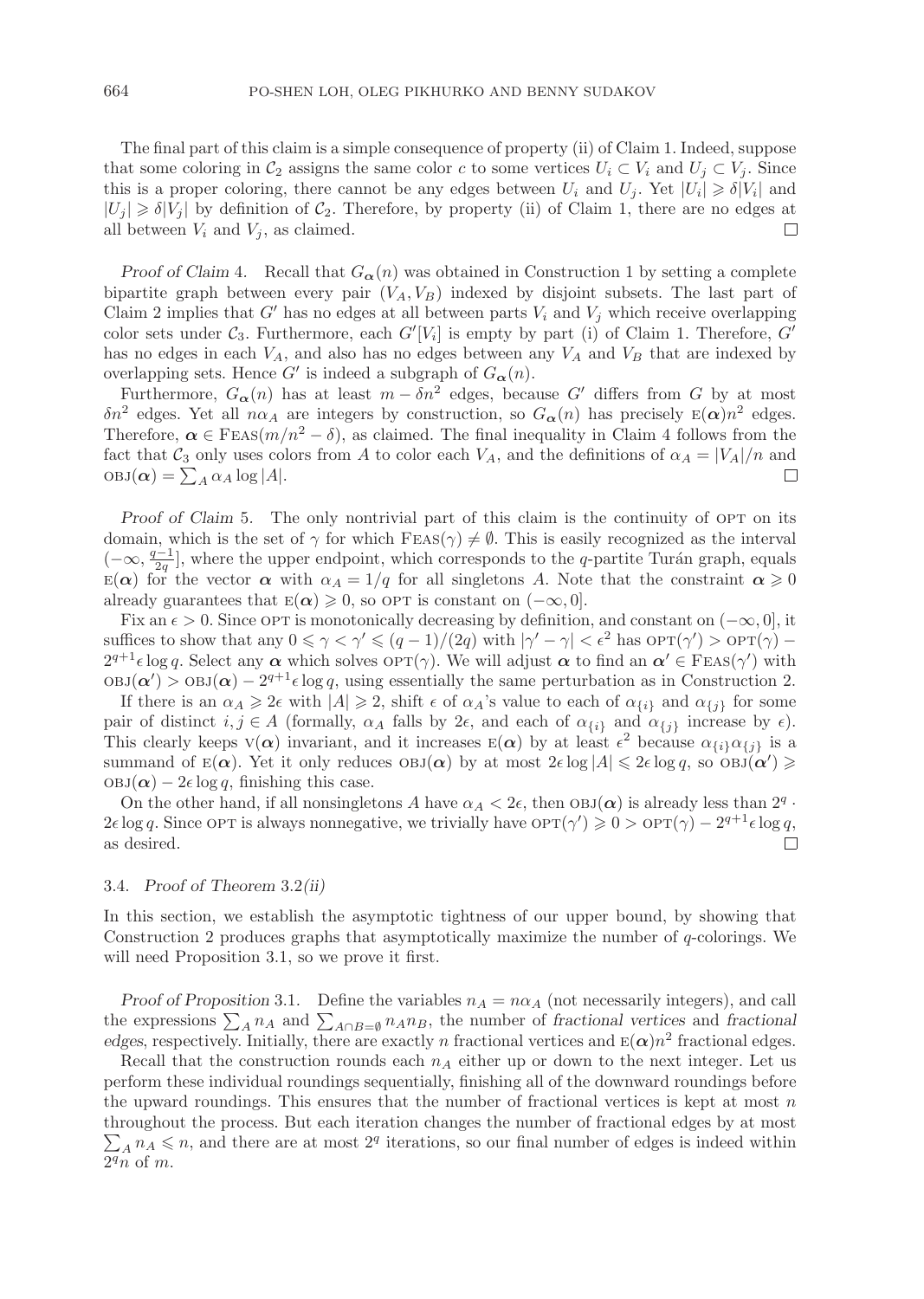The final part of this claim is a simple consequence of property (ii) of Claim 1. Indeed, suppose that some coloring in $\mathcal{C}_2$ assigns the same color $c$ to some vertices $U_i \subset V_i$ and $U_j \subset V_j$. Since this is a proper coloring, there cannot be any edges between $U_i$ and $U_j$. Yet $|U_i| \geqslant \delta|V_i|$ and $|U_j| \geqslant \delta|V_j|$ by definition of $\mathcal{C}_2$. Therefore, by property (ii) of Claim 1, there are no edges at all between $V_i$ and $V_j$, as claimed. $\square$

*Proof of Claim* 4. Recall that $G_{\boldsymbol{\alpha}}(n)$ was obtained in Construction 1 by setting a complete bipartite graph between every pair $(V_A, V_B)$ indexed by disjoint subsets. The last part of Claim 2 implies that $G'$ has no edges at all between parts $V_i$ and $V_j$ which receive overlapping color sets under $\mathcal{C}_3$. Furthermore, each $G'[V_i]$ is empty by part (i) of Claim 1. Therefore, $G'$ has no edges in each $V_A$, and also has no edges between any $V_A$ and $V_B$ that are indexed by overlapping sets. Hence $G'$ is indeed a subgraph of $G_{\boldsymbol{\alpha}}(n)$.

Furthermore, $G_{\boldsymbol{\alpha}}(n)$ has at least $m - \delta n^2$ edges, because $G'$ differs from $G$ by at most $\delta n^2$ edges. Yet all $n\alpha_A$ are integers by construction, so $G_{\boldsymbol{\alpha}}(n)$ has precisely $\mathrm{E}(\boldsymbol{\alpha})n^2$ edges. Therefore, $\boldsymbol{\alpha} \in \mathrm{FEAS}(m/n^2 - \delta)$, as claimed. The final inequality in Claim 4 follows from the fact that $\mathcal{C}_3$ only uses colors from $A$ to color each $V_A$, and the definitions of $\alpha_A = |V_A|/n$ and $\mathrm{OBJ}(\boldsymbol{\alpha}) = \sum_A \alpha_A \log|A|$. $\square$

*Proof of Claim* 5. The only nontrivial part of this claim is the continuity of $\mathrm{OPT}$ on its domain, which is the set of $\gamma$ for which $\mathrm{FEAS}(\gamma) \neq \emptyset$. This is easily recognized as the interval $(-\infty, \frac{q-1}{2q}]$, where the upper endpoint, which corresponds to the $q$-partite Turán graph, equals $\mathrm{E}(\boldsymbol{\alpha})$ for the vector $\boldsymbol{\alpha}$ with $\alpha_A = 1/q$ for all singletons $A$. Note that the constraint $\boldsymbol{\alpha} \geqslant 0$ already guarantees that $\mathrm{E}(\boldsymbol{\alpha}) \geqslant 0$, so $\mathrm{OPT}$ is constant on $(-\infty, 0]$.

Fix an $\epsilon > 0$. Since $\mathrm{OPT}$ is monotonically decreasing by definition, and constant on $(-\infty, 0]$, it suffices to show that any $0 \leqslant \gamma < \gamma' \leqslant (q-1)/(2q)$ with $|\gamma' - \gamma| < \epsilon^2$ has $\mathrm{OPT}(\gamma') > \mathrm{OPT}(\gamma) - 2^{q+1}\epsilon \log q$. Select any $\boldsymbol{\alpha}$ which solves $\mathrm{OPT}(\gamma)$. We will adjust $\boldsymbol{\alpha}$ to find an $\boldsymbol{\alpha}' \in \mathrm{FEAS}(\gamma')$ with $\mathrm{OBJ}(\boldsymbol{\alpha}') > \mathrm{OBJ}(\boldsymbol{\alpha}) - 2^{q+1}\epsilon \log q$, using essentially the same perturbation as in Construction 2.

If there is an $\alpha_A \geqslant 2\epsilon$ with $|A| \geqslant 2$, shift $\epsilon$ of $\alpha_A$'s value to each of $\alpha_{\{i\}}$ and $\alpha_{\{j\}}$ for some pair of distinct $i, j \in A$ (formally, $\alpha_A$ falls by $2\epsilon$, and each of $\alpha_{\{i\}}$ and $\alpha_{\{j\}}$ increase by $\epsilon$). This clearly keeps $\mathrm{V}(\boldsymbol{\alpha})$ invariant, and it increases $\mathrm{E}(\boldsymbol{\alpha})$ by at least $\epsilon^2$ because $\alpha_{\{i\}}\alpha_{\{j\}}$ is a summand of $\mathrm{E}(\boldsymbol{\alpha})$. Yet it only reduces $\mathrm{OBJ}(\boldsymbol{\alpha})$ by at most $2\epsilon \log|A| \leqslant 2\epsilon \log q$, so $\mathrm{OBJ}(\boldsymbol{\alpha}') \geqslant \mathrm{OBJ}(\boldsymbol{\alpha}) - 2\epsilon \log q$, finishing this case.

On the other hand, if all nonsingletons $A$ have $\alpha_A < 2\epsilon$, then $\mathrm{OBJ}(\boldsymbol{\alpha})$ is already less than $2^q \cdot 2\epsilon \log q$. Since $\mathrm{OPT}$ is always nonnegative, we trivially have $\mathrm{OPT}(\gamma') \geqslant 0 > \mathrm{OPT}(\gamma) - 2^{q+1}\epsilon \log q$, as desired. $\square$

### 3.4. *Proof of Theorem 3.2(ii)*

In this section, we establish the asymptotic tightness of our upper bound, by showing that Construction 2 produces graphs that asymptotically maximize the number of $q$-colorings. We will need Proposition 3.1, so we prove it first.

*Proof of Proposition* 3.1. Define the variables $n_A = n\alpha_A$ (not necessarily integers), and call the expressions $\sum_A n_A$ and $\sum_{A \cap B = \emptyset} n_A n_B$, the number of *fractional vertices* and *fractional edges*, respectively. Initially, there are exactly $n$ fractional vertices and $\mathrm{E}(\boldsymbol{\alpha})n^2$ fractional edges.

Recall that the construction rounds each $n_A$ either up or down to the next integer. Let us perform these individual roundings sequentially, finishing all of the downward roundings before the upward roundings. This ensures that the number of fractional vertices is kept at most $n$ throughout the process. But each iteration changes the number of fractional edges by at most $\sum_A n_A \leqslant n$, and there are at most $2^q$ iterations, so our final number of edges is indeed within $2^q n$ of $m$.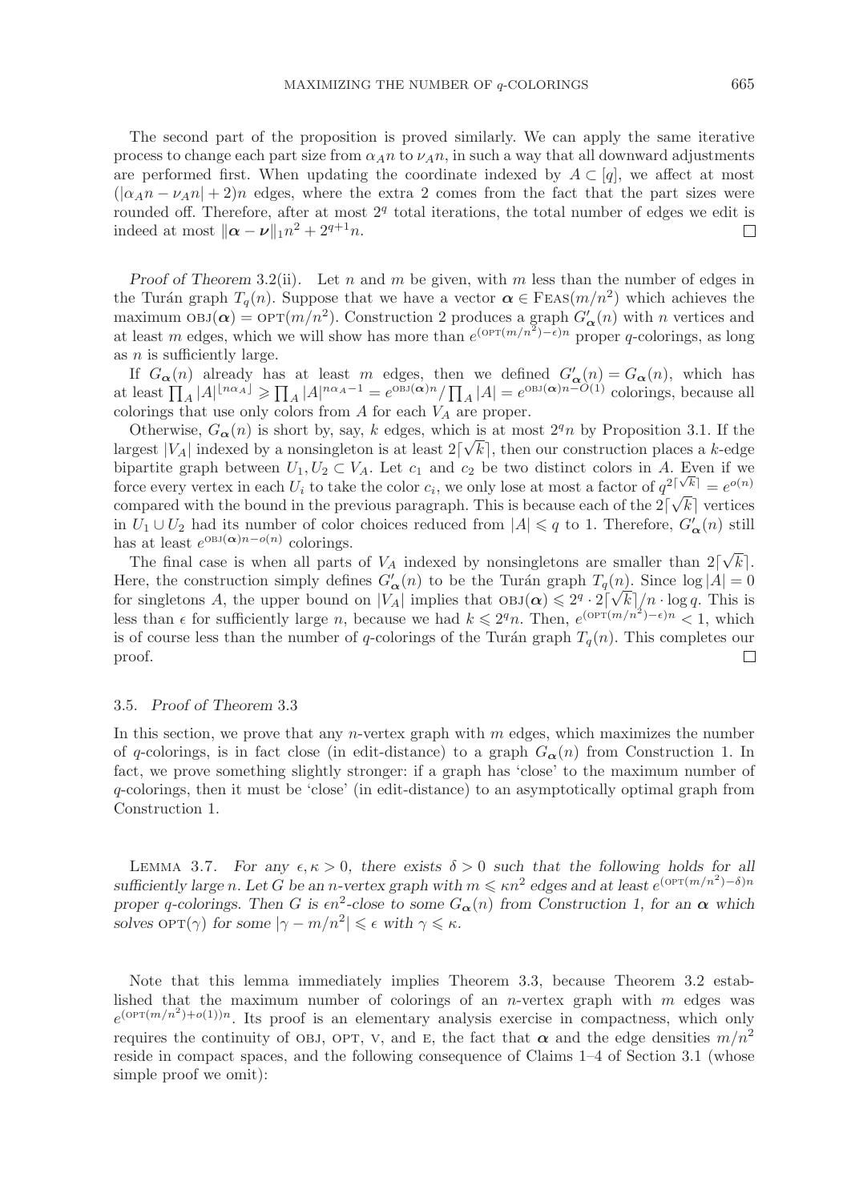The second part of the proposition is proved similarly. We can apply the same iterative process to change each part size from $\alpha_A n$ to $\nu_A n$, in such a way that all downward adjustments are performed first. When updating the coordinate indexed by $A \subset [q]$, we affect at most $(|\alpha_A n - \nu_A n| + 2)n$ edges, where the extra 2 comes from the fact that the part sizes were rounded off. Therefore, after at most $2^q$ total iterations, the total number of edges we edit is indeed at most $\|\boldsymbol{\alpha} - \boldsymbol{\nu}\|_1 n^2 + 2^{q+1} n$. □

*Proof of Theorem* 3.2(ii). Let $n$ and $m$ be given, with $m$ less than the number of edges in the Turán graph $T_q(n)$. Suppose that we have a vector $\boldsymbol{\alpha} \in \text{FEAS}(m/n^2)$ which achieves the maximum $\text{OBJ}(\boldsymbol{\alpha}) = \text{OPT}(m/n^2)$. Construction 2 produces a graph $G'_{\boldsymbol{\alpha}}(n)$ with $n$ vertices and at least $m$ edges, which we will show has more than $e^{(\text{OPT}(m/n^2)-\epsilon)n}$ proper $q$-colorings, as long as $n$ is sufficiently large.

If $G_{\boldsymbol{\alpha}}(n)$ already has at least $m$ edges, then we defined $G'_{\boldsymbol{\alpha}}(n) = G_{\boldsymbol{\alpha}}(n)$, which has at least $\prod_A |A|^{\lfloor n\alpha_A \rfloor} \geqslant \prod_A |A|^{n\alpha_A - 1} = e^{\text{OBJ}(\boldsymbol{\alpha})n} / \prod_A |A| = e^{\text{OBJ}(\boldsymbol{\alpha})n - O(1)}$ colorings, because all colorings that use only colors from $A$ for each $V_A$ are proper.

Otherwise, $G_{\boldsymbol{\alpha}}(n)$ is short by, say, $k$ edges, which is at most $2^q n$ by Proposition 3.1. If the largest $|V_A|$ indexed by a nonsingleton is at least $2\lceil\sqrt{k}\rceil$, then our construction places a $k$-edge bipartite graph between $U_1, U_2 \subset V_A$. Let $c_1$ and $c_2$ be two distinct colors in $A$. Even if we force every vertex in each $U_i$ to take the color $c_i$, we only lose at most a factor of $q^{2\lceil\sqrt{k}\rceil} = e^{o(n)}$ compared with the bound in the previous paragraph. This is because each of the $2\lceil\sqrt{k}\rceil$ vertices in $U_1 \cup U_2$ had its number of color choices reduced from $|A| \leqslant q$ to 1. Therefore, $G'_{\boldsymbol{\alpha}}(n)$ still has at least $e^{\text{OBJ}(\boldsymbol{\alpha})n - o(n)}$ colorings.

The final case is when all parts of $V_A$ indexed by nonsingletons are smaller than $2\lceil\sqrt{k}\rceil$. Here, the construction simply defines $G'_{\boldsymbol{\alpha}}(n)$ to be the Turán graph $T_q(n)$. Since $\log |A| = 0$ for singletons $A$, the upper bound on $|V_A|$ implies that $\text{OBJ}(\boldsymbol{\alpha}) \leqslant 2^q \cdot 2\lceil\sqrt{k}\rceil/n \cdot \log q$. This is less than $\epsilon$ for sufficiently large $n$, because we had $k \leqslant 2^q n$. Then, $e^{(\text{OPT}(m/n^2)-\epsilon)n} < 1$, which is of course less than the number of $q$-colorings of the Turán graph $T_q(n)$. This completes our proof. □

### 3.5. *Proof of Theorem* 3.3

In this section, we prove that any $n$-vertex graph with $m$ edges, which maximizes the number of $q$-colorings, is in fact close (in edit-distance) to a graph $G_{\boldsymbol{\alpha}}(n)$ from Construction 1. In fact, we prove something slightly stronger: if a graph has 'close' to the maximum number of $q$-colorings, then it must be 'close' (in edit-distance) to an asymptotically optimal graph from Construction 1.

Lemma 3.7. *For any $\epsilon, \kappa > 0$, there exists $\delta > 0$ such that the following holds for all sufficiently large $n$. Let $G$ be an $n$-vertex graph with $m \leqslant \kappa n^2$ edges and at least $e^{(\text{OPT}(m/n^2)-\delta)n}$ proper $q$-colorings. Then $G$ is $\epsilon n^2$-close to some $G_{\boldsymbol{\alpha}}(n)$ from Construction 1, for an $\boldsymbol{\alpha}$ which solves $\text{OPT}(\gamma)$ for some $|\gamma - m/n^2| \leqslant \epsilon$ with $\gamma \leqslant \kappa$.*

Note that this lemma immediately implies Theorem 3.3, because Theorem 3.2 established that the maximum number of colorings of an $n$-vertex graph with $m$ edges was $e^{(\text{OPT}(m/n^2)+o(1))n}$. Its proof is an elementary analysis exercise in compactness, which only requires the continuity of OBJ, OPT, V, and E, the fact that $\boldsymbol{\alpha}$ and the edge densities $m/n^2$ reside in compact spaces, and the following consequence of Claims 1–4 of Section 3.1 (whose simple proof we omit):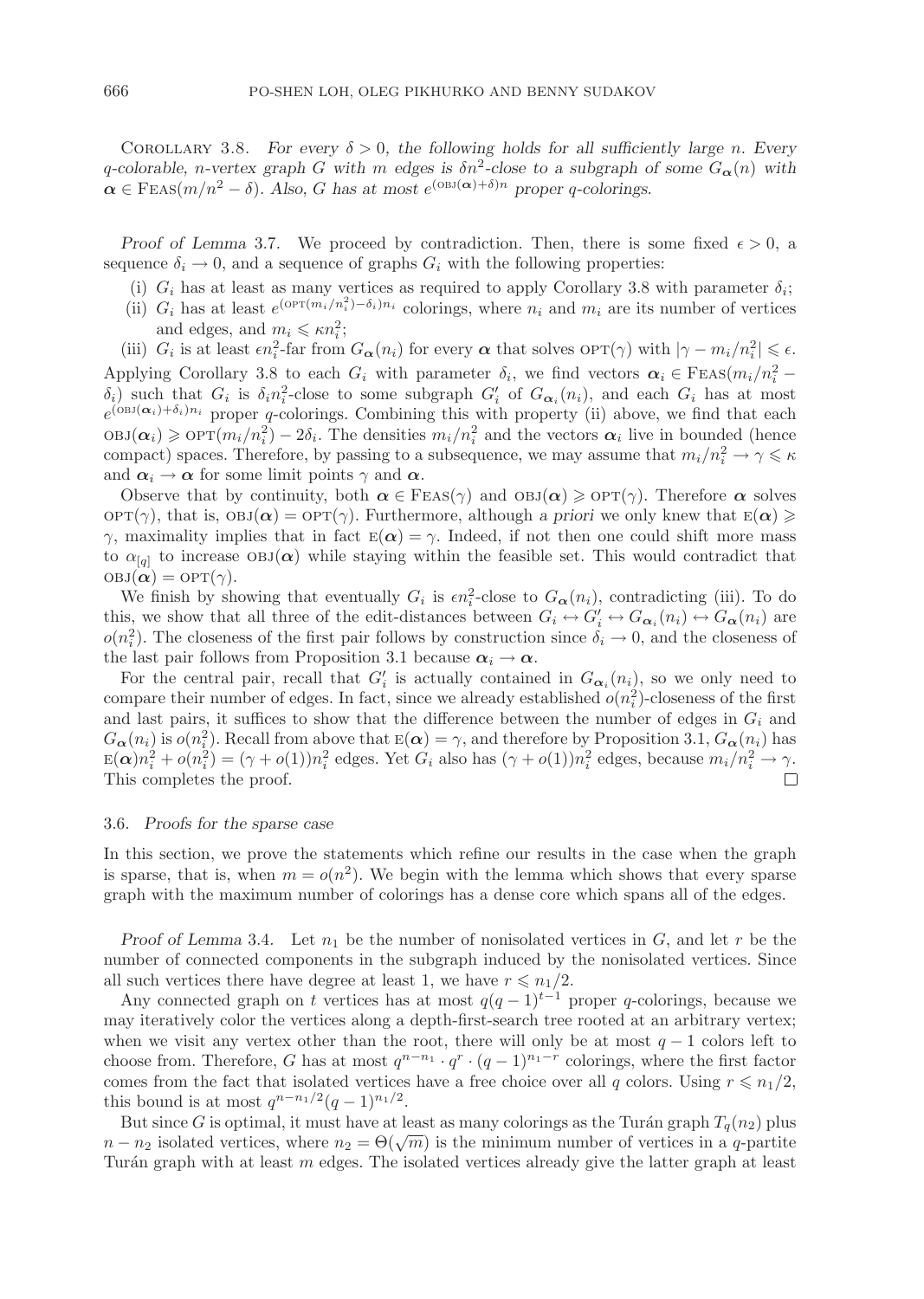COROLLARY 3.8. *For every $\delta > 0$, the following holds for all sufficiently large $n$. Every $q$-colorable, $n$-vertex graph $G$ with $m$ edges is $\delta n^2$-close to a subgraph of some $G_{\boldsymbol{\alpha}}(n)$ with $\boldsymbol{\alpha} \in \text{FEAS}(m/n^2 - \delta)$. Also, $G$ has at most $e^{(\text{OBJ}(\boldsymbol{\alpha})+\delta)n}$ proper $q$-colorings.*

*Proof of Lemma* 3.7. We proceed by contradiction. Then, there is some fixed $\epsilon > 0$, a sequence $\delta_i \to 0$, and a sequence of graphs $G_i$ with the following properties:

(i) $G_i$ has at least as many vertices as required to apply Corollary 3.8 with parameter $\delta_i$;

(ii) $G_i$ has at least $e^{(\text{OPT}(m_i/n_i^2)-\delta_i)n_i}$ colorings, where $n_i$ and $m_i$ are its number of vertices and edges, and $m_i \leqslant \kappa n_i^2$;

(iii) $G_i$ is at least $\epsilon n_i^2$-far from $G_{\boldsymbol{\alpha}}(n_i)$ for every $\boldsymbol{\alpha}$ that solves $\text{OPT}(\gamma)$ with $|\gamma - m_i/n_i^2| \leqslant \epsilon$.

Applying Corollary 3.8 to each $G_i$ with parameter $\delta_i$, we find vectors $\boldsymbol{\alpha}_i \in \text{FEAS}(m_i/n_i^2 - \delta_i)$ such that $G_i$ is $\delta_i n_i^2$-close to some subgraph $G_i'$ of $G_{\boldsymbol{\alpha}_i}(n_i)$, and each $G_i$ has at most $e^{(\text{OBJ}(\boldsymbol{\alpha}_i)+\delta_i)n_i}$ proper $q$-colorings. Combining this with property (ii) above, we find that each $\text{OBJ}(\boldsymbol{\alpha}_i) \geqslant \text{OPT}(m_i/n_i^2) - 2\delta_i$. The densities $m_i/n_i^2$ and the vectors $\boldsymbol{\alpha}_i$ live in bounded (hence compact) spaces. Therefore, by passing to a subsequence, we may assume that $m_i/n_i^2 \to \gamma \leqslant \kappa$ and $\boldsymbol{\alpha}_i \to \boldsymbol{\alpha}$ for some limit points $\gamma$ and $\boldsymbol{\alpha}$.

Observe that by continuity, both $\boldsymbol{\alpha} \in \text{FEAS}(\gamma)$ and $\text{OBJ}(\boldsymbol{\alpha}) \geqslant \text{OPT}(\gamma)$. Therefore $\boldsymbol{\alpha}$ solves $\text{OPT}(\gamma)$, that is, $\text{OBJ}(\boldsymbol{\alpha}) = \text{OPT}(\gamma)$. Furthermore, although *a priori* we only knew that $\text{E}(\boldsymbol{\alpha}) \geqslant \gamma$, maximality implies that in fact $\text{E}(\boldsymbol{\alpha}) = \gamma$. Indeed, if not then one could shift more mass to $\alpha_{[q]}$ to increase $\text{OBJ}(\boldsymbol{\alpha})$ while staying within the feasible set. This would contradict that $\text{OBJ}(\boldsymbol{\alpha}) = \text{OPT}(\gamma)$.

We finish by showing that eventually $G_i$ is $\epsilon n_i^2$-close to $G_{\boldsymbol{\alpha}}(n_i)$, contradicting (iii). To do this, we show that all three of the edit-distances between $G_i \leftrightarrow G_i' \leftrightarrow G_{\boldsymbol{\alpha}_i}(n_i) \leftrightarrow G_{\boldsymbol{\alpha}}(n_i)$ are $o(n_i^2)$. The closeness of the first pair follows by construction since $\delta_i \to 0$, and the closeness of the last pair follows from Proposition 3.1 because $\boldsymbol{\alpha}_i \to \boldsymbol{\alpha}$.

For the central pair, recall that $G_i'$ is actually contained in $G_{\boldsymbol{\alpha}_i}(n_i)$, so we only need to compare their number of edges. In fact, since we already established $o(n_i^2)$-closeness of the first and last pairs, it suffices to show that the difference between the number of edges in $G_i$ and $G_{\boldsymbol{\alpha}}(n_i)$ is $o(n_i^2)$. Recall from above that $\text{E}(\boldsymbol{\alpha}) = \gamma$, and therefore by Proposition 3.1, $G_{\boldsymbol{\alpha}}(n_i)$ has $\text{E}(\boldsymbol{\alpha})n_i^2 + o(n_i^2) = (\gamma + o(1))n_i^2$ edges. Yet $G_i$ also has $(\gamma + o(1))n_i^2$ edges, because $m_i/n_i^2 \to \gamma$. This completes the proof. □

### 3.6. *Proofs for the sparse case*

In this section, we prove the statements which refine our results in the case when the graph is sparse, that is, when $m = o(n^2)$. We begin with the lemma which shows that every sparse graph with the maximum number of colorings has a dense core which spans all of the edges.

*Proof of Lemma* 3.4. Let $n_1$ be the number of nonisolated vertices in $G$, and let $r$ be the number of connected components in the subgraph induced by the nonisolated vertices. Since all such vertices there have degree at least 1, we have $r \leqslant n_1/2$.

Any connected graph on $t$ vertices has at most $q(q-1)^{t-1}$ proper $q$-colorings, because we may iteratively color the vertices along a depth-first-search tree rooted at an arbitrary vertex; when we visit any vertex other than the root, there will only be at most $q - 1$ colors left to choose from. Therefore, $G$ has at most $q^{n-n_1} \cdot q^r \cdot (q-1)^{n_1-r}$ colorings, where the first factor comes from the fact that isolated vertices have a free choice over all $q$ colors. Using $r \leqslant n_1/2$, this bound is at most $q^{n-n_1/2}(q-1)^{n_1/2}$.

But since $G$ is optimal, it must have at least as many colorings as the Turán graph $T_q(n_2)$ plus $n - n_2$ isolated vertices, where $n_2 = \Theta(\sqrt{m})$ is the minimum number of vertices in a $q$-partite Turán graph with at least $m$ edges. The isolated vertices already give the latter graph at least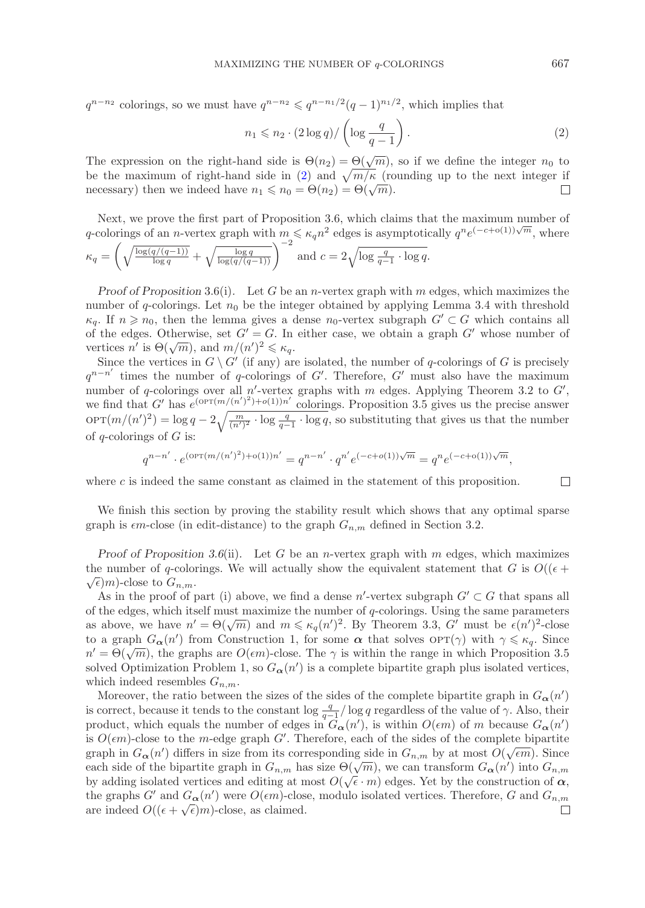$q^{n-n_2}$ colorings, so we must have $q^{n-n_2} \leqslant q^{n-n_1/2}(q-1)^{n_1/2}$, which implies that

$$n_1 \leqslant n_2 \cdot (2\log q) / \left(\log \frac{q}{q-1}\right). \tag{2}$$

The expression on the right-hand side is $\Theta(n_2) = \Theta(\sqrt{m})$, so if we define the integer $n_0$ to be the maximum of right-hand side in (2) and $\sqrt{m/\kappa}$ (rounding up to the next integer if necessary) then we indeed have $n_1 \leqslant n_0 = \Theta(n_2) = \Theta(\sqrt{m})$. $\square$

Next, we prove the first part of Proposition 3.6, which claims that the maximum number of $q$-colorings of an $n$-vertex graph with $m \leqslant \kappa_q n^2$ edges is asymptotically $q^n e^{(-c+o(1))\sqrt{m}}$, where $\kappa_q = \left(\sqrt{\frac{\log(q/(q-1))}{\log q}} + \sqrt{\frac{\log q}{\log(q/(q-1))}}\right)^{-2}$ and $c = 2\sqrt{\log \frac{q}{q-1} \cdot \log q}$.

*Proof of Proposition* 3.6(i). Let $G$ be an $n$-vertex graph with $m$ edges, which maximizes the number of $q$-colorings. Let $n_0$ be the integer obtained by applying Lemma 3.4 with threshold $\kappa_q$. If $n \geqslant n_0$, then the lemma gives a dense $n_0$-vertex subgraph $G' \subset G$ which contains all of the edges. Otherwise, set $G' = G$. In either case, we obtain a graph $G'$ whose number of vertices $n'$ is $\Theta(\sqrt{m})$, and $m/(n')^2 \leqslant \kappa_q$.

Since the vertices in $G \setminus G'$ (if any) are isolated, the number of $q$-colorings of $G$ is precisely $q^{n-n'}$ times the number of $q$-colorings of $G'$. Therefore, $G'$ must also have the maximum number of $q$-colorings over all $n'$-vertex graphs with $m$ edges. Applying Theorem 3.2 to $G'$, we find that $G'$ has $e^{(\text{OPT}(m/(n')^2)+o(1))n'}$ colorings. Proposition 3.5 gives us the precise answer $\text{OPT}(m/(n')^2) = \log q - 2\sqrt{\frac{m}{(n')^2} \cdot \log \frac{q}{q-1} \cdot \log q}$, so substituting that gives us that the number of $q$-colorings of $G$ is:

$$q^{n-n'} \cdot e^{(\text{OPT}(m/(n')^2)+o(1))n'} = q^{n-n'} \cdot q^{n'} e^{(-c+o(1))\sqrt{m}} = q^n e^{(-c+o(1))\sqrt{m}},$$

where $c$ is indeed the same constant as claimed in the statement of this proposition. $\square$

We finish this section by proving the stability result which shows that any optimal sparse graph is $\epsilon m$-close (in edit-distance) to the graph $G_{n,m}$ defined in Section 3.2.

*Proof of Proposition 3.6*(ii). Let $G$ be an $n$-vertex graph with $m$ edges, which maximizes the number of $q$-colorings. We will actually show the equivalent statement that $G$ is $O((\epsilon + \sqrt{\epsilon})m)$-close to $G_{n,m}$.

As in the proof of part (i) above, we find a dense $n'$-vertex subgraph $G' \subset G$ that spans all of the edges, which itself must maximize the number of $q$-colorings. Using the same parameters as above, we have $n' = \Theta(\sqrt{m})$ and $m \leqslant \kappa_q (n')^2$. By Theorem 3.3, $G'$ must be $\epsilon(n')^2$-close to a graph $G_{\boldsymbol{\alpha}}(n')$ from Construction 1, for some $\boldsymbol{\alpha}$ that solves $\text{OPT}(\gamma)$ with $\gamma \leqslant \kappa_q$. Since $n' = \Theta(\sqrt{m})$, the graphs are $O(\epsilon m)$-close. The $\gamma$ is within the range in which Proposition 3.5 solved Optimization Problem 1, so $G_{\boldsymbol{\alpha}}(n')$ is a complete bipartite graph plus isolated vertices, which indeed resembles $G_{n,m}$.

Moreover, the ratio between the sizes of the sides of the complete bipartite graph in $G_{\boldsymbol{\alpha}}(n')$ is correct, because it tends to the constant $\log \frac{q}{q-1} / \log q$ regardless of the value of $\gamma$. Also, their product, which equals the number of edges in $G_{\boldsymbol{\alpha}}(n')$, is within $O(\epsilon m)$ of $m$ because $G_{\boldsymbol{\alpha}}(n')$ is $O(\epsilon m)$-close to the $m$-edge graph $G'$. Therefore, each of the sides of the complete bipartite graph in $G_{\boldsymbol{\alpha}}(n')$ differs in size from its corresponding side in $G_{n,m}$ by at most $O(\sqrt{\epsilon m})$. Since each side of the bipartite graph in $G_{n,m}$ has size $\Theta(\sqrt{m})$, we can transform $G_{\boldsymbol{\alpha}}(n')$ into $G_{n,m}$ by adding isolated vertices and editing at most $O(\sqrt{\epsilon} \cdot m)$ edges. Yet by the construction of $\boldsymbol{\alpha}$, the graphs $G'$ and $G_{\boldsymbol{\alpha}}(n')$ were $O(\epsilon m)$-close, modulo isolated vertices. Therefore, $G$ and $G_{n,m}$ are indeed $O((\epsilon + \sqrt{\epsilon})m)$-close, as claimed. $\square$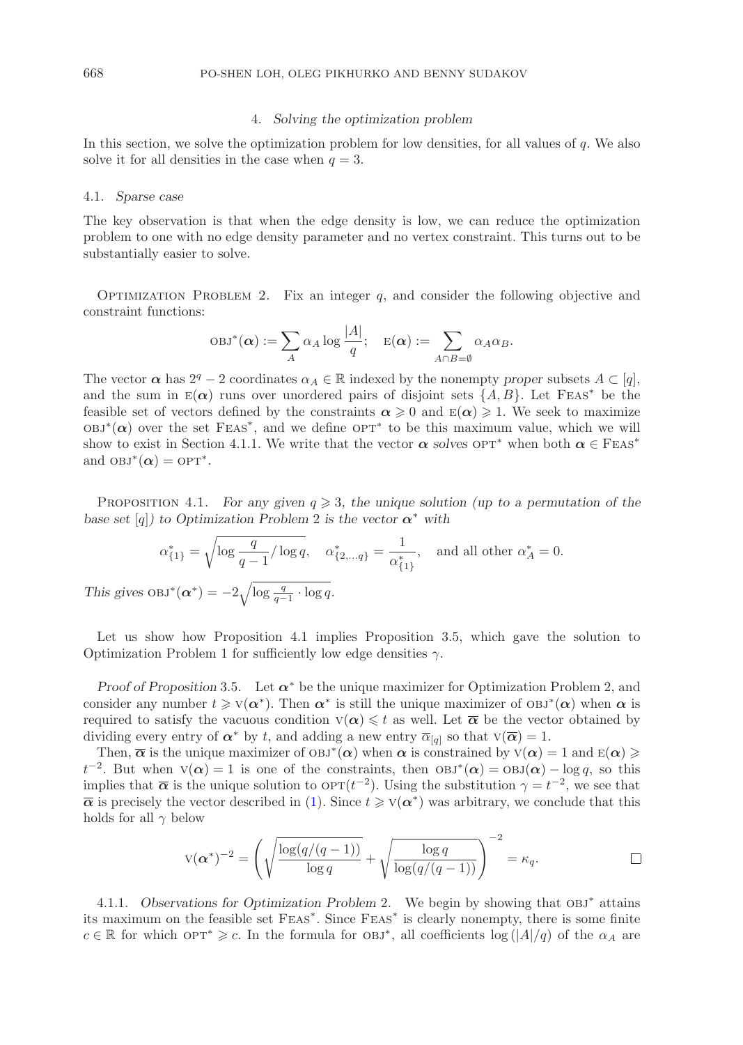## 4. *Solving the optimization problem*

In this section, we solve the optimization problem for low densities, for all values of $q$. We also solve it for all densities in the case when $q = 3$.

### 4.1. *Sparse case*

The key observation is that when the edge density is low, we can reduce the optimization problem to one with no edge density parameter and no vertex constraint. This turns out to be substantially easier to solve.

Optimization Problem 2. Fix an integer $q$, and consider the following objective and constraint functions:

$$\text{OBJ}^*(\boldsymbol{\alpha}) := \sum_A \alpha_A \log \frac{|A|}{q}; \quad \text{E}(\boldsymbol{\alpha}) := \sum_{A \cap B = \emptyset} \alpha_A \alpha_B.$$

The vector $\boldsymbol{\alpha}$ has $2^q - 2$ coordinates $\alpha_A \in \mathbb{R}$ indexed by the nonempty *proper* subsets $A \subset [q]$, and the sum in $\text{E}(\boldsymbol{\alpha})$ runs over unordered pairs of disjoint sets $\{A, B\}$. Let $\text{FEAS}^*$ be the feasible set of vectors defined by the constraints $\boldsymbol{\alpha} \geqslant 0$ and $\text{E}(\boldsymbol{\alpha}) \geqslant 1$. We seek to maximize $\text{OBJ}^*(\boldsymbol{\alpha})$ over the set $\text{FEAS}^*$, and we define $\text{OPT}^*$ to be this maximum value, which we will show to exist in Section 4.1.1. We write that the vector $\boldsymbol{\alpha}$ *solves* $\text{OPT}^*$ when both $\boldsymbol{\alpha} \in \text{FEAS}^*$ and $\text{OBJ}^*(\boldsymbol{\alpha}) = \text{OPT}^*$.

Proposition 4.1. *For any given $q \geqslant 3$, the unique solution (up to a permutation of the base set $[q]$) to Optimization Problem 2 is the vector $\boldsymbol{\alpha}^*$ with*

$$\alpha^*_{\{1\}} = \sqrt{\log \frac{q}{q-1} / \log q}, \quad \alpha^*_{\{2,\ldots,q\}} = \frac{1}{\alpha^*_{\{1\}}}, \quad \text{and all other } \alpha^*_A = 0.$$

*This gives* $\text{OBJ}^*(\boldsymbol{\alpha}^*) = -2\sqrt{\log \frac{q}{q-1} \cdot \log q}$.

Let us show how Proposition 4.1 implies Proposition 3.5, which gave the solution to Optimization Problem 1 for sufficiently low edge densities $\gamma$.

*Proof of Proposition* 3.5. Let $\boldsymbol{\alpha}^*$ be the unique maximizer for Optimization Problem 2, and consider any number $t \geqslant \text{V}(\boldsymbol{\alpha}^*)$. Then $\boldsymbol{\alpha}^*$ is still the unique maximizer of $\text{OBJ}^*(\boldsymbol{\alpha})$ when $\boldsymbol{\alpha}$ is required to satisfy the vacuous condition $\text{V}(\boldsymbol{\alpha}) \leqslant t$ as well. Let $\overline{\boldsymbol{\alpha}}$ be the vector obtained by dividing every entry of $\boldsymbol{\alpha}^*$ by $t$, and adding a new entry $\overline{\alpha}_{[q]}$ so that $\text{V}(\overline{\boldsymbol{\alpha}}) = 1$.

Then, $\overline{\boldsymbol{\alpha}}$ is the unique maximizer of $\text{OBJ}^*(\boldsymbol{\alpha})$ when $\boldsymbol{\alpha}$ is constrained by $\text{V}(\boldsymbol{\alpha}) = 1$ and $\text{E}(\boldsymbol{\alpha}) \geqslant t^{-2}$. But when $\text{V}(\boldsymbol{\alpha}) = 1$ is one of the constraints, then $\text{OBJ}^*(\boldsymbol{\alpha}) = \text{OBJ}(\boldsymbol{\alpha}) - \log q$, so this implies that $\overline{\boldsymbol{\alpha}}$ is the unique solution to $\text{OPT}(t^{-2})$. Using the substitution $\gamma = t^{-2}$, we see that $\overline{\boldsymbol{\alpha}}$ is precisely the vector described in (1). Since $t \geqslant \text{V}(\boldsymbol{\alpha}^*)$ was arbitrary, we conclude that this holds for all $\gamma$ below

$$\text{V}(\boldsymbol{\alpha}^*)^{-2} = \left( \sqrt{\frac{\log(q/(q-1))}{\log q}} + \sqrt{\frac{\log q}{\log(q/(q-1))}} \right)^{-2} = \kappa_q. \qquad \square$$

4.1.1. *Observations for Optimization Problem* 2. We begin by showing that $\text{OBJ}^*$ attains its maximum on the feasible set $\text{FEAS}^*$. Since $\text{FEAS}^*$ is clearly nonempty, there is some finite $c \in \mathbb{R}$ for which $\text{OPT}^* \geqslant c$. In the formula for $\text{OBJ}^*$, all coefficients $\log(|A|/q)$ of the $\alpha_A$ are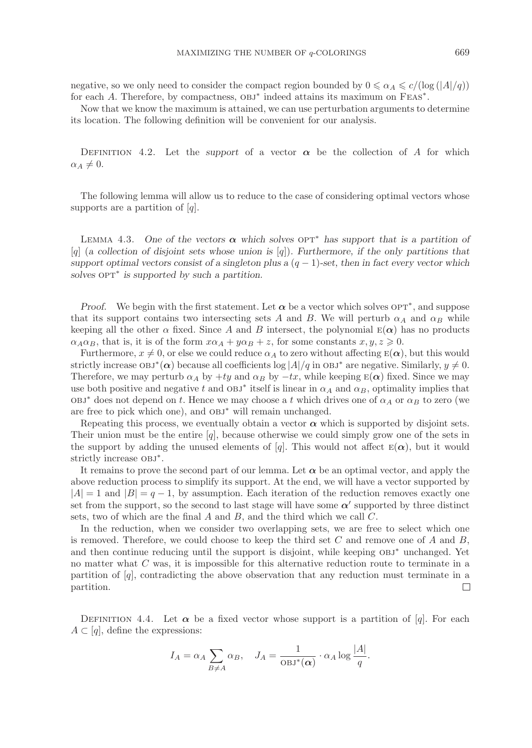negative, so we only need to consider the compact region bounded by $0 \leqslant \alpha_A \leqslant c/(\log(|A|/q))$ for each $A$. Therefore, by compactness, $\text{OBJ}^*$ indeed attains its maximum on $\text{FEAS}^*$.

Now that we know the maximum is attained, we can use perturbation arguments to determine its location. The following definition will be convenient for our analysis.

Definition 4.2. Let the *support* of a vector $\boldsymbol{\alpha}$ be the collection of $A$ for which $\alpha_A \neq 0$.

The following lemma will allow us to reduce to the case of considering optimal vectors whose supports are a partition of $[q]$.

Lemma 4.3. *One of the vectors $\boldsymbol{\alpha}$ which solves $\text{OPT}^*$ has support that is a partition of $[q]$ (a collection of disjoint sets whose union is $[q]$). Furthermore, if the only partitions that support optimal vectors consist of a singleton plus a $(q-1)$-set, then in fact every vector which solves $\text{OPT}^*$ is supported by such a partition.*

*Proof.* We begin with the first statement. Let $\boldsymbol{\alpha}$ be a vector which solves $\text{OPT}^*$, and suppose that its support contains two intersecting sets $A$ and $B$. We will perturb $\alpha_A$ and $\alpha_B$ while keeping all the other $\alpha$ fixed. Since $A$ and $B$ intersect, the polynomial $\text{E}(\boldsymbol{\alpha})$ has no products $\alpha_A\alpha_B$, that is, it is of the form $x\alpha_A + y\alpha_B + z$, for some constants $x, y, z \geqslant 0$.

Furthermore, $x \neq 0$, or else we could reduce $\alpha_A$ to zero without affecting $\text{E}(\boldsymbol{\alpha})$, but this would strictly increase $\text{OBJ}^*(\boldsymbol{\alpha})$ because all coefficients $\log|A|/q$ in $\text{OBJ}^*$ are negative. Similarly, $y \neq 0$. Therefore, we may perturb $\alpha_A$ by $+ty$ and $\alpha_B$ by $-tx$, while keeping $\text{E}(\boldsymbol{\alpha})$ fixed. Since we may use both positive and negative $t$ and $\text{OBJ}^*$ itself is linear in $\alpha_A$ and $\alpha_B$, optimality implies that $\text{OBJ}^*$ does not depend on $t$. Hence we may choose a $t$ which drives one of $\alpha_A$ or $\alpha_B$ to zero (we are free to pick which one), and $\text{OBJ}^*$ will remain unchanged.

Repeating this process, we eventually obtain a vector $\boldsymbol{\alpha}$ which is supported by disjoint sets. Their union must be the entire $[q]$, because otherwise we could simply grow one of the sets in the support by adding the unused elements of $[q]$. This would not affect $\text{E}(\boldsymbol{\alpha})$, but it would strictly increase $\text{OBJ}^*$.

It remains to prove the second part of our lemma. Let $\boldsymbol{\alpha}$ be an optimal vector, and apply the above reduction process to simplify its support. At the end, we will have a vector supported by $|A| = 1$ and $|B| = q - 1$, by assumption. Each iteration of the reduction removes exactly one set from the support, so the second to last stage will have some $\boldsymbol{\alpha}'$ supported by three distinct sets, two of which are the final $A$ and $B$, and the third which we call $C$.

In the reduction, when we consider two overlapping sets, we are free to select which one is removed. Therefore, we could choose to keep the third set $C$ and remove one of $A$ and $B$, and then continue reducing until the support is disjoint, while keeping $\text{OBJ}^*$ unchanged. Yet no matter what $C$ was, it is impossible for this alternative reduction route to terminate in a partition of $[q]$, contradicting the above observation that any reduction must terminate in a partition. $\square$

Definition 4.4. Let $\boldsymbol{\alpha}$ be a fixed vector whose support is a partition of $[q]$. For each $A \subset [q]$, define the expressions:

$$I_A = \alpha_A \sum_{B \neq A} \alpha_B, \quad J_A = \frac{1}{\text{OBJ}^*(\boldsymbol{\alpha})} \cdot \alpha_A \log \frac{|A|}{q}.$$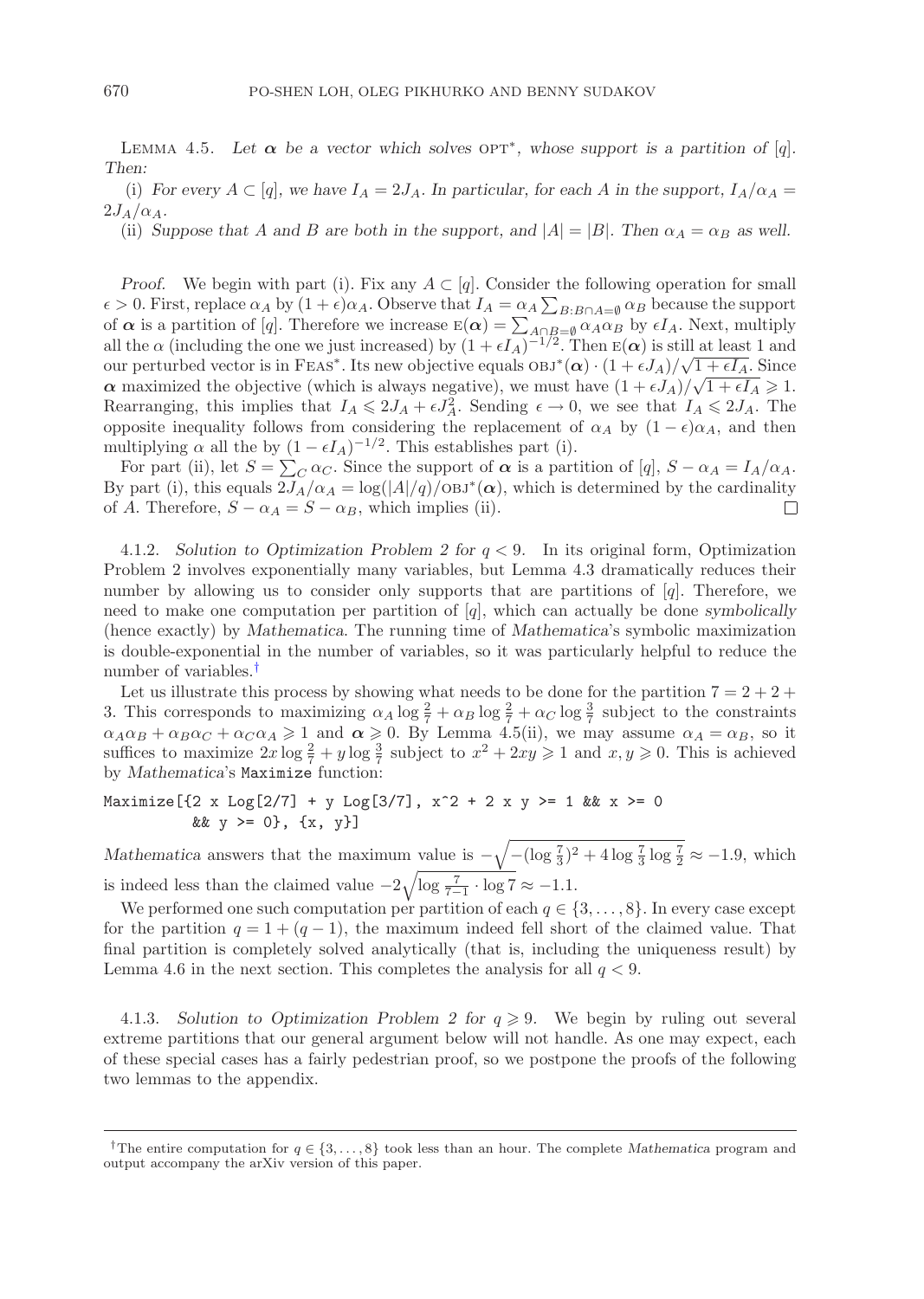**Lemma 4.5.** *Let $\boldsymbol{\alpha}$ be a vector which solves* OPT*, whose support is a partition of $[q]$. Then:*

(i) *For every $A \subset [q]$, we have $I_A = 2J_A$. In particular, for each $A$ in the support, $I_A/\alpha_A = 2J_A/\alpha_A$.*

(ii) *Suppose that $A$ and $B$ are both in the support, and $|A| = |B|$. Then $\alpha_A = \alpha_B$ as well.*

*Proof.* We begin with part (i). Fix any $A \subset [q]$. Consider the following operation for small $\epsilon > 0$. First, replace $\alpha_A$ by $(1+\epsilon)\alpha_A$. Observe that $I_A = \alpha_A \sum_{B : B \cap A = \emptyset} \alpha_B$ because the support of $\boldsymbol{\alpha}$ is a partition of $[q]$. Therefore we increase $\mathrm{E}(\boldsymbol{\alpha}) = \sum_{A \cap B = \emptyset} \alpha_A \alpha_B$ by $\epsilon I_A$. Next, multiply all the $\alpha$ (including the one we just increased) by $(1+\epsilon I_A)^{-1/2}$. Then $\mathrm{E}(\boldsymbol{\alpha})$ is still at least 1 and our perturbed vector is in FEAS*. Its new objective equals $\mathrm{OBJ}^*(\boldsymbol{\alpha}) \cdot (1+\epsilon J_A)/\sqrt{1+\epsilon I_A}$. Since $\boldsymbol{\alpha}$ maximized the objective (which is always negative), we must have $(1+\epsilon J_A)/\sqrt{1+\epsilon I_A} \geqslant 1$. Rearranging, this implies that $I_A \leqslant 2J_A + \epsilon J_A^2$. Sending $\epsilon \to 0$, we see that $I_A \leqslant 2J_A$. The opposite inequality follows from considering the replacement of $\alpha_A$ by $(1-\epsilon)\alpha_A$, and then multiplying $\alpha$ all the by $(1-\epsilon I_A)^{-1/2}$. This establishes part (i).

For part (ii), let $S = \sum_C \alpha_C$. Since the support of $\boldsymbol{\alpha}$ is a partition of $[q]$, $S - \alpha_A = I_A/\alpha_A$. By part (i), this equals $2J_A/\alpha_A = \log(|A|/q)/\mathrm{OBJ}^*(\boldsymbol{\alpha})$, which is determined by the cardinality of $A$. Therefore, $S - \alpha_A = S - \alpha_B$, which implies (ii). $\square$

4.1.2. *Solution to Optimization Problem 2 for $q < 9$.* In its original form, Optimization Problem 2 involves exponentially many variables, but Lemma 4.3 dramatically reduces their number by allowing us to consider only supports that are partitions of $[q]$. Therefore, we need to make one computation per partition of $[q]$, which can actually be done *symbolically* (hence exactly) by *Mathematica*. The running time of *Mathematica*'s symbolic maximization is double-exponential in the number of variables, so it was particularly helpful to reduce the number of variables.[†]

Let us illustrate this process by showing what needs to be done for the partition $7 = 2+2+3$. This corresponds to maximizing $\alpha_A \log \frac{2}{7} + \alpha_B \log \frac{2}{7} + \alpha_C \log \frac{3}{7}$ subject to the constraints $\alpha_A\alpha_B + \alpha_B\alpha_C + \alpha_C\alpha_A \geqslant 1$ and $\boldsymbol{\alpha} \geqslant 0$. By Lemma 4.5(ii), we may assume $\alpha_A = \alpha_B$, so it suffices to maximize $2x \log \frac{2}{7} + y \log \frac{3}{7}$ subject to $x^2 + 2xy \geqslant 1$ and $x, y \geqslant 0$. This is achieved by *Mathematica*'s `Maximize` function:

```
Maximize[{2 x Log[2/7] + y Log[3/7], x^2 + 2 x y >= 1 && x >= 0
         && y >= 0}, {x, y}]
```

*Mathematica* answers that the maximum value is $-\sqrt{-(\log \frac{7}{3})^2 + 4 \log \frac{7}{3} \log \frac{7}{2}} \approx -1.9$, which is indeed less than the claimed value $-2\sqrt{\log \frac{7}{7-1} \cdot \log 7} \approx -1.1$.

We performed one such computation per partition of each $q \in \{3, \ldots, 8\}$. In every case except for the partition $q = 1 + (q-1)$, the maximum indeed fell short of the claimed value. That final partition is completely solved analytically (that is, including the uniqueness result) by Lemma 4.6 in the next section. This completes the analysis for all $q < 9$.

4.1.3. *Solution to Optimization Problem 2 for $q \geqslant 9$.* We begin by ruling out several extreme partitions that our general argument below will not handle. As one may expect, each of these special cases has a fairly pedestrian proof, so we postpone the proofs of the following two lemmas to the appendix.

---

[†] The entire computation for $q \in \{3, \ldots, 8\}$ took less than an hour. The complete *Mathematica* program and output accompany the arXiv version of this paper.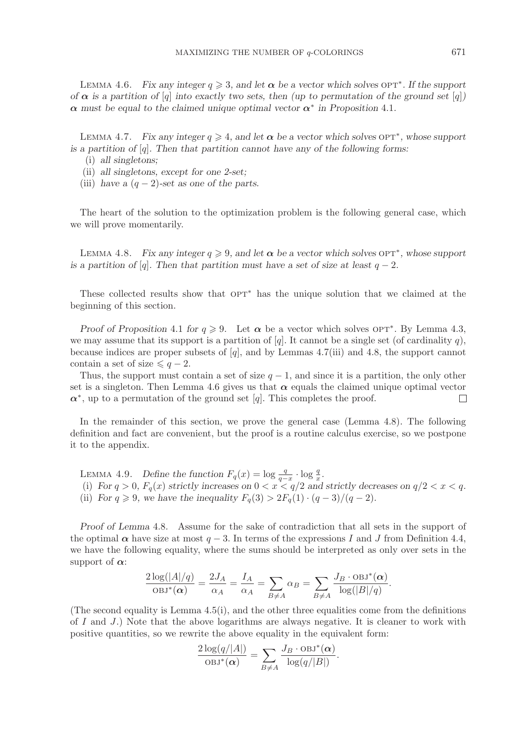Lemma 4.6. *Fix any integer $q \geqslant 3$, and let $\boldsymbol{\alpha}$ be a vector which solves* OPT*. *If the support of $\boldsymbol{\alpha}$ is a partition of $[q]$ into exactly two sets, then (up to permutation of the ground set $[q]$) $\boldsymbol{\alpha}$ must be equal to the claimed unique optimal vector $\boldsymbol{\alpha}^*$ in Proposition* 4.1.

Lemma 4.7. *Fix any integer $q \geqslant 4$, and let $\boldsymbol{\alpha}$ be a vector which solves* OPT*, *whose support is a partition of $[q]$. Then that partition cannot have any of the following forms:*

(i) *all singletons;*

(ii) *all singletons, except for one 2-set;*

(iii) *have a $(q-2)$-set as one of the parts.*

The heart of the solution to the optimization problem is the following general case, which we will prove momentarily.

Lemma 4.8. *Fix any integer $q \geqslant 9$, and let $\boldsymbol{\alpha}$ be a vector which solves* OPT*, *whose support is a partition of $[q]$. Then that partition must have a set of size at least $q-2$.*

These collected results show that OPT* has the unique solution that we claimed at the beginning of this section.

*Proof of Proposition* 4.1 *for $q \geqslant 9$.* Let $\boldsymbol{\alpha}$ be a vector which solves OPT*. By Lemma 4.3, we may assume that its support is a partition of $[q]$. It cannot be a single set (of cardinality $q$), because indices are proper subsets of $[q]$, and by Lemmas 4.7(iii) and 4.8, the support cannot contain a set of size $\leqslant q-2$.

Thus, the support must contain a set of size $q-1$, and since it is a partition, the only other set is a singleton. Then Lemma 4.6 gives us that $\boldsymbol{\alpha}$ equals the claimed unique optimal vector $\boldsymbol{\alpha}^*$, up to a permutation of the ground set $[q]$. This completes the proof. □

In the remainder of this section, we prove the general case (Lemma 4.8). The following definition and fact are convenient, but the proof is a routine calculus exercise, so we postpone it to the appendix.

Lemma 4.9. *Define the function $F_q(x) = \log \frac{q}{q-x} \cdot \log \frac{q}{x}$.*

(i) *For $q > 0$, $F_q(x)$ strictly increases on $0 < x < q/2$ and strictly decreases on $q/2 < x < q$.*

(ii) *For $q \geqslant 9$, we have the inequality $F_q(3) > 2F_q(1) \cdot (q-3)/(q-2)$.*

*Proof of Lemma* 4.8. Assume for the sake of contradiction that all sets in the support of the optimal $\boldsymbol{\alpha}$ have size at most $q-3$. In terms of the expressions $I$ and $J$ from Definition 4.4, we have the following equality, where the sums should be interpreted as only over sets in the support of $\boldsymbol{\alpha}$:

$$\frac{2\log(|A|/q)}{\text{OBJ}^*(\boldsymbol{\alpha})} = \frac{2J_A}{\alpha_A} = \frac{I_A}{\alpha_A} = \sum_{B \neq A} \alpha_B = \sum_{B \neq A} \frac{J_B \cdot \text{OBJ}^*(\boldsymbol{\alpha})}{\log(|B|/q)}.$$

(The second equality is Lemma 4.5(i), and the other three equalities come from the definitions of $I$ and $J$.) Note that the above logarithms are always negative. It is cleaner to work with positive quantities, so we rewrite the above equality in the equivalent form:

$$\frac{2\log(q/|A|)}{\text{OBJ}^*(\boldsymbol{\alpha})} = \sum_{B \neq A} \frac{J_B \cdot \text{OBJ}^*(\boldsymbol{\alpha})}{\log(q/|B|)}.$$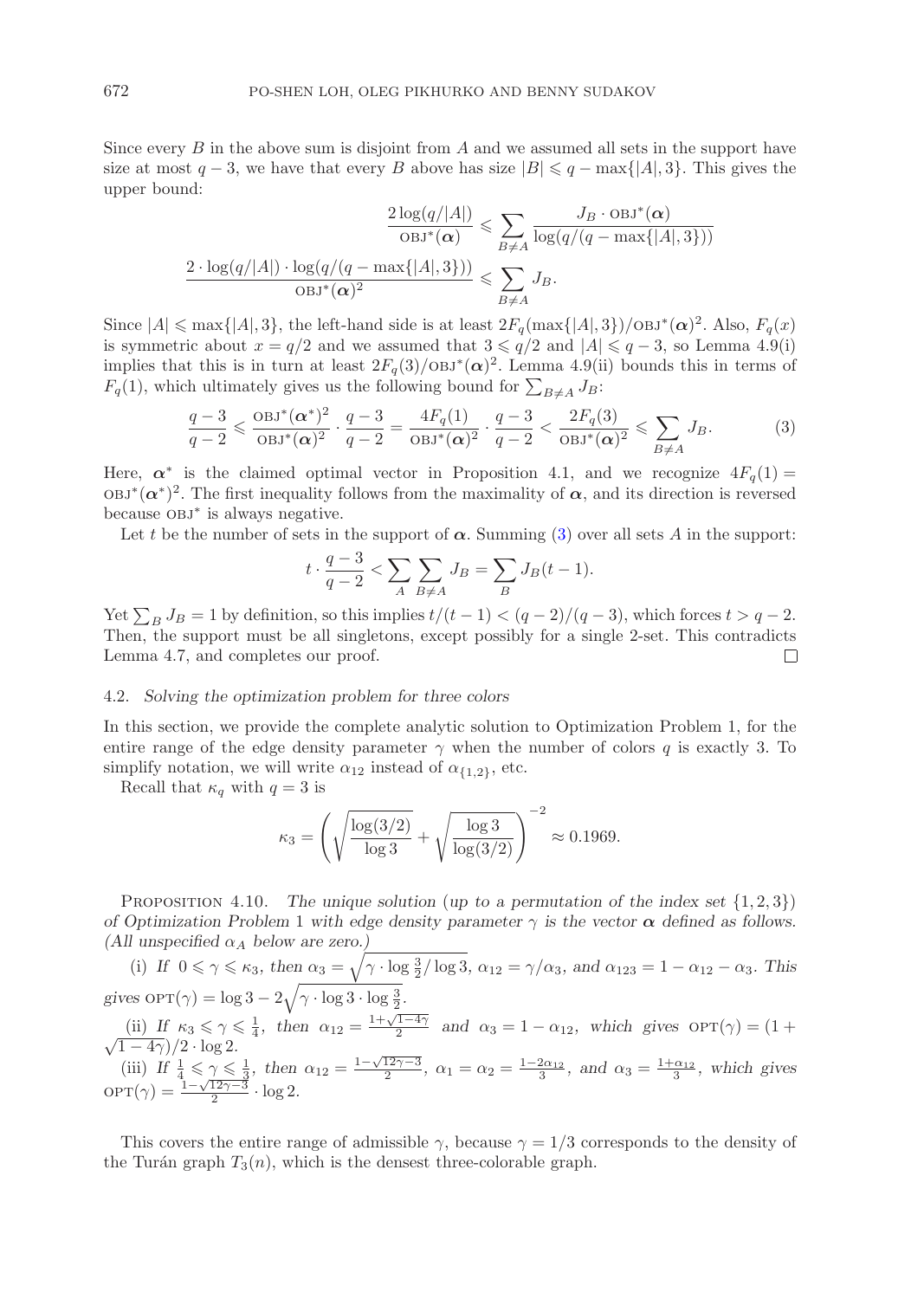Since every $B$ in the above sum is disjoint from $A$ and we assumed all sets in the support have size at most $q-3$, we have that every $B$ above has size $|B| \leqslant q - \max\{|A|, 3\}$. This gives the upper bound:

$$\frac{2\log(q/|A|)}{\text{OBJ}^*(\boldsymbol{\alpha})} \leqslant \sum_{B \neq A} \frac{J_B \cdot \text{OBJ}^*(\boldsymbol{\alpha})}{\log(q/(q-\max\{|A|,3\}))}$$

$$\frac{2 \cdot \log(q/|A|) \cdot \log(q/(q-\max\{|A|,3\}))}{\text{OBJ}^*(\boldsymbol{\alpha})^2} \leqslant \sum_{B \neq A} J_B.$$

Since $|A| \leqslant \max\{|A|, 3\}$, the left-hand side is at least $2F_q(\max\{|A|,3\})/\text{OBJ}^*(\boldsymbol{\alpha})^2$. Also, $F_q(x)$ is symmetric about $x = q/2$ and we assumed that $3 \leqslant q/2$ and $|A| \leqslant q-3$, so Lemma 4.9(i) implies that this is in turn at least $2F_q(3)/\text{OBJ}^*(\boldsymbol{\alpha})^2$. Lemma 4.9(ii) bounds this in terms of $F_q(1)$, which ultimately gives us the following bound for $\sum_{B \neq A} J_B$:

$$\frac{q-3}{q-2} \leqslant \frac{\text{OBJ}^*(\boldsymbol{\alpha}^*)^2}{\text{OBJ}^*(\boldsymbol{\alpha})^2} \cdot \frac{q-3}{q-2} = \frac{4F_q(1)}{\text{OBJ}^*(\boldsymbol{\alpha})^2} \cdot \frac{q-3}{q-2} < \frac{2F_q(3)}{\text{OBJ}^*(\boldsymbol{\alpha})^2} \leqslant \sum_{B \neq A} J_B. \tag{3}$$

Here, $\boldsymbol{\alpha}^*$ is the claimed optimal vector in Proposition 4.1, and we recognize $4F_q(1) = \text{OBJ}^*(\boldsymbol{\alpha}^*)^2$. The first inequality follows from the maximality of $\boldsymbol{\alpha}$, and its direction is reversed because $\text{OBJ}^*$ is always negative.

Let $t$ be the number of sets in the support of $\boldsymbol{\alpha}$. Summing (3) over all sets $A$ in the support:

$$t \cdot \frac{q-3}{q-2} < \sum_A \sum_{B \neq A} J_B = \sum_B J_B(t-1).$$

Yet $\sum_B J_B = 1$ by definition, so this implies $t/(t-1) < (q-2)/(q-3)$, which forces $t > q-2$. Then, the support must be all singletons, except possibly for a single 2-set. This contradicts Lemma 4.7, and completes our proof. □

### 4.2. *Solving the optimization problem for three colors*

In this section, we provide the complete analytic solution to Optimization Problem 1, for the entire range of the edge density parameter $\gamma$ when the number of colors $q$ is exactly 3. To simplify notation, we will write $\alpha_{12}$ instead of $\alpha_{\{1,2\}}$, etc.

Recall that $\kappa_q$ with $q = 3$ is

$$\kappa_3 = \left(\sqrt{\frac{\log(3/2)}{\log 3}} + \sqrt{\frac{\log 3}{\log(3/2)}}\right)^{-2} \approx 0.1969.$$

Proposition 4.10. *The unique solution (up to a permutation of the index set $\{1,2,3\}$) of Optimization Problem 1 with edge density parameter $\gamma$ is the vector $\boldsymbol{\alpha}$ defined as follows. (All unspecified $\alpha_A$ below are zero.)*

(i) *If $0 \leqslant \gamma \leqslant \kappa_3$, then $\alpha_3 = \sqrt{\gamma \cdot \log\frac{3}{2}/\log 3}$, $\alpha_{12} = \gamma/\alpha_3$, and $\alpha_{123} = 1 - \alpha_{12} - \alpha_3$. This gives $\text{OPT}(\gamma) = \log 3 - 2\sqrt{\gamma \cdot \log 3 \cdot \log\frac{3}{2}}$.*

(ii) *If $\kappa_3 \leqslant \gamma \leqslant \frac{1}{4}$, then $\alpha_{12} = \frac{1+\sqrt{1-4\gamma}}{2}$ and $\alpha_3 = 1 - \alpha_{12}$, which gives $\text{OPT}(\gamma) = (1 + \sqrt{1-4\gamma})/2 \cdot \log 2$.*

(iii) *If $\frac{1}{4} \leqslant \gamma \leqslant \frac{1}{3}$, then $\alpha_{12} = \frac{1-\sqrt{12\gamma-3}}{2}$, $\alpha_1 = \alpha_2 = \frac{1-2\alpha_{12}}{3}$, and $\alpha_3 = \frac{1+\alpha_{12}}{3}$, which gives $\text{OPT}(\gamma) = \frac{1-\sqrt{12\gamma-3}}{2} \cdot \log 2$.*

This covers the entire range of admissible $\gamma$, because $\gamma = 1/3$ corresponds to the density of the Turán graph $T_3(n)$, which is the densest three-colorable graph.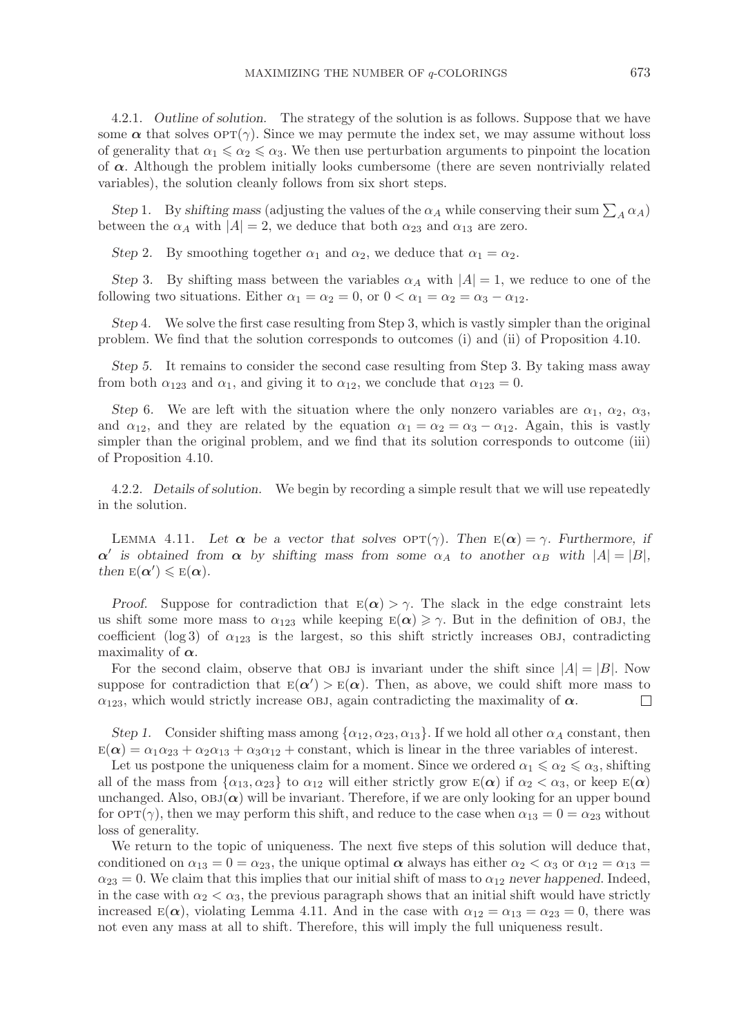4.2.1. *Outline of solution.* The strategy of the solution is as follows. Suppose that we have some $\boldsymbol{\alpha}$ that solves $\text{OPT}(\gamma)$. Since we may permute the index set, we may assume without loss of generality that $\alpha_1 \leqslant \alpha_2 \leqslant \alpha_3$. We then use perturbation arguments to pinpoint the location of $\boldsymbol{\alpha}$. Although the problem initially looks cumbersome (there are seven nontrivially related variables), the solution cleanly follows from six short steps.

*Step* 1. By *shifting mass* (adjusting the values of the $\alpha_A$ while conserving their sum $\sum_A \alpha_A$) between the $\alpha_A$ with $|A| = 2$, we deduce that both $\alpha_{23}$ and $\alpha_{13}$ are zero.

*Step* 2. By smoothing together $\alpha_1$ and $\alpha_2$, we deduce that $\alpha_1 = \alpha_2$.

*Step* 3. By shifting mass between the variables $\alpha_A$ with $|A| = 1$, we reduce to one of the following two situations. Either $\alpha_1 = \alpha_2 = 0$, or $0 < \alpha_1 = \alpha_2 = \alpha_3 - \alpha_{12}$.

*Step* 4. We solve the first case resulting from Step 3, which is vastly simpler than the original problem. We find that the solution corresponds to outcomes (i) and (ii) of Proposition 4.10.

*Step* 5. It remains to consider the second case resulting from Step 3. By taking mass away from both $\alpha_{123}$ and $\alpha_1$, and giving it to $\alpha_{12}$, we conclude that $\alpha_{123} = 0$.

*Step* 6. We are left with the situation where the only nonzero variables are $\alpha_1$, $\alpha_2$, $\alpha_3$, and $\alpha_{12}$, and they are related by the equation $\alpha_1 = \alpha_2 = \alpha_3 - \alpha_{12}$. Again, this is vastly simpler than the original problem, and we find that its solution corresponds to outcome (iii) of Proposition 4.10.

4.2.2. *Details of solution.* We begin by recording a simple result that we will use repeatedly in the solution.

LEMMA 4.11. *Let $\boldsymbol{\alpha}$ be a vector that solves $\text{OPT}(\gamma)$. Then $\text{E}(\boldsymbol{\alpha}) = \gamma$. Furthermore, if $\boldsymbol{\alpha}'$ is obtained from $\boldsymbol{\alpha}$ by shifting mass from some $\alpha_A$ to another $\alpha_B$ with $|A| = |B|$, then $\text{E}(\boldsymbol{\alpha}') \leqslant \text{E}(\boldsymbol{\alpha})$.*

*Proof.* Suppose for contradiction that $\text{E}(\boldsymbol{\alpha}) > \gamma$. The slack in the edge constraint lets us shift some more mass to $\alpha_{123}$ while keeping $\text{E}(\boldsymbol{\alpha}) \geqslant \gamma$. But in the definition of OBJ, the coefficient $(\log 3)$ of $\alpha_{123}$ is the largest, so this shift strictly increases OBJ, contradicting maximality of $\boldsymbol{\alpha}$.

For the second claim, observe that OBJ is invariant under the shift since $|A| = |B|$. Now suppose for contradiction that $\text{E}(\boldsymbol{\alpha}') > \text{E}(\boldsymbol{\alpha})$. Then, as above, we could shift more mass to $\alpha_{123}$, which would strictly increase OBJ, again contradicting the maximality of $\boldsymbol{\alpha}$. $\square$

*Step 1.* Consider shifting mass among $\{\alpha_{12}, \alpha_{23}, \alpha_{13}\}$. If we hold all other $\alpha_A$ constant, then $\text{E}(\boldsymbol{\alpha}) = \alpha_1\alpha_{23} + \alpha_2\alpha_{13} + \alpha_3\alpha_{12} + \text{constant}$, which is linear in the three variables of interest.

Let us postpone the uniqueness claim for a moment. Since we ordered $\alpha_1 \leqslant \alpha_2 \leqslant \alpha_3$, shifting all of the mass from $\{\alpha_{13}, \alpha_{23}\}$ to $\alpha_{12}$ will either strictly grow $\text{E}(\boldsymbol{\alpha})$ if $\alpha_2 < \alpha_3$, or keep $\text{E}(\boldsymbol{\alpha})$ unchanged. Also, $\text{OBJ}(\boldsymbol{\alpha})$ will be invariant. Therefore, if we are only looking for an upper bound for $\text{OPT}(\gamma)$, then we may perform this shift, and reduce to the case when $\alpha_{13} = 0 = \alpha_{23}$ without loss of generality.

We return to the topic of uniqueness. The next five steps of this solution will deduce that, conditioned on $\alpha_{13} = 0 = \alpha_{23}$, the unique optimal $\boldsymbol{\alpha}$ always has either $\alpha_2 < \alpha_3$ or $\alpha_{12} = \alpha_{13} = \alpha_{23} = 0$. We claim that this implies that our initial shift of mass to $\alpha_{12}$ *never happened*. Indeed, in the case with $\alpha_2 < \alpha_3$, the previous paragraph shows that an initial shift would have strictly increased $\text{E}(\boldsymbol{\alpha})$, violating Lemma 4.11. And in the case with $\alpha_{12} = \alpha_{13} = \alpha_{23} = 0$, there was not even any mass at all to shift. Therefore, this will imply the full uniqueness result.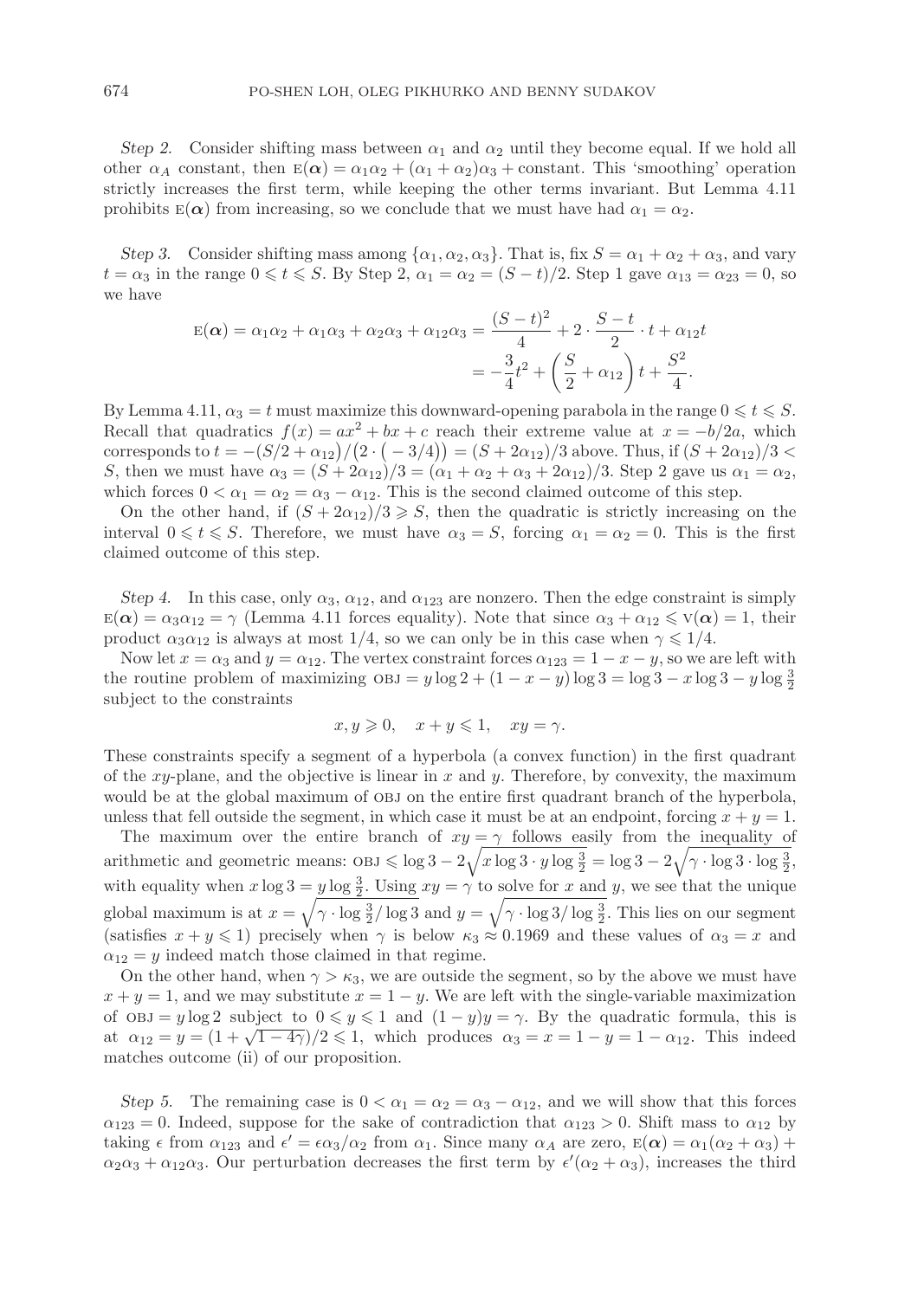*Step 2.* Consider shifting mass between $\alpha_1$ and $\alpha_2$ until they become equal. If we hold all other $\alpha_A$ constant, then $\mathrm{E}(\boldsymbol{\alpha}) = \alpha_1\alpha_2 + (\alpha_1 + \alpha_2)\alpha_3 + \text{constant}$. This 'smoothing' operation strictly increases the first term, while keeping the other terms invariant. But Lemma 4.11 prohibits $\mathrm{E}(\boldsymbol{\alpha})$ from increasing, so we conclude that we must have had $\alpha_1 = \alpha_2$.

*Step 3.* Consider shifting mass among $\{\alpha_1, \alpha_2, \alpha_3\}$. That is, fix $S = \alpha_1 + \alpha_2 + \alpha_3$, and vary $t = \alpha_3$ in the range $0 \leqslant t \leqslant S$. By Step 2, $\alpha_1 = \alpha_2 = (S - t)/2$. Step 1 gave $\alpha_{13} = \alpha_{23} = 0$, so we have

$$\mathrm{E}(\boldsymbol{\alpha}) = \alpha_1\alpha_2 + \alpha_1\alpha_3 + \alpha_2\alpha_3 + \alpha_{12}\alpha_3 = \frac{(S-t)^2}{4} + 2 \cdot \frac{S-t}{2} \cdot t + \alpha_{12}t$$
$$= -\frac{3}{4}t^2 + \left(\frac{S}{2} + \alpha_{12}\right)t + \frac{S^2}{4}.$$

By Lemma 4.11, $\alpha_3 = t$ must maximize this downward-opening parabola in the range $0 \leqslant t \leqslant S$. Recall that quadratics $f(x) = ax^2 + bx + c$ reach their extreme value at $x = -b/2a$, which corresponds to $t = -(S/2 + \alpha_{12})/(2 \cdot (-3/4)) = (S + 2\alpha_{12})/3$ above. Thus, if $(S + 2\alpha_{12})/3 < S$, then we must have $\alpha_3 = (S + 2\alpha_{12})/3 = (\alpha_1 + \alpha_2 + \alpha_3 + 2\alpha_{12})/3$. Step 2 gave us $\alpha_1 = \alpha_2$, which forces $0 < \alpha_1 = \alpha_2 = \alpha_3 - \alpha_{12}$. This is the second claimed outcome of this step.

On the other hand, if $(S + 2\alpha_{12})/3 \geqslant S$, then the quadratic is strictly increasing on the interval $0 \leqslant t \leqslant S$. Therefore, we must have $\alpha_3 = S$, forcing $\alpha_1 = \alpha_2 = 0$. This is the first claimed outcome of this step.

*Step 4.* In this case, only $\alpha_3$, $\alpha_{12}$, and $\alpha_{123}$ are nonzero. Then the edge constraint is simply $\mathrm{E}(\boldsymbol{\alpha}) = \alpha_3\alpha_{12} = \gamma$ (Lemma 4.11 forces equality). Note that since $\alpha_3 + \alpha_{12} \leqslant \mathrm{V}(\boldsymbol{\alpha}) = 1$, their product $\alpha_3\alpha_{12}$ is always at most $1/4$, so we can only be in this case when $\gamma \leqslant 1/4$.

Now let $x = \alpha_3$ and $y = \alpha_{12}$. The vertex constraint forces $\alpha_{123} = 1 - x - y$, so we are left with the routine problem of maximizing $\mathrm{OBJ} = y \log 2 + (1 - x - y)\log 3 = \log 3 - x \log 3 - y \log \frac{3}{2}$ subject to the constraints

$$x, y \geqslant 0, \quad x + y \leqslant 1, \quad xy = \gamma.$$

These constraints specify a segment of a hyperbola (a convex function) in the first quadrant of the $xy$-plane, and the objective is linear in $x$ and $y$. Therefore, by convexity, the maximum would be at the global maximum of OBJ on the entire first quadrant branch of the hyperbola, unless that fell outside the segment, in which case it must be at an endpoint, forcing $x + y = 1$.

The maximum over the entire branch of $xy = \gamma$ follows easily from the inequality of arithmetic and geometric means: $\mathrm{OBJ} \leqslant \log 3 - 2\sqrt{x \log 3 \cdot y \log \frac{3}{2}} = \log 3 - 2\sqrt{\gamma \cdot \log 3 \cdot \log \frac{3}{2}}$, with equality when $x \log 3 = y \log \frac{3}{2}$. Using $xy = \gamma$ to solve for $x$ and $y$, we see that the unique global maximum is at $x = \sqrt{\gamma \cdot \log \frac{3}{2} / \log 3}$ and $y = \sqrt{\gamma \cdot \log 3 / \log \frac{3}{2}}$. This lies on our segment (satisfies $x + y \leqslant 1$) precisely when $\gamma$ is below $\kappa_3 \approx 0.1969$ and these values of $\alpha_3 = x$ and $\alpha_{12} = y$ indeed match those claimed in that regime.

On the other hand, when $\gamma > \kappa_3$, we are outside the segment, so by the above we must have $x + y = 1$, and we may substitute $x = 1 - y$. We are left with the single-variable maximization of $\mathrm{OBJ} = y \log 2$ subject to $0 \leqslant y \leqslant 1$ and $(1 - y)y = \gamma$. By the quadratic formula, this is at $\alpha_{12} = y = (1 + \sqrt{1 - 4\gamma})/2 \leqslant 1$, which produces $\alpha_3 = x = 1 - y = 1 - \alpha_{12}$. This indeed matches outcome (ii) of our proposition.

*Step 5.* The remaining case is $0 < \alpha_1 = \alpha_2 = \alpha_3 - \alpha_{12}$, and we will show that this forces $\alpha_{123} = 0$. Indeed, suppose for the sake of contradiction that $\alpha_{123} > 0$. Shift mass to $\alpha_{12}$ by taking $\epsilon$ from $\alpha_{123}$ and $\epsilon' = \epsilon\alpha_3/\alpha_2$ from $\alpha_1$. Since many $\alpha_A$ are zero, $\mathrm{E}(\boldsymbol{\alpha}) = \alpha_1(\alpha_2 + \alpha_3) + \alpha_2\alpha_3 + \alpha_{12}\alpha_3$. Our perturbation decreases the first term by $\epsilon'(\alpha_2 + \alpha_3)$, increases the third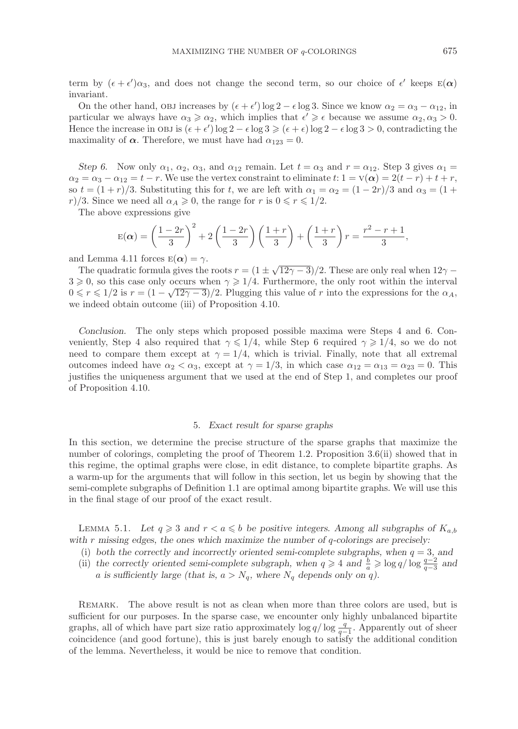term by $(\epsilon + \epsilon')\alpha_3$, and does not change the second term, so our choice of $\epsilon'$ keeps $\mathrm{E}(\boldsymbol{\alpha})$ invariant.

On the other hand, OBJ increases by $(\epsilon + \epsilon')\log 2 - \epsilon \log 3$. Since we know $\alpha_2 = \alpha_3 - \alpha_{12}$, in particular we always have $\alpha_3 \geqslant \alpha_2$, which implies that $\epsilon' \geqslant \epsilon$ because we assume $\alpha_2, \alpha_3 > 0$. Hence the increase in OBJ is $(\epsilon + \epsilon')\log 2 - \epsilon \log 3 \geqslant (\epsilon + \epsilon)\log 2 - \epsilon \log 3 > 0$, contradicting the maximality of $\boldsymbol{\alpha}$. Therefore, we must have had $\alpha_{123} = 0$.

*Step 6.* Now only $\alpha_1$, $\alpha_2$, $\alpha_3$, and $\alpha_{12}$ remain. Let $t = \alpha_3$ and $r = \alpha_{12}$. Step 3 gives $\alpha_1 = \alpha_2 = \alpha_3 - \alpha_{12} = t - r$. We use the vertex constraint to eliminate $t$: $1 = \mathrm{V}(\boldsymbol{\alpha}) = 2(t-r) + t + r$, so $t = (1+r)/3$. Substituting this for $t$, we are left with $\alpha_1 = \alpha_2 = (1-2r)/3$ and $\alpha_3 = (1+r)/3$. Since we need all $\alpha_A \geqslant 0$, the range for $r$ is $0 \leqslant r \leqslant 1/2$.

The above expressions give

$$\mathrm{E}(\boldsymbol{\alpha}) = \left(\frac{1-2r}{3}\right)^2 + 2\left(\frac{1-2r}{3}\right)\left(\frac{1+r}{3}\right) + \left(\frac{1+r}{3}\right)r = \frac{r^2 - r + 1}{3},$$

and Lemma 4.11 forces $\mathrm{E}(\boldsymbol{\alpha}) = \gamma$.

The quadratic formula gives the roots $r = (1 \pm \sqrt{12\gamma - 3})/2$. These are only real when $12\gamma - 3 \geqslant 0$, so this case only occurs when $\gamma \geqslant 1/4$. Furthermore, the only root within the interval $0 \leqslant r \leqslant 1/2$ is $r = (1 - \sqrt{12\gamma - 3})/2$. Plugging this value of $r$ into the expressions for the $\alpha_A$, we indeed obtain outcome (iii) of Proposition 4.10.

*Conclusion.* The only steps which proposed possible maxima were Steps 4 and 6. Conveniently, Step 4 also required that $\gamma \leqslant 1/4$, while Step 6 required $\gamma \geqslant 1/4$, so we do not need to compare them except at $\gamma = 1/4$, which is trivial. Finally, note that all extremal outcomes indeed have $\alpha_2 < \alpha_3$, except at $\gamma = 1/3$, in which case $\alpha_{12} = \alpha_{13} = \alpha_{23} = 0$. This justifies the uniqueness argument that we used at the end of Step 1, and completes our proof of Proposition 4.10.

## 5. *Exact result for sparse graphs*

In this section, we determine the precise structure of the sparse graphs that maximize the number of colorings, completing the proof of Theorem 1.2. Proposition 3.6(ii) showed that in this regime, the optimal graphs were close, in edit distance, to complete bipartite graphs. As a warm-up for the arguments that will follow in this section, let us begin by showing that the semi-complete subgraphs of Definition 1.1 are optimal among bipartite graphs. We will use this in the final stage of our proof of the exact result.

LEMMA 5.1. *Let $q \geqslant 3$ and $r < a \leqslant b$ be positive integers. Among all subgraphs of $K_{a,b}$ with $r$ missing edges, the ones which maximize the number of $q$-colorings are precisely:*

(i) *both the correctly and incorrectly oriented semi-complete subgraphs, when $q = 3$, and*
(ii) *the correctly oriented semi-complete subgraph, when $q \geqslant 4$ and $\frac{b}{a} \geqslant \log q / \log \frac{q-2}{q-3}$ and $a$ is sufficiently large (that is, $a > N_q$, where $N_q$ depends only on $q$).*

REMARK. The above result is not as clean when more than three colors are used, but is sufficient for our purposes. In the sparse case, we encounter only highly unbalanced bipartite graphs, all of which have part size ratio approximately $\log q / \log \frac{q}{q-1}$. Apparently out of sheer coincidence (and good fortune), this is just barely enough to satisfy the additional condition of the lemma. Nevertheless, it would be nice to remove that condition.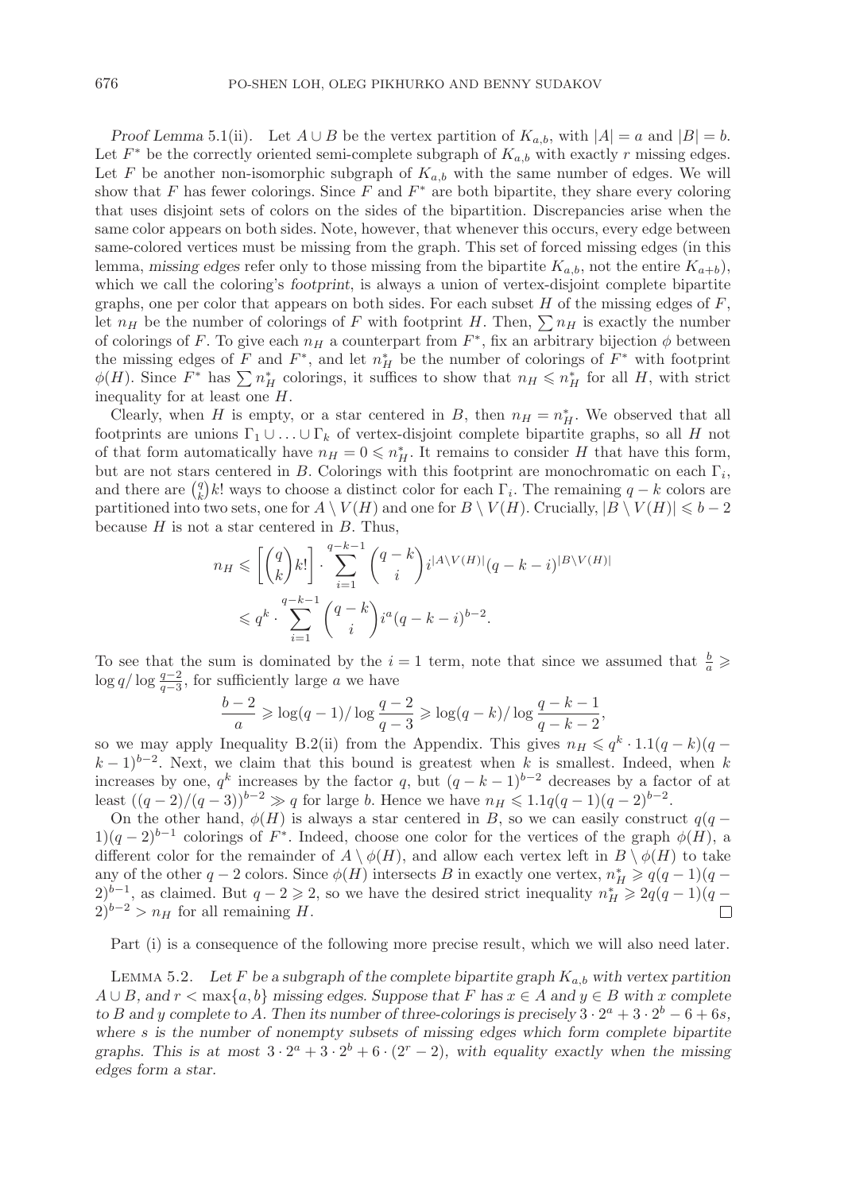*Proof Lemma* 5.1(ii). Let $A \cup B$ be the vertex partition of $K_{a,b}$, with $|A| = a$ and $|B| = b$. Let $F^*$ be the correctly oriented semi-complete subgraph of $K_{a,b}$ with exactly $r$ missing edges. Let $F$ be another non-isomorphic subgraph of $K_{a,b}$ with the same number of edges. We will show that $F$ has fewer colorings. Since $F$ and $F^*$ are both bipartite, they share every coloring that uses disjoint sets of colors on the sides of the bipartition. Discrepancies arise when the same color appears on both sides. Note, however, that whenever this occurs, every edge between same-colored vertices must be missing from the graph. This set of forced missing edges (in this lemma, *missing edges* refer only to those missing from the bipartite $K_{a,b}$, not the entire $K_{a+b}$), which we call the coloring's *footprint*, is always a union of vertex-disjoint complete bipartite graphs, one per color that appears on both sides. For each subset $H$ of the missing edges of $F$, let $n_H$ be the number of colorings of $F$ with footprint $H$. Then, $\sum n_H$ is exactly the number of colorings of $F$. To give each $n_H$ a counterpart from $F^*$, fix an arbitrary bijection $\phi$ between the missing edges of $F$ and $F^*$, and let $n_H^*$ be the number of colorings of $F^*$ with footprint $\phi(H)$. Since $F^*$ has $\sum n_H^*$ colorings, it suffices to show that $n_H \leqslant n_H^*$ for all $H$, with strict inequality for at least one $H$.

Clearly, when $H$ is empty, or a star centered in $B$, then $n_H = n_H^*$. We observed that all footprints are unions $\Gamma_1 \cup \ldots \cup \Gamma_k$ of vertex-disjoint complete bipartite graphs, so all $H$ not of that form automatically have $n_H = 0 \leqslant n_H^*$. It remains to consider $H$ that have this form, but are not stars centered in $B$. Colorings with this footprint are monochromatic on each $\Gamma_i$, and there are $\binom{q}{k}k!$ ways to choose a distinct color for each $\Gamma_i$. The remaining $q-k$ colors are partitioned into two sets, one for $A \setminus V(H)$ and one for $B \setminus V(H)$. Crucially, $|B \setminus V(H)| \leqslant b-2$ because $H$ is not a star centered in $B$. Thus,

$$n_H \leqslant \left[\binom{q}{k}k!\right] \cdot \sum_{i=1}^{q-k-1} \binom{q-k}{i} i^{|A\setminus V(H)|}(q-k-i)^{|B\setminus V(H)|}$$
$$\leqslant q^k \cdot \sum_{i=1}^{q-k-1} \binom{q-k}{i} i^a (q-k-i)^{b-2}.$$

To see that the sum is dominated by the $i=1$ term, note that since we assumed that $\frac{b}{a} \geqslant \log q / \log \frac{q-2}{q-3}$, for sufficiently large $a$ we have

$$\frac{b-2}{a} \geqslant \log(q-1)/\log\frac{q-2}{q-3} \geqslant \log(q-k)/\log\frac{q-k-1}{q-k-2},$$

so we may apply Inequality B.2(ii) from the Appendix. This gives $n_H \leqslant q^k \cdot 1.1(q-k)(q-k-1)^{b-2}$. Next, we claim that this bound is greatest when $k$ is smallest. Indeed, when $k$ increases by one, $q^k$ increases by the factor $q$, but $(q-k-1)^{b-2}$ decreases by a factor of at least $((q-2)/(q-3))^{b-2} \gg q$ for large $b$. Hence we have $n_H \leqslant 1.1q(q-1)(q-2)^{b-2}$.

On the other hand, $\phi(H)$ is always a star centered in $B$, so we can easily construct $q(q-1)(q-2)^{b-1}$ colorings of $F^*$. Indeed, choose one color for the vertices of the graph $\phi(H)$, a different color for the remainder of $A \setminus \phi(H)$, and allow each vertex left in $B \setminus \phi(H)$ to take any of the other $q-2$ colors. Since $\phi(H)$ intersects $B$ in exactly one vertex, $n_H^* \geqslant q(q-1)(q-2)^{b-1}$, as claimed. But $q-2 \geqslant 2$, so we have the desired strict inequality $n_H^* \geqslant 2q(q-1)(q-2)^{b-2} > n_H$ for all remaining $H$. $\square$

Part (i) is a consequence of the following more precise result, which we will also need later.

Lemma 5.2. *Let $F$ be a subgraph of the complete bipartite graph $K_{a,b}$ with vertex partition $A \cup B$, and $r < \max\{a,b\}$ missing edges. Suppose that $F$ has $x \in A$ and $y \in B$ with $x$ complete to $B$ and $y$ complete to $A$. Then its number of three-colorings is precisely $3 \cdot 2^a + 3 \cdot 2^b - 6 + 6s$, where $s$ is the number of nonempty subsets of missing edges which form complete bipartite graphs. This is at most $3 \cdot 2^a + 3 \cdot 2^b + 6 \cdot (2^r - 2)$, with equality exactly when the missing edges form a star.*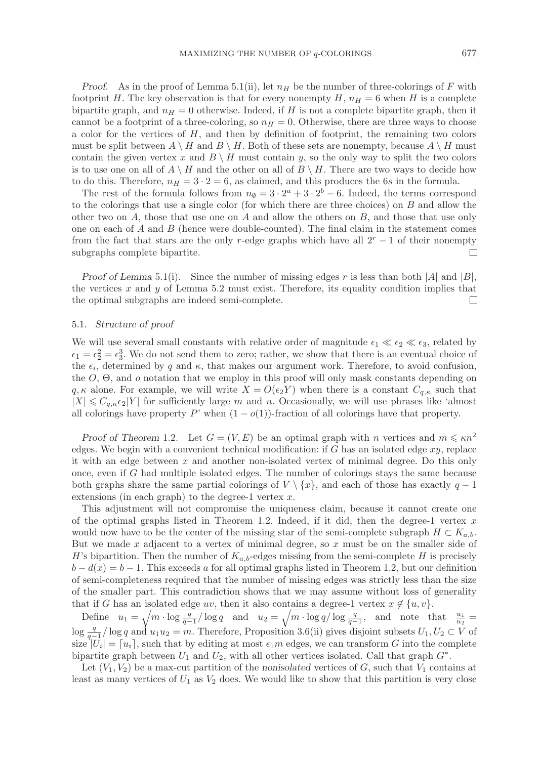*Proof.* As in the proof of Lemma 5.1(ii), let $n_H$ be the number of three-colorings of $F$ with footprint $H$. The key observation is that for every nonempty $H$, $n_H = 6$ when $H$ is a complete bipartite graph, and $n_H = 0$ otherwise. Indeed, if $H$ is not a complete bipartite graph, then it cannot be a footprint of a three-coloring, so $n_H = 0$. Otherwise, there are three ways to choose a color for the vertices of $H$, and then by definition of footprint, the remaining two colors must be split between $A \setminus H$ and $B \setminus H$. Both of these sets are nonempty, because $A \setminus H$ must contain the given vertex $x$ and $B \setminus H$ must contain $y$, so the only way to split the two colors is to use one on all of $A \setminus H$ and the other on all of $B \setminus H$. There are two ways to decide how to do this. Therefore, $n_H = 3 \cdot 2 = 6$, as claimed, and this produces the $6s$ in the formula.

The rest of the formula follows from $n_\emptyset = 3 \cdot 2^a + 3 \cdot 2^b - 6$. Indeed, the terms correspond to the colorings that use a single color (for which there are three choices) on $B$ and allow the other two on $A$, those that use one on $A$ and allow the others on $B$, and those that use only one on each of $A$ and $B$ (hence were double-counted). The final claim in the statement comes from the fact that stars are the only $r$-edge graphs which have all $2^r - 1$ of their nonempty subgraphs complete bipartite. □

*Proof of Lemma* 5.1(i). Since the number of missing edges $r$ is less than both $|A|$ and $|B|$, the vertices $x$ and $y$ of Lemma 5.2 must exist. Therefore, its equality condition implies that the optimal subgraphs are indeed semi-complete. □

### 5.1. *Structure of proof*

We will use several small constants with relative order of magnitude $\epsilon_1 \ll \epsilon_2 \ll \epsilon_3$, related by $\epsilon_1 = \epsilon_2^2 = \epsilon_3^3$. We do not send them to zero; rather, we show that there is an eventual choice of the $\epsilon_i$, determined by $q$ and $\kappa$, that makes our argument work. Therefore, to avoid confusion, the $O$, $\Theta$, and $o$ notation that we employ in this proof will only mask constants depending on $q, \kappa$ alone. For example, we will write $X = O(\epsilon_2 Y)$ when there is a constant $C_{q,\kappa}$ such that $|X| \leqslant C_{q,\kappa}\epsilon_2|Y|$ for sufficiently large $m$ and $n$. Occasionally, we will use phrases like 'almost all colorings have property $P$' when $(1 - o(1))$-fraction of all colorings have that property.

*Proof of Theorem* 1.2. Let $G = (V, E)$ be an optimal graph with $n$ vertices and $m \leqslant \kappa n^2$ edges. We begin with a convenient technical modification: if $G$ has an isolated edge $xy$, replace it with an edge between $x$ and another non-isolated vertex of minimal degree. Do this only once, even if $G$ had multiple isolated edges. The number of colorings stays the same because both graphs share the same partial colorings of $V \setminus \{x\}$, and each of those has exactly $q-1$ extensions (in each graph) to the degree-1 vertex $x$.

This adjustment will not compromise the uniqueness claim, because it cannot create one of the optimal graphs listed in Theorem 1.2. Indeed, if it did, then the degree-1 vertex $x$ would now have to be the center of the missing star of the semi-complete subgraph $H \subset K_{a,b}$. But we made $x$ adjacent to a vertex of minimal degree, so $x$ must be on the smaller side of $H$'s bipartition. Then the number of $K_{a,b}$-edges missing from the semi-complete $H$ is precisely $b - d(x) = b - 1$. This exceeds $a$ for all optimal graphs listed in Theorem 1.2, but our definition of semi-completeness required that the number of missing edges was strictly less than the size of the smaller part. This contradiction shows that we may assume without loss of generality that if $G$ has an isolated edge $uv$, then it also contains a degree-1 vertex $x \notin \{u, v\}$.

Define $u_1 = \sqrt{m \cdot \log \frac{q}{q-1} / \log q}$ and $u_2 = \sqrt{m \cdot \log q / \log \frac{q}{q-1}}$, and note that $\frac{u_1}{u_2} = \log \frac{q}{q-1} / \log q$ and $u_1 u_2 = m$. Therefore, Proposition 3.6(ii) gives disjoint subsets $U_1, U_2 \subset V$ of size $|U_i| = \lceil u_i \rceil$, such that by editing at most $\epsilon_1 m$ edges, we can transform $G$ into the complete bipartite graph between $U_1$ and $U_2$, with all other vertices isolated. Call that graph $G^*$.

Let $(V_1, V_2)$ be a max-cut partition of the *nonisolated* vertices of $G$, such that $V_1$ contains at least as many vertices of $U_1$ as $V_2$ does. We would like to show that this partition is very close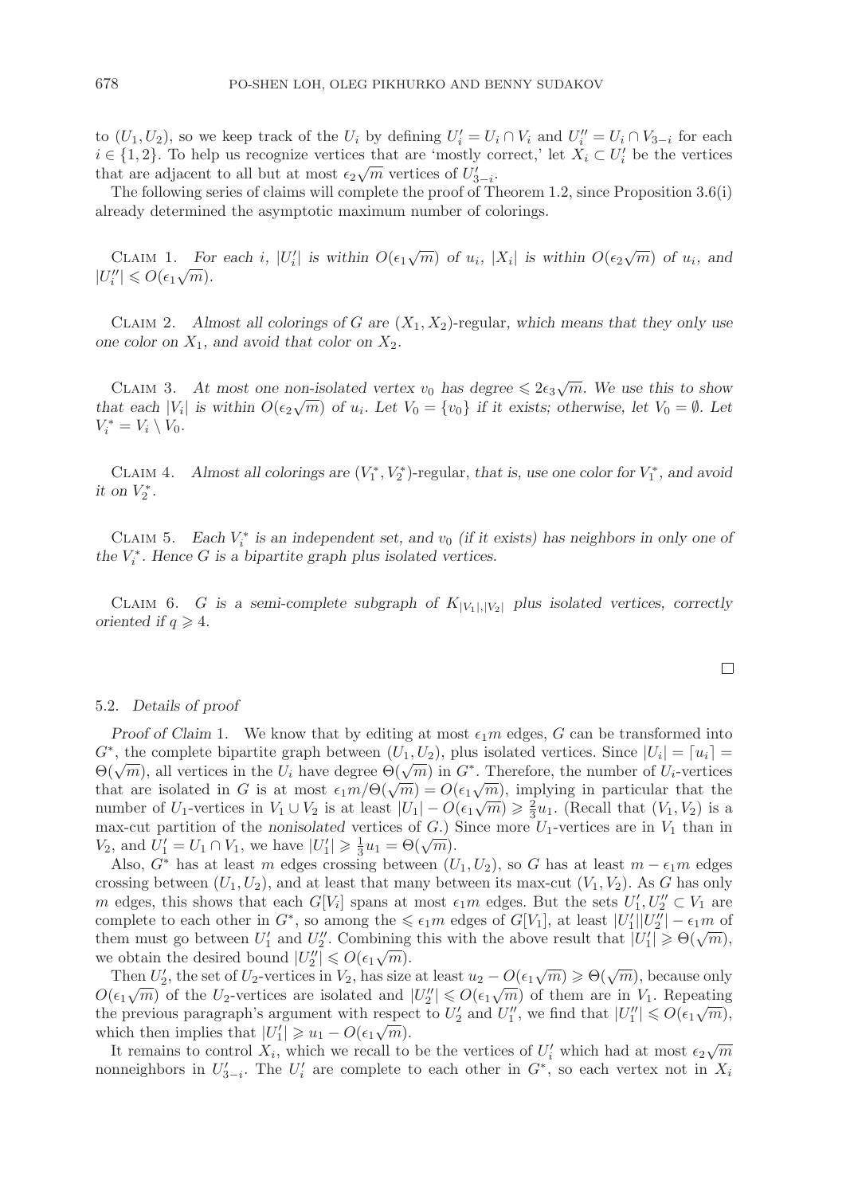to $(U_1, U_2)$, so we keep track of the $U_i$ by defining $U_i' = U_i \cap V_i$ and $U_i'' = U_i \cap V_{3-i}$ for each $i \in \{1, 2\}$. To help us recognize vertices that are 'mostly correct,' let $X_i \subset U_i'$ be the vertices that are adjacent to all but at most $\epsilon_2 \sqrt{m}$ vertices of $U_{3-i}'$.

The following series of claims will complete the proof of Theorem 1.2, since Proposition 3.6(i) already determined the asymptotic maximum number of colorings.

Claim 1. *For each $i$, $|U_i'|$ is within $O(\epsilon_1 \sqrt{m})$ of $u_i$, $|X_i|$ is within $O(\epsilon_2 \sqrt{m})$ of $u_i$, and $|U_i''| \leqslant O(\epsilon_1 \sqrt{m})$.*

Claim 2. *Almost all colorings of $G$ are $(X_1, X_2)$-regular, which means that they only use one color on $X_1$, and avoid that color on $X_2$.*

Claim 3. *At most one non-isolated vertex $v_0$ has degree $\leqslant 2\epsilon_3 \sqrt{m}$. We use this to show that each $|V_i|$ is within $O(\epsilon_2 \sqrt{m})$ of $u_i$. Let $V_0 = \{v_0\}$ if it exists; otherwise, let $V_0 = \emptyset$. Let $V_i^* = V_i \setminus V_0$.*

Claim 4. *Almost all colorings are $(V_1^*, V_2^*)$-regular, that is, use one color for $V_1^*$, and avoid it on $V_2^*$.*

Claim 5. *Each $V_i^*$ is an independent set, and $v_0$ (if it exists) has neighbors in only one of the $V_i^*$. Hence $G$ is a bipartite graph plus isolated vertices.*

Claim 6. *$G$ is a semi-complete subgraph of $K_{|V_1|,|V_2|}$ plus isolated vertices, correctly oriented if $q \geqslant 4$.*

□

### 5.2. *Details of proof*

*Proof of Claim* 1. We know that by editing at most $\epsilon_1 m$ edges, $G$ can be transformed into $G^*$, the complete bipartite graph between $(U_1, U_2)$, plus isolated vertices. Since $|U_i| = \lceil u_i \rceil = \Theta(\sqrt{m})$, all vertices in the $U_i$ have degree $\Theta(\sqrt{m})$ in $G^*$. Therefore, the number of $U_i$-vertices that are isolated in $G$ is at most $\epsilon_1 m / \Theta(\sqrt{m}) = O(\epsilon_1 \sqrt{m})$, implying in particular that the number of $U_1$-vertices in $V_1 \cup V_2$ is at least $|U_1| - O(\epsilon_1 \sqrt{m}) \geqslant \frac{2}{3} u_1$. (Recall that $(V_1, V_2)$ is a max-cut partition of the *nonisolated* vertices of $G$.) Since more $U_1$-vertices are in $V_1$ than in $V_2$, and $U_1' = U_1 \cap V_1$, we have $|U_1'| \geqslant \frac{1}{3} u_1 = \Theta(\sqrt{m})$.

Also, $G^*$ has at least $m$ edges crossing between $(U_1, U_2)$, so $G$ has at least $m - \epsilon_1 m$ edges crossing between $(U_1, U_2)$, and at least that many between its max-cut $(V_1, V_2)$. As $G$ has only $m$ edges, this shows that each $G[V_i]$ spans at most $\epsilon_1 m$ edges. But the sets $U_1', U_2'' \subset V_1$ are complete to each other in $G^*$, so among the $\leqslant \epsilon_1 m$ edges of $G[V_1]$, at least $|U_1'||U_2''| - \epsilon_1 m$ of them must go between $U_1'$ and $U_2''$. Combining this with the above result that $|U_1'| \geqslant \Theta(\sqrt{m})$, we obtain the desired bound $|U_2''| \leqslant O(\epsilon_1 \sqrt{m})$.

Then $U_2'$, the set of $U_2$-vertices in $V_2$, has size at least $u_2 - O(\epsilon_1 \sqrt{m}) \geqslant \Theta(\sqrt{m})$, because only $O(\epsilon_1 \sqrt{m})$ of the $U_2$-vertices are isolated and $|U_2''| \leqslant O(\epsilon_1 \sqrt{m})$ of them are in $V_1$. Repeating the previous paragraph's argument with respect to $U_2'$ and $U_1''$, we find that $|U_1''| \leqslant O(\epsilon_1 \sqrt{m})$, which then implies that $|U_1'| \geqslant u_1 - O(\epsilon_1 \sqrt{m})$.

It remains to control $X_i$, which we recall to be the vertices of $U_i'$ which had at most $\epsilon_2 \sqrt{m}$ nonneighbors in $U_{3-i}'$. The $U_i'$ are complete to each other in $G^*$, so each vertex not in $X_i$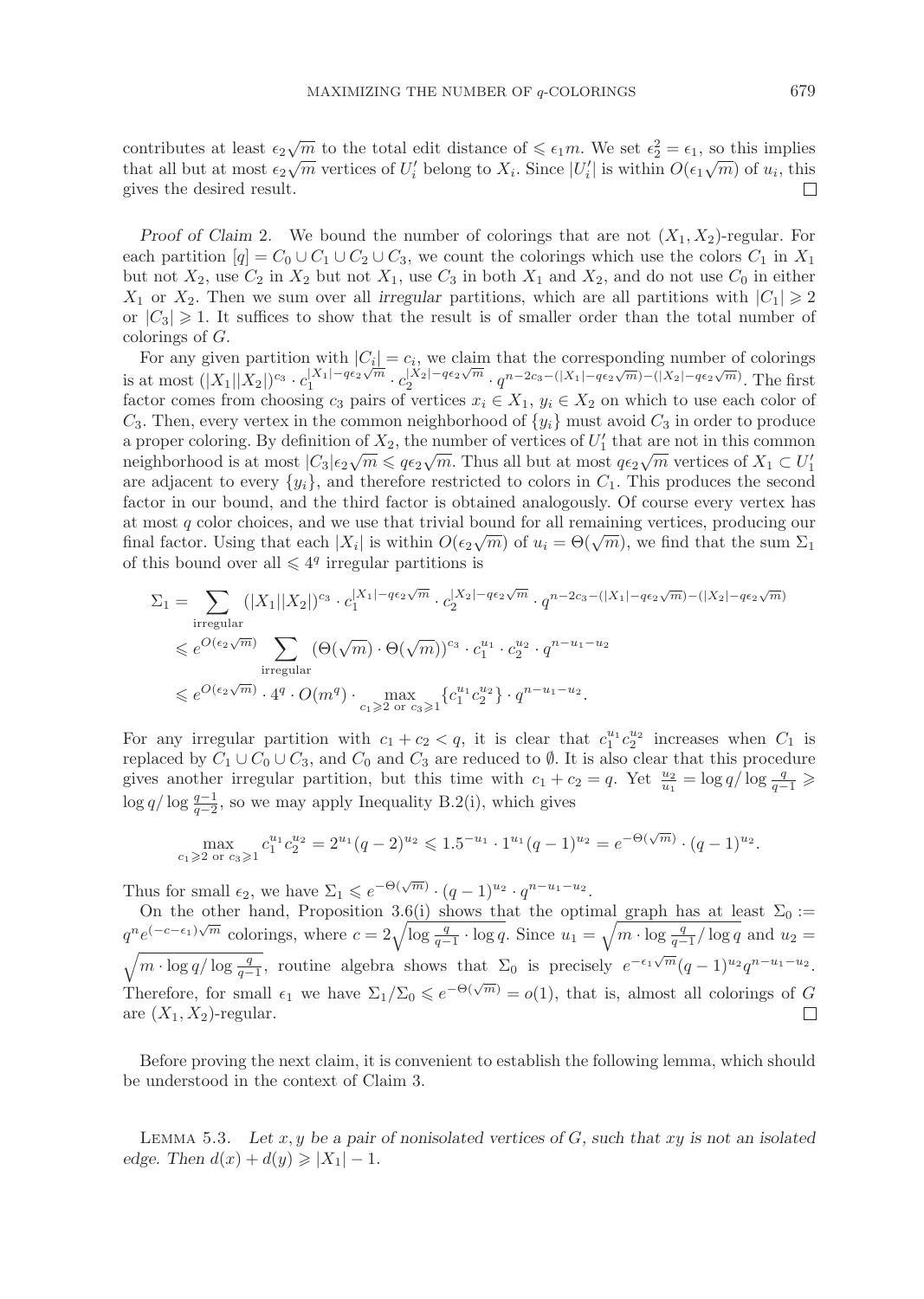contributes at least $\epsilon_2\sqrt{m}$ to the total edit distance of $\leqslant \epsilon_1 m$. We set $\epsilon_2^2 = \epsilon_1$, so this implies that all but at most $\epsilon_2\sqrt{m}$ vertices of $U_i'$ belong to $X_i$. Since $|U_i'|$ is within $O(\epsilon_1\sqrt{m})$ of $u_i$, this gives the desired result. □

*Proof of Claim* 2. We bound the number of colorings that are not $(X_1, X_2)$-regular. For each partition $[q] = C_0 \cup C_1 \cup C_2 \cup C_3$, we count the colorings which use the colors $C_1$ in $X_1$ but not $X_2$, use $C_2$ in $X_2$ but not $X_1$, use $C_3$ in both $X_1$ and $X_2$, and do not use $C_0$ in either $X_1$ or $X_2$. Then we sum over all *irregular* partitions, which are all partitions with $|C_1| \geqslant 2$ or $|C_3| \geqslant 1$. It suffices to show that the result is of smaller order than the total number of colorings of $G$.

For any given partition with $|C_i| = c_i$, we claim that the corresponding number of colorings is at most $(|X_1||X_2|)^{c_3} \cdot c_1^{|X_1|-q\epsilon_2\sqrt{m}} \cdot c_2^{|X_2|-q\epsilon_2\sqrt{m}} \cdot q^{n-2c_3-(|X_1|-q\epsilon_2\sqrt{m})-(|X_2|-q\epsilon_2\sqrt{m})}$. The first factor comes from choosing $c_3$ pairs of vertices $x_i \in X_1$, $y_i \in X_2$ on which to use each color of $C_3$. Then, every vertex in the common neighborhood of $\{y_i\}$ must avoid $C_3$ in order to produce a proper coloring. By definition of $X_2$, the number of vertices of $U_1'$ that are not in this common neighborhood is at most $|C_3|\epsilon_2\sqrt{m} \leqslant q\epsilon_2\sqrt{m}$. Thus all but at most $q\epsilon_2\sqrt{m}$ vertices of $X_1 \subset U_1'$ are adjacent to every $\{y_i\}$, and therefore restricted to colors in $C_1$. This produces the second factor in our bound, and the third factor is obtained analogously. Of course every vertex has at most $q$ color choices, and we use that trivial bound for all remaining vertices, producing our final factor. Using that each $|X_i|$ is within $O(\epsilon_2\sqrt{m})$ of $u_i = \Theta(\sqrt{m})$, we find that the sum $\Sigma_1$ of this bound over all $\leqslant 4^q$ irregular partitions is

$$
\begin{aligned}
\Sigma_1 &= \sum_{\text{irregular}} (|X_1||X_2|)^{c_3} \cdot c_1^{|X_1|-q\epsilon_2\sqrt{m}} \cdot c_2^{|X_2|-q\epsilon_2\sqrt{m}} \cdot q^{n-2c_3-(|X_1|-q\epsilon_2\sqrt{m})-(|X_2|-q\epsilon_2\sqrt{m})} \\
&\leqslant e^{O(\epsilon_2\sqrt{m})} \sum_{\text{irregular}} (\Theta(\sqrt{m}) \cdot \Theta(\sqrt{m}))^{c_3} \cdot c_1^{u_1} \cdot c_2^{u_2} \cdot q^{n-u_1-u_2} \\
&\leqslant e^{O(\epsilon_2\sqrt{m})} \cdot 4^q \cdot O(m^q) \cdot \max_{c_1 \geqslant 2 \text{ or } c_3 \geqslant 1} \{c_1^{u_1} c_2^{u_2}\} \cdot q^{n-u_1-u_2}.
\end{aligned}
$$

For any irregular partition with $c_1 + c_2 < q$, it is clear that $c_1^{u_1}c_2^{u_2}$ increases when $C_1$ is replaced by $C_1 \cup C_0 \cup C_3$, and $C_0$ and $C_3$ are reduced to $\emptyset$. It is also clear that this procedure gives another irregular partition, but this time with $c_1 + c_2 = q$. Yet $\frac{u_2}{u_1} = \log q / \log \frac{q}{q-1} \geqslant \log q / \log \frac{q-1}{q-2}$, so we may apply Inequality B.2(i), which gives

$$
\max_{c_1 \geqslant 2 \text{ or } c_3 \geqslant 1} c_1^{u_1} c_2^{u_2} = 2^{u_1}(q-2)^{u_2} \leqslant 1.5^{-u_1} \cdot 1^{u_1}(q-1)^{u_2} = e^{-\Theta(\sqrt{m})} \cdot (q-1)^{u_2}.
$$

Thus for small $\epsilon_2$, we have $\Sigma_1 \leqslant e^{-\Theta(\sqrt{m})} \cdot (q-1)^{u_2} \cdot q^{n-u_1-u_2}$.

On the other hand, Proposition 3.6(i) shows that the optimal graph has at least $\Sigma_0 := q^n e^{(-c-\epsilon_1)\sqrt{m}}$ colorings, where $c = 2\sqrt{\log \frac{q}{q-1} \cdot \log q}$. Since $u_1 = \sqrt{m \cdot \log \frac{q}{q-1} / \log q}$ and $u_2 = \sqrt{m \cdot \log q / \log \frac{q}{q-1}}$, routine algebra shows that $\Sigma_0$ is precisely $e^{-\epsilon_1\sqrt{m}}(q-1)^{u_2}q^{n-u_1-u_2}$. Therefore, for small $\epsilon_1$ we have $\Sigma_1/\Sigma_0 \leqslant e^{-\Theta(\sqrt{m})} = o(1)$, that is, almost all colorings of $G$ are $(X_1, X_2)$-regular. □

Before proving the next claim, it is convenient to establish the following lemma, which should be understood in the context of Claim 3.

LEMMA 5.3. *Let $x, y$ be a pair of nonisolated vertices of $G$, such that $xy$ is not an isolated edge. Then $d(x) + d(y) \geqslant |X_1| - 1$.*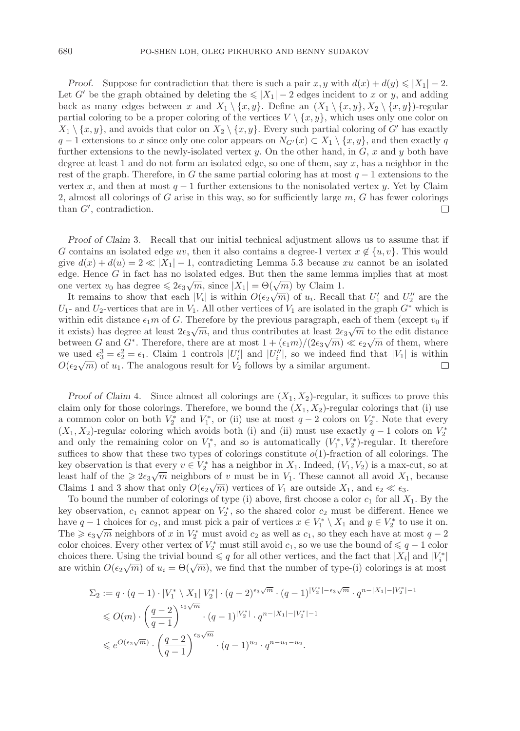*Proof.* Suppose for contradiction that there is such a pair $x, y$ with $d(x) + d(y) \leqslant |X_1| - 2$. Let $G'$ be the graph obtained by deleting the $\leqslant |X_1| - 2$ edges incident to $x$ or $y$, and adding back as many edges between $x$ and $X_1 \setminus \{x, y\}$. Define an $(X_1 \setminus \{x, y\}, X_2 \setminus \{x, y\})$-regular partial coloring to be a proper coloring of the vertices $V \setminus \{x, y\}$, which uses only one color on $X_1 \setminus \{x, y\}$, and avoids that color on $X_2 \setminus \{x, y\}$. Every such partial coloring of $G'$ has exactly $q - 1$ extensions to $x$ since only one color appears on $N_{G'}(x) \subset X_1 \setminus \{x, y\}$, and then exactly $q$ further extensions to the newly-isolated vertex $y$. On the other hand, in $G$, $x$ and $y$ both have degree at least 1 and do not form an isolated edge, so one of them, say $x$, has a neighbor in the rest of the graph. Therefore, in $G$ the same partial coloring has at most $q - 1$ extensions to the vertex $x$, and then at most $q - 1$ further extensions to the nonisolated vertex $y$. Yet by Claim 2, almost all colorings of $G$ arise in this way, so for sufficiently large $m$, $G$ has fewer colorings than $G'$, contradiction. $\square$

*Proof of Claim* 3. Recall that our initial technical adjustment allows us to assume that if $G$ contains an isolated edge $uv$, then it also contains a degree-1 vertex $x \notin \{u, v\}$. This would give $d(x) + d(u) = 2 \ll |X_1| - 1$, contradicting Lemma 5.3 because $xu$ cannot be an isolated edge. Hence $G$ in fact has no isolated edges. But then the same lemma implies that at most one vertex $v_0$ has degree $\leqslant 2\epsilon_3\sqrt{m}$, since $|X_1| = \Theta(\sqrt{m})$ by Claim 1.

It remains to show that each $|V_i|$ is within $O(\epsilon_2\sqrt{m})$ of $u_i$. Recall that $U_1'$ and $U_2''$ are the $U_1$- and $U_2$-vertices that are in $V_1$. All other vertices of $V_1$ are isolated in the graph $G^*$ which is within edit distance $\epsilon_1 m$ of $G$. Therefore by the previous paragraph, each of them (except $v_0$ if it exists) has degree at least $2\epsilon_3\sqrt{m}$, and thus contributes at least $2\epsilon_3\sqrt{m}$ to the edit distance between $G$ and $G^*$. Therefore, there are at most $1 + (\epsilon_1 m)/(2\epsilon_3\sqrt{m}) \ll \epsilon_2\sqrt{m}$ of them, where we used $\epsilon_3^3 = \epsilon_2^2 = \epsilon_1$. Claim 1 controls $|U_i'|$ and $|U_i''|$, so we indeed find that $|V_1|$ is within $O(\epsilon_2\sqrt{m})$ of $u_1$. The analogous result for $V_2$ follows by a similar argument. $\square$

*Proof of Claim* 4. Since almost all colorings are $(X_1, X_2)$-regular, it suffices to prove this claim only for those colorings. Therefore, we bound the $(X_1, X_2)$-regular colorings that (i) use a common color on both $V_2^*$ and $V_1^*$, or (ii) use at most $q - 2$ colors on $V_2^*$. Note that every $(X_1, X_2)$-regular coloring which avoids both (i) and (ii) must use exactly $q - 1$ colors on $V_2^*$ and only the remaining color on $V_1^*$, and so is automatically $(V_1^*, V_2^*)$-regular. It therefore suffices to show that these two types of colorings constitute $o(1)$-fraction of all colorings. The key observation is that every $v \in V_2^*$ has a neighbor in $X_1$. Indeed, $(V_1, V_2)$ is a max-cut, so at least half of the $\geqslant 2\epsilon_3\sqrt{m}$ neighbors of $v$ must be in $V_1$. These cannot all avoid $X_1$, because Claims 1 and 3 show that only $O(\epsilon_2\sqrt{m})$ vertices of $V_1$ are outside $X_1$, and $\epsilon_2 \ll \epsilon_3$.

To bound the number of colorings of type (i) above, first choose a color $c_1$ for all $X_1$. By the key observation, $c_1$ cannot appear on $V_2^*$, so the shared color $c_2$ must be different. Hence we have $q - 1$ choices for $c_2$, and must pick a pair of vertices $x \in V_1^* \setminus X_1$ and $y \in V_2^*$ to use it on. The $\geqslant \epsilon_3\sqrt{m}$ neighbors of $x$ in $V_2^*$ must avoid $c_2$ as well as $c_1$, so they each have at most $q - 2$ color choices. Every other vertex of $V_2^*$ must still avoid $c_1$, so we use the bound of $\leqslant q - 1$ color choices there. Using the trivial bound $\leqslant q$ for all other vertices, and the fact that $|X_i|$ and $|V_i^*|$ are within $O(\epsilon_2\sqrt{m})$ of $u_i = \Theta(\sqrt{m})$, we find that the number of type-(i) colorings is at most

$$
\begin{aligned}
\Sigma_2 &:= q \cdot (q-1) \cdot |V_1^* \setminus X_1||V_2^*| \cdot (q-2)^{\epsilon_3\sqrt{m}} \cdot (q-1)^{|V_2^*| - \epsilon_3\sqrt{m}} \cdot q^{n - |X_1| - |V_2^*| - 1} \\
&\leqslant O(m) \cdot \left(\frac{q-2}{q-1}\right)^{\epsilon_3\sqrt{m}} \cdot (q-1)^{|V_2^*|} \cdot q^{n - |X_1| - |V_2^*| - 1} \\
&\leqslant e^{O(\epsilon_2\sqrt{m})} \cdot \left(\frac{q-2}{q-1}\right)^{\epsilon_3\sqrt{m}} \cdot (q-1)^{u_2} \cdot q^{n - u_1 - u_2}.
\end{aligned}
$$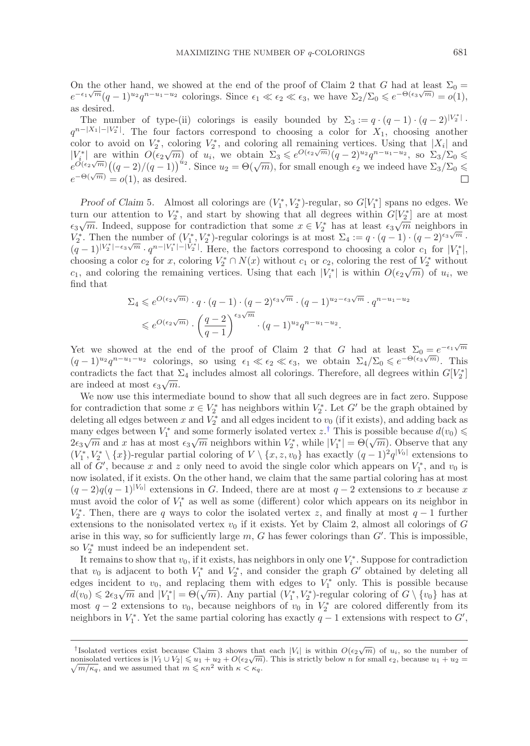On the other hand, we showed at the end of the proof of Claim 2 that $G$ had at least $\Sigma_0 = e^{-\epsilon_1\sqrt{m}}(q-1)^{u_2}q^{n-u_1-u_2}$ colorings. Since $\epsilon_1 \ll \epsilon_2 \ll \epsilon_3$, we have $\Sigma_2/\Sigma_0 \leqslant e^{-\Theta(\epsilon_3\sqrt{m})} = o(1)$, as desired.

The number of type-(ii) colorings is easily bounded by $\Sigma_3 := q \cdot (q-1) \cdot (q-2)^{|V_2^*|} \cdot q^{n-|X_1|-|V_2^*|}$. The four factors correspond to choosing a color for $X_1$, choosing another color to avoid on $V_2^*$, coloring $V_2^*$, and coloring all remaining vertices. Using that $|X_i|$ and $|V_i^*|$ are within $O(\epsilon_2\sqrt{m})$ of $u_i$, we obtain $\Sigma_3 \leqslant e^{O(\epsilon_2\sqrt{m})}(q-2)^{u_2}q^{n-u_1-u_2}$, so $\Sigma_3/\Sigma_0 \leqslant e^{O(\epsilon_2\sqrt{m})}\big((q-2)/(q-1)\big)^{u_2}$. Since $u_2 = \Theta(\sqrt{m})$, for small enough $\epsilon_2$ we indeed have $\Sigma_3/\Sigma_0 \leqslant e^{-\Theta(\sqrt{m})} = o(1)$, as desired. □

*Proof of Claim* 5. Almost all colorings are $(V_1^*, V_2^*)$-regular, so $G[V_1^*]$ spans no edges. We turn our attention to $V_2^*$, and start by showing that all degrees within $G[V_2^*]$ are at most $\epsilon_3\sqrt{m}$. Indeed, suppose for contradiction that some $x \in V_2^*$ has at least $\epsilon_3\sqrt{m}$ neighbors in $V_2^*$. Then the number of $(V_1^*, V_2^*)$-regular colorings is at most $\Sigma_4 := q \cdot (q-1) \cdot (q-2)^{\epsilon_3\sqrt{m}} \cdot (q-1)^{|V_2^*|-\epsilon_3\sqrt{m}} \cdot q^{n-|V_1^*|-|V_2^*|}$. Here, the factors correspond to choosing a color $c_1$ for $|V_1^*|$, choosing a color $c_2$ for $x$, coloring $V_2^* \cap N(x)$ without $c_1$ or $c_2$, coloring the rest of $V_2^*$ without $c_1$, and coloring the remaining vertices. Using that each $|V_i^*|$ is within $O(\epsilon_2\sqrt{m})$ of $u_i$, we find that

$$
\begin{aligned}
\Sigma_4 &\leqslant e^{O(\epsilon_2\sqrt{m})} \cdot q \cdot (q-1) \cdot (q-2)^{\epsilon_3\sqrt{m}} \cdot (q-1)^{u_2-\epsilon_3\sqrt{m}} \cdot q^{n-u_1-u_2} \\
&\leqslant e^{O(\epsilon_2\sqrt{m})} \cdot \left(\frac{q-2}{q-1}\right)^{\epsilon_3\sqrt{m}} \cdot (q-1)^{u_2}q^{n-u_1-u_2}.
\end{aligned}
$$

Yet we showed at the end of the proof of Claim 2 that $G$ had at least $\Sigma_0 = e^{-\epsilon_1\sqrt{m}}(q-1)^{u_2}q^{n-u_1-u_2}$ colorings, so using $\epsilon_1 \ll \epsilon_2 \ll \epsilon_3$, we obtain $\Sigma_4/\Sigma_0 \leqslant e^{-\Theta(\epsilon_3\sqrt{m})}$. This contradicts the fact that $\Sigma_4$ includes almost all colorings. Therefore, all degrees within $G[V_2^*]$ are indeed at most $\epsilon_3\sqrt{m}$.

We now use this intermediate bound to show that all such degrees are in fact zero. Suppose for contradiction that some $x \in V_2^*$ has neighbors within $V_2^*$. Let $G'$ be the graph obtained by deleting all edges between $x$ and $V_2^*$ and all edges incident to $v_0$ (if it exists), and adding back as many edges between $V_1^*$ and some formerly isolated vertex $z$.[†] This is possible because $d(v_0) \leqslant 2\epsilon_3\sqrt{m}$ and $x$ has at most $\epsilon_3\sqrt{m}$ neighbors within $V_2^*$, while $|V_1^*| = \Theta(\sqrt{m})$. Observe that any $(V_1^*, V_2^* \setminus \{x\})$-regular partial coloring of $V \setminus \{x, z, v_0\}$ has exactly $(q-1)^2q^{|V_0|}$ extensions to all of $G'$, because $x$ and $z$ only need to avoid the single color which appears on $V_1^*$, and $v_0$ is now isolated, if it exists. On the other hand, we claim that the same partial coloring has at most $(q-2)q(q-1)^{|V_0|}$ extensions in $G$. Indeed, there are at most $q-2$ extensions to $x$ because $x$ must avoid the color of $V_1^*$ as well as some (different) color which appears on its neighbor in $V_2^*$. Then, there are $q$ ways to color the isolated vertex $z$, and finally at most $q-1$ further extensions to the nonisolated vertex $v_0$ if it exists. Yet by Claim 2, almost all colorings of $G$ arise in this way, so for sufficiently large $m$, $G$ has fewer colorings than $G'$. This is impossible, so $V_2^*$ must indeed be an independent set.

It remains to show that $v_0$, if it exists, has neighbors in only one $V_i^*$. Suppose for contradiction that $v_0$ is adjacent to both $V_1^*$ and $V_2^*$, and consider the graph $G'$ obtained by deleting all edges incident to $v_0$, and replacing them with edges to $V_1^*$ only. This is possible because $d(v_0) \leqslant 2\epsilon_3\sqrt{m}$ and $|V_1^*| = \Theta(\sqrt{m})$. Any partial $(V_1^*, V_2^*)$-regular coloring of $G \setminus \{v_0\}$ has at most $q-2$ extensions to $v_0$, because neighbors of $v_0$ in $V_2^*$ are colored differently from its neighbors in $V_1^*$. Yet the same partial coloring has exactly $q-1$ extensions with respect to $G'$,

---

[†]Isolated vertices exist because Claim 3 shows that each $|V_i|$ is within $O(\epsilon_2\sqrt{m})$ of $u_i$, so the number of nonisolated vertices is $|V_1 \cup V_2| \leqslant u_1 + u_2 + O(\epsilon_2\sqrt{m})$. This is strictly below $n$ for small $\epsilon_2$, because $u_1 + u_2 = \sqrt{m/\kappa_q}$, and we assumed that $m \leqslant \kappa n^2$ with $\kappa < \kappa_q$.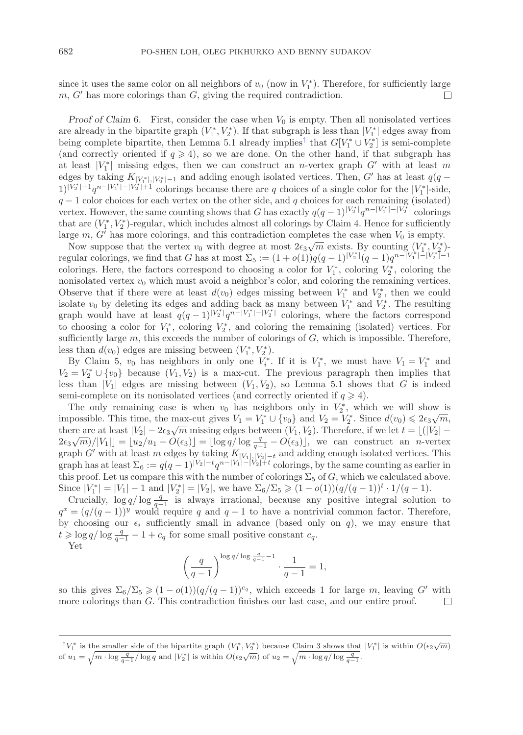since it uses the same color on all neighbors of $v_0$ (now in $V_1^*$). Therefore, for sufficiently large $m$, $G'$ has more colorings than $G$, giving the required contradiction. □

*Proof of Claim* 6. First, consider the case when $V_0$ is empty. Then all nonisolated vertices are already in the bipartite graph $(V_1^*, V_2^*)$. If that subgraph is less than $|V_1^*|$ edges away from being complete bipartite, then Lemma 5.1 already implies[†] that $G[V_1^* \cup V_2^*]$ is semi-complete (and correctly oriented if $q \geqslant 4$), so we are done. On the other hand, if that subgraph has at least $|V_1^*|$ missing edges, then we can construct an $n$-vertex graph $G'$ with at least $m$ edges by taking $K_{|V_1^*|,|V_2^*|-1}$ and adding enough isolated vertices. Then, $G'$ has at least $q(q-1)^{|V_2^*|-1}q^{n-|V_1^*|-|V_2^*|+1}$ colorings because there are $q$ choices of a single color for the $|V_1^*|$-side, $q-1$ color choices for each vertex on the other side, and $q$ choices for each remaining (isolated) vertex. However, the same counting shows that $G$ has exactly $q(q-1)^{|V_2^*|}q^{n-|V_1^*|-|V_2^*|}$ colorings that are $(V_1^*, V_2^*)$-regular, which includes almost all colorings by Claim 4. Hence for sufficiently large $m$, $G'$ has more colorings, and this contradiction completes the case when $V_0$ is empty.

Now suppose that the vertex $v_0$ with degree at most $2\epsilon_3\sqrt{m}$ exists. By counting $(V_1^*, V_2^*)$-regular colorings, we find that $G$ has at most $\Sigma_5 := (1+o(1))q(q-1)^{|V_2^*|}(q-1)q^{n-|V_1^*|-|V_2^*|-1}$ colorings. Here, the factors correspond to choosing a color for $V_1^*$, coloring $V_2^*$, coloring the nonisolated vertex $v_0$ which must avoid a neighbor's color, and coloring the remaining vertices. Observe that if there were at least $d(v_0)$ edges missing between $V_1^*$ and $V_2^*$, then we could isolate $v_0$ by deleting its edges and adding back as many between $V_1^*$ and $V_2^*$. The resulting graph would have at least $q(q-1)^{|V_2^*|}q^{n-|V_1^*|-|V_2^*|}$ colorings, where the factors correspond to choosing a color for $V_1^*$, coloring $V_2^*$, and coloring the remaining (isolated) vertices. For sufficiently large $m$, this exceeds the number of colorings of $G$, which is impossible. Therefore, less than $d(v_0)$ edges are missing between $(V_1^*, V_2^*)$.

By Claim 5, $v_0$ has neighbors in only one $V_i^*$. If it is $V_1^*$, we must have $V_1 = V_1^*$ and $V_2 = V_2^* \cup \{v_0\}$ because $(V_1, V_2)$ is a max-cut. The previous paragraph then implies that less than $|V_1|$ edges are missing between $(V_1, V_2)$, so Lemma 5.1 shows that $G$ is indeed semi-complete on its nonisolated vertices (and correctly oriented if $q \geqslant 4$).

The only remaining case is when $v_0$ has neighbors only in $V_2^*$, which we will show is impossible. This time, the max-cut gives $V_1 = V_1^* \cup \{v_0\}$ and $V_2 = V_2^*$. Since $d(v_0) \leqslant 2\epsilon_3\sqrt{m}$, there are at least $|V_2| - 2\epsilon_3\sqrt{m}$ missing edges between $(V_1, V_2)$. Therefore, if we let $t = \lfloor (|V_2| - 2\epsilon_3\sqrt{m})/|V_1| \rfloor = \lfloor u_2/u_1 - O(\epsilon_3) \rfloor = \lfloor \log q / \log \frac{q}{q-1} - O(\epsilon_3) \rfloor$, we can construct an $n$-vertex graph $G'$ with at least $m$ edges by taking $K_{|V_1|,|V_2|-t}$ and adding enough isolated vertices. This graph has at least $\Sigma_6 := q(q-1)^{|V_2|-t}q^{n-|V_1|-|V_2|+t}$ colorings, by the same counting as earlier in this proof. Let us compare this with the number of colorings $\Sigma_5$ of $G$, which we calculated above. Since $|V_1^*| = |V_1| - 1$ and $|V_2^*| = |V_2|$, we have $\Sigma_6/\Sigma_5 \geqslant (1-o(1))(q/(q-1))^t \cdot 1/(q-1)$.

Crucially, $\log q / \log \frac{q}{q-1}$ is always irrational, because any positive integral solution to $q^x = (q/(q-1))^y$ would require $q$ and $q-1$ to have a nontrivial common factor. Therefore, by choosing our $\epsilon_i$ sufficiently small in advance (based only on $q$), we may ensure that $t \geqslant \log q / \log \frac{q}{q-1} - 1 + c_q$ for some small positive constant $c_q$.

Yet

$$\left(\frac{q}{q-1}\right)^{\log q / \log \frac{q}{q-1} - 1} \cdot \frac{1}{q-1} = 1,$$

so this gives $\Sigma_6/\Sigma_5 \geqslant (1-o(1))(q/(q-1))^{c_q}$, which exceeds 1 for large $m$, leaving $G'$ with more colorings than $G$. This contradiction finishes our last case, and our entire proof. □

---

[†] $V_1^*$ is the smaller side of the bipartite graph $(V_1^*, V_2^*)$ because Claim 3 shows that $|V_1^*|$ is within $O(\epsilon_2\sqrt{m})$ of $u_1 = \sqrt{m \cdot \log \frac{q}{q-1} / \log q}$ and $|V_2^*|$ is within $O(\epsilon_2\sqrt{m})$ of $u_2 = \sqrt{m \cdot \log q / \log \frac{q}{q-1}}$.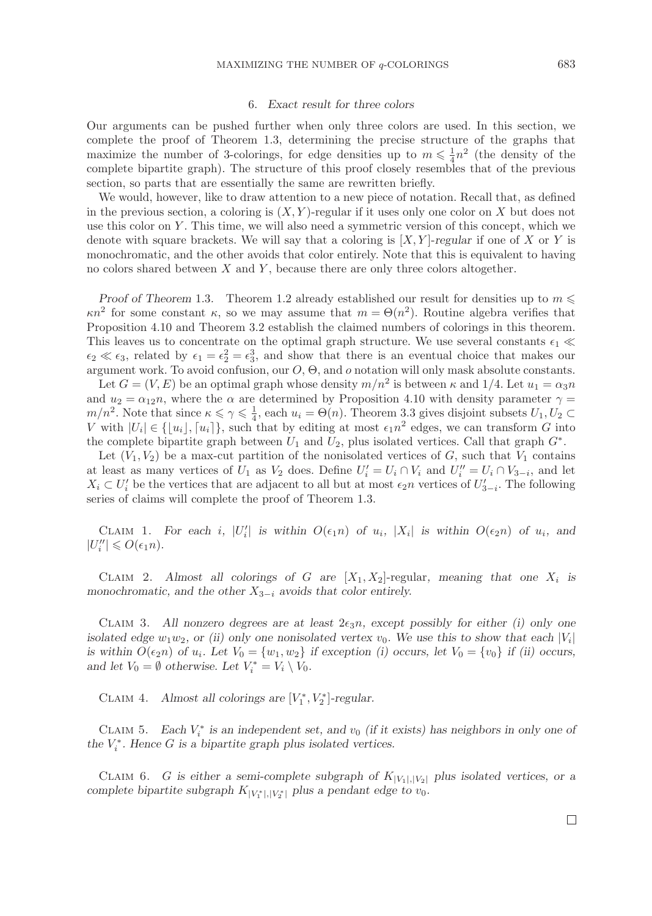## 6. *Exact result for three colors*

Our arguments can be pushed further when only three colors are used. In this section, we complete the proof of Theorem 1.3, determining the precise structure of the graphs that maximize the number of 3-colorings, for edge densities up to $m \leqslant \frac{1}{4}n^2$ (the density of the complete bipartite graph). The structure of this proof closely resembles that of the previous section, so parts that are essentially the same are rewritten briefly.

We would, however, like to draw attention to a new piece of notation. Recall that, as defined in the previous section, a coloring is $(X, Y)$-regular if it uses only one color on $X$ but does not use this color on $Y$. This time, we will also need a symmetric version of this concept, which we denote with square brackets. We will say that a coloring is *$[X, Y]$-regular* if one of $X$ or $Y$ is monochromatic, and the other avoids that color entirely. Note that this is equivalent to having no colors shared between $X$ and $Y$, because there are only three colors altogether.

*Proof of Theorem* 1.3. Theorem 1.2 already established our result for densities up to $m \leqslant \kappa n^2$ for some constant $\kappa$, so we may assume that $m = \Theta(n^2)$. Routine algebra verifies that Proposition 4.10 and Theorem 3.2 establish the claimed numbers of colorings in this theorem. This leaves us to concentrate on the optimal graph structure. We use several constants $\epsilon_1 \ll \epsilon_2 \ll \epsilon_3$, related by $\epsilon_1 = \epsilon_2^2 = \epsilon_3^3$, and show that there is an eventual choice that makes our argument work. To avoid confusion, our $O$, $\Theta$, and $o$ notation will only mask absolute constants.

Let $G = (V, E)$ be an optimal graph whose density $m/n^2$ is between $\kappa$ and $1/4$. Let $u_1 = \alpha_3 n$ and $u_2 = \alpha_{12} n$, where the $\alpha$ are determined by Proposition 4.10 with density parameter $\gamma = m/n^2$. Note that since $\kappa \leqslant \gamma \leqslant \frac{1}{4}$, each $u_i = \Theta(n)$. Theorem 3.3 gives disjoint subsets $U_1, U_2 \subset V$ with $|U_i| \in \{\lfloor u_i \rfloor, \lceil u_i \rceil\}$, such that by editing at most $\epsilon_1 n^2$ edges, we can transform $G$ into the complete bipartite graph between $U_1$ and $U_2$, plus isolated vertices. Call that graph $G^*$.

Let $(V_1, V_2)$ be a max-cut partition of the nonisolated vertices of $G$, such that $V_1$ contains at least as many vertices of $U_1$ as $V_2$ does. Define $U_i' = U_i \cap V_i$ and $U_i'' = U_i \cap V_{3-i}$, and let $X_i \subset U_i'$ be the vertices that are adjacent to all but at most $\epsilon_2 n$ vertices of $U_{3-i}'$. The following series of claims will complete the proof of Theorem 1.3.

Claim 1. *For each $i$, $|U_i'|$ is within $O(\epsilon_1 n)$ of $u_i$, $|X_i|$ is within $O(\epsilon_2 n)$ of $u_i$, and $|U_i''| \leqslant O(\epsilon_1 n)$.*

Claim 2. *Almost all colorings of $G$ are $[X_1, X_2]$-regular, meaning that one $X_i$ is monochromatic, and the other $X_{3-i}$ avoids that color entirely.*

Claim 3. *All nonzero degrees are at least $2\epsilon_3 n$, except possibly for either (i) only one isolated edge $w_1 w_2$, or (ii) only one nonisolated vertex $v_0$. We use this to show that each $|V_i|$ is within $O(\epsilon_2 n)$ of $u_i$. Let $V_0 = \{w_1, w_2\}$ if exception (i) occurs, let $V_0 = \{v_0\}$ if (ii) occurs, and let $V_0 = \emptyset$ otherwise. Let $V_i^* = V_i \setminus V_0$.*

Claim 4. *Almost all colorings are $[V_1^*, V_2^*]$-regular.*

Claim 5. *Each $V_i^*$ is an independent set, and $v_0$ (if it exists) has neighbors in only one of the $V_i^*$. Hence $G$ is a bipartite graph plus isolated vertices.*

Claim 6. *$G$ is either a semi-complete subgraph of $K_{|V_1|, |V_2|}$ plus isolated vertices, or a complete bipartite subgraph $K_{|V_1^*|, |V_2^*|}$ plus a pendant edge to $v_0$.*

□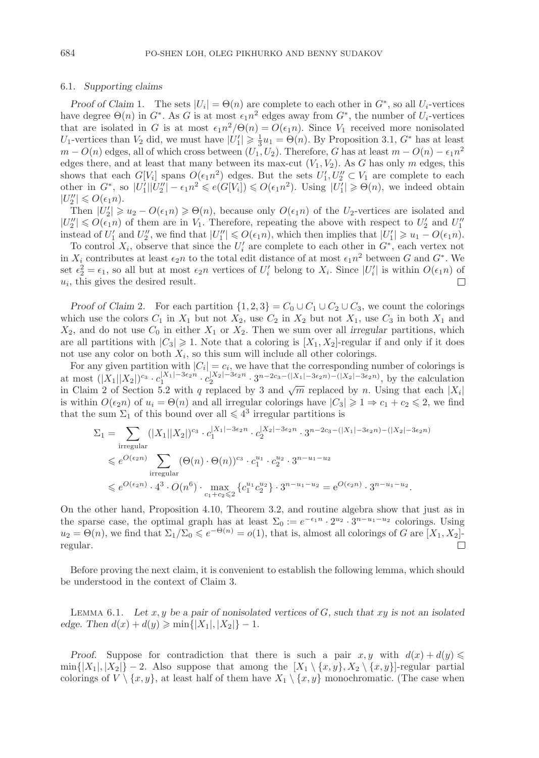### 6.1. *Supporting claims*

*Proof of Claim* 1. The sets $|U_i| = \Theta(n)$ are complete to each other in $G^*$, so all $U_i$-vertices have degree $\Theta(n)$ in $G^*$. As $G$ is at most $\epsilon_1 n^2$ edges away from $G^*$, the number of $U_i$-vertices that are isolated in $G$ is at most $\epsilon_1 n^2/\Theta(n) = O(\epsilon_1 n)$. Since $V_1$ received more nonisolated $U_1$-vertices than $V_2$ did, we must have $|U_1'| \geqslant \frac{1}{3}u_1 = \Theta(n)$. By Proposition 3.1, $G^*$ has at least $m - O(n)$ edges, all of which cross between $(U_1, U_2)$. Therefore, $G$ has at least $m - O(n) - \epsilon_1 n^2$ edges there, and at least that many between its max-cut $(V_1, V_2)$. As $G$ has only $m$ edges, this shows that each $G[V_i]$ spans $O(\epsilon_1 n^2)$ edges. But the sets $U_1', U_2'' \subset V_1$ are complete to each other in $G^*$, so $|U_1'||U_2''| - \epsilon_1 n^2 \leqslant e(G[V_1]) \leqslant O(\epsilon_1 n^2)$. Using $|U_1'| \geqslant \Theta(n)$, we indeed obtain $|U_2''| \leqslant O(\epsilon_1 n)$.

Then $|U_2'| \geqslant u_2 - O(\epsilon_1 n) \geqslant \Theta(n)$, because only $O(\epsilon_1 n)$ of the $U_2$-vertices are isolated and $|U_2''| \leqslant O(\epsilon_1 n)$ of them are in $V_1$. Therefore, repeating the above with respect to $U_2'$ and $U_1''$ instead of $U_1'$ and $U_2''$, we find that $|U_1''| \leqslant O(\epsilon_1 n)$, which then implies that $|U_1'| \geqslant u_1 - O(\epsilon_1 n)$.

To control $X_i$, observe that since the $U_i'$ are complete to each other in $G^*$, each vertex not in $X_i$ contributes at least $\epsilon_2 n$ to the total edit distance of at most $\epsilon_1 n^2$ between $G$ and $G^*$. We set $\epsilon_2^2 = \epsilon_1$, so all but at most $\epsilon_2 n$ vertices of $U_i'$ belong to $X_i$. Since $|U_i'|$ is within $O(\epsilon_1 n)$ of $u_i$, this gives the desired result. □

*Proof of Claim* 2. For each partition $\{1, 2, 3\} = C_0 \cup C_1 \cup C_2 \cup C_3$, we count the colorings which use the colors $C_1$ in $X_1$ but not $X_2$, use $C_2$ in $X_2$ but not $X_1$, use $C_3$ in both $X_1$ and $X_2$, and do not use $C_0$ in either $X_1$ or $X_2$. Then we sum over all *irregular* partitions, which are all partitions with $|C_3| \geqslant 1$. Note that a coloring is $[X_1, X_2]$-regular if and only if it does not use any color on both $X_i$, so this sum will include all other colorings.

For any given partition with $|C_i| = c_i$, we have that the corresponding number of colorings is at most $(|X_1||X_2|)^{c_3} \cdot c_1^{|X_1| - 3\epsilon_2 n} \cdot c_2^{|X_2| - 3\epsilon_2 n} \cdot 3^{n - 2c_3 - (|X_1| - 3\epsilon_2 n) - (|X_2| - 3\epsilon_2 n)}$, by the calculation in Claim 2 of Section 5.2 with $q$ replaced by 3 and $\sqrt{m}$ replaced by $n$. Using that each $|X_i|$ is within $O(\epsilon_2 n)$ of $u_i = \Theta(n)$ and all irregular colorings have $|C_3| \geqslant 1 \Rightarrow c_1 + c_2 \leqslant 2$, we find that the sum $\Sigma_1$ of this bound over all $\leqslant 4^3$ irregular partitions is

$$
\begin{aligned}
\Sigma_1 &= \sum_{\text{irregular}} (|X_1||X_2|)^{c_3} \cdot c_1^{|X_1| - 3\epsilon_2 n} \cdot c_2^{|X_2| - 3\epsilon_2 n} \cdot 3^{n - 2c_3 - (|X_1| - 3\epsilon_2 n) - (|X_2| - 3\epsilon_2 n)} \\
&\leqslant e^{O(\epsilon_2 n)} \sum_{\text{irregular}} (\Theta(n) \cdot \Theta(n))^{c_3} \cdot c_1^{u_1} \cdot c_2^{u_2} \cdot 3^{n - u_1 - u_2} \\
&\leqslant e^{O(\epsilon_2 n)} \cdot 4^3 \cdot O(n^6) \cdot \max_{c_1 + c_2 \leqslant 2} \{c_1^{u_1} c_2^{u_2}\} \cdot 3^{n - u_1 - u_2} = e^{O(\epsilon_2 n)} \cdot 3^{n - u_1 - u_2}.
\end{aligned}
$$

On the other hand, Proposition 4.10, Theorem 3.2, and routine algebra show that just as in the sparse case, the optimal graph has at least $\Sigma_0 := e^{-\epsilon_1 n} \cdot 2^{u_2} \cdot 3^{n - u_1 - u_2}$ colorings. Using $u_2 = \Theta(n)$, we find that $\Sigma_1/\Sigma_0 \leqslant e^{-\Theta(n)} = o(1)$, that is, almost all colorings of $G$ are $[X_1, X_2]$-regular. □

Before proving the next claim, it is convenient to establish the following lemma, which should be understood in the context of Claim 3.

Lemma 6.1. *Let $x, y$ be a pair of nonisolated vertices of $G$, such that $xy$ is not an isolated edge. Then $d(x) + d(y) \geqslant \min\{|X_1|, |X_2|\} - 1$.*

*Proof.* Suppose for contradiction that there is such a pair $x, y$ with $d(x) + d(y) \leqslant \min\{|X_1|, |X_2|\} - 2$. Also suppose that among the $[X_1 \setminus \{x, y\}, X_2 \setminus \{x, y\}]$-regular partial colorings of $V \setminus \{x, y\}$, at least half of them have $X_1 \setminus \{x, y\}$ monochromatic. (The case when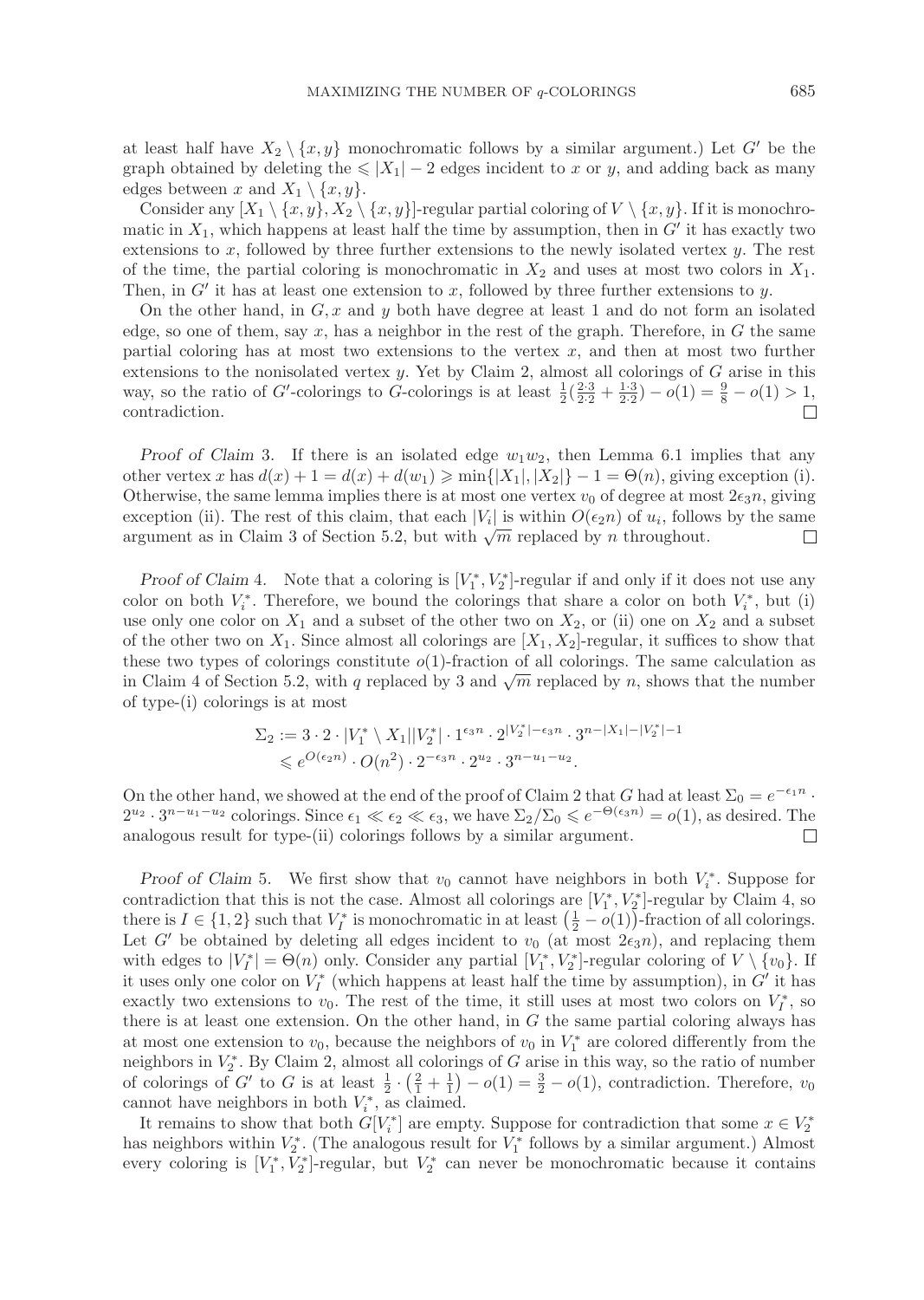at least half have $X_2 \setminus \{x, y\}$ monochromatic follows by a similar argument.) Let $G'$ be the graph obtained by deleting the $\leqslant |X_1| - 2$ edges incident to $x$ or $y$, and adding back as many edges between $x$ and $X_1 \setminus \{x, y\}$.

Consider any $[X_1 \setminus \{x, y\}, X_2 \setminus \{x, y\}]$-regular partial coloring of $V \setminus \{x, y\}$. If it is monochromatic in $X_1$, which happens at least half the time by assumption, then in $G'$ it has exactly two extensions to $x$, followed by three further extensions to the newly isolated vertex $y$. The rest of the time, the partial coloring is monochromatic in $X_2$ and uses at most two colors in $X_1$. Then, in $G'$ it has at least one extension to $x$, followed by three further extensions to $y$.

On the other hand, in $G, x$ and $y$ both have degree at least 1 and do not form an isolated edge, so one of them, say $x$, has a neighbor in the rest of the graph. Therefore, in $G$ the same partial coloring has at most two extensions to the vertex $x$, and then at most two further extensions to the nonisolated vertex $y$. Yet by Claim 2, almost all colorings of $G$ arise in this way, so the ratio of $G'$-colorings to $G$-colorings is at least $\frac{1}{2}(\frac{2 \cdot 3}{2 \cdot 2} + \frac{1 \cdot 3}{2 \cdot 2}) - o(1) = \frac{9}{8} - o(1) > 1$, contradiction. □

*Proof of Claim* 3. If there is an isolated edge $w_1 w_2$, then Lemma 6.1 implies that any other vertex $x$ has $d(x) + 1 = d(x) + d(w_1) \geqslant \min\{|X_1|, |X_2|\} - 1 = \Theta(n)$, giving exception (i). Otherwise, the same lemma implies there is at most one vertex $v_0$ of degree at most $2\epsilon_3 n$, giving exception (ii). The rest of this claim, that each $|V_i|$ is within $O(\epsilon_2 n)$ of $u_i$, follows by the same argument as in Claim 3 of Section 5.2, but with $\sqrt{m}$ replaced by $n$ throughout. □

*Proof of Claim* 4. Note that a coloring is $[V_1^*, V_2^*]$-regular if and only if it does not use any color on both $V_i^*$. Therefore, we bound the colorings that share a color on both $V_i^*$, but (i) use only one color on $X_1$ and a subset of the other two on $X_2$, or (ii) one on $X_2$ and a subset of the other two on $X_1$. Since almost all colorings are $[X_1, X_2]$-regular, it suffices to show that these two types of colorings constitute $o(1)$-fraction of all colorings. The same calculation as in Claim 4 of Section 5.2, with $q$ replaced by 3 and $\sqrt{m}$ replaced by $n$, shows that the number of type-(i) colorings is at most

$$\Sigma_2 := 3 \cdot 2 \cdot |V_1^* \setminus X_1||V_2^*| \cdot 1^{\epsilon_3 n} \cdot 2^{|V_2^*| - \epsilon_3 n} \cdot 3^{n - |X_1| - |V_2^*| - 1}$$
$$\leqslant e^{O(\epsilon_2 n)} \cdot O(n^2) \cdot 2^{-\epsilon_3 n} \cdot 2^{u_2} \cdot 3^{n - u_1 - u_2}.$$

On the other hand, we showed at the end of the proof of Claim 2 that $G$ had at least $\Sigma_0 = e^{-\epsilon_1 n} \cdot 2^{u_2} \cdot 3^{n - u_1 - u_2}$ colorings. Since $\epsilon_1 \ll \epsilon_2 \ll \epsilon_3$, we have $\Sigma_2/\Sigma_0 \leqslant e^{-\Theta(\epsilon_3 n)} = o(1)$, as desired. The analogous result for type-(ii) colorings follows by a similar argument. □

*Proof of Claim* 5. We first show that $v_0$ cannot have neighbors in both $V_i^*$. Suppose for contradiction that this is not the case. Almost all colorings are $[V_1^*, V_2^*]$-regular by Claim 4, so there is $I \in \{1, 2\}$ such that $V_I^*$ is monochromatic in at least $\left(\frac{1}{2} - o(1)\right)$-fraction of all colorings. Let $G'$ be obtained by deleting all edges incident to $v_0$ (at most $2\epsilon_3 n$), and replacing them with edges to $|V_I^*| = \Theta(n)$ only. Consider any partial $[V_1^*, V_2^*]$-regular coloring of $V \setminus \{v_0\}$. If it uses only one color on $V_I^*$ (which happens at least half the time by assumption), in $G'$ it has exactly two extensions to $v_0$. The rest of the time, it still uses at most two colors on $V_I^*$, so there is at least one extension. On the other hand, in $G$ the same partial coloring always has at most one extension to $v_0$, because the neighbors of $v_0$ in $V_1^*$ are colored differently from the neighbors in $V_2^*$. By Claim 2, almost all colorings of $G$ arise in this way, so the ratio of number of colorings of $G'$ to $G$ is at least $\frac{1}{2} \cdot \left(\frac{2}{1} + \frac{1}{1}\right) - o(1) = \frac{3}{2} - o(1)$, contradiction. Therefore, $v_0$ cannot have neighbors in both $V_i^*$, as claimed.

It remains to show that both $G[V_i^*]$ are empty. Suppose for contradiction that some $x \in V_2^*$ has neighbors within $V_2^*$. (The analogous result for $V_1^*$ follows by a similar argument.) Almost every coloring is $[V_1^*, V_2^*]$-regular, but $V_2^*$ can never be monochromatic because it contains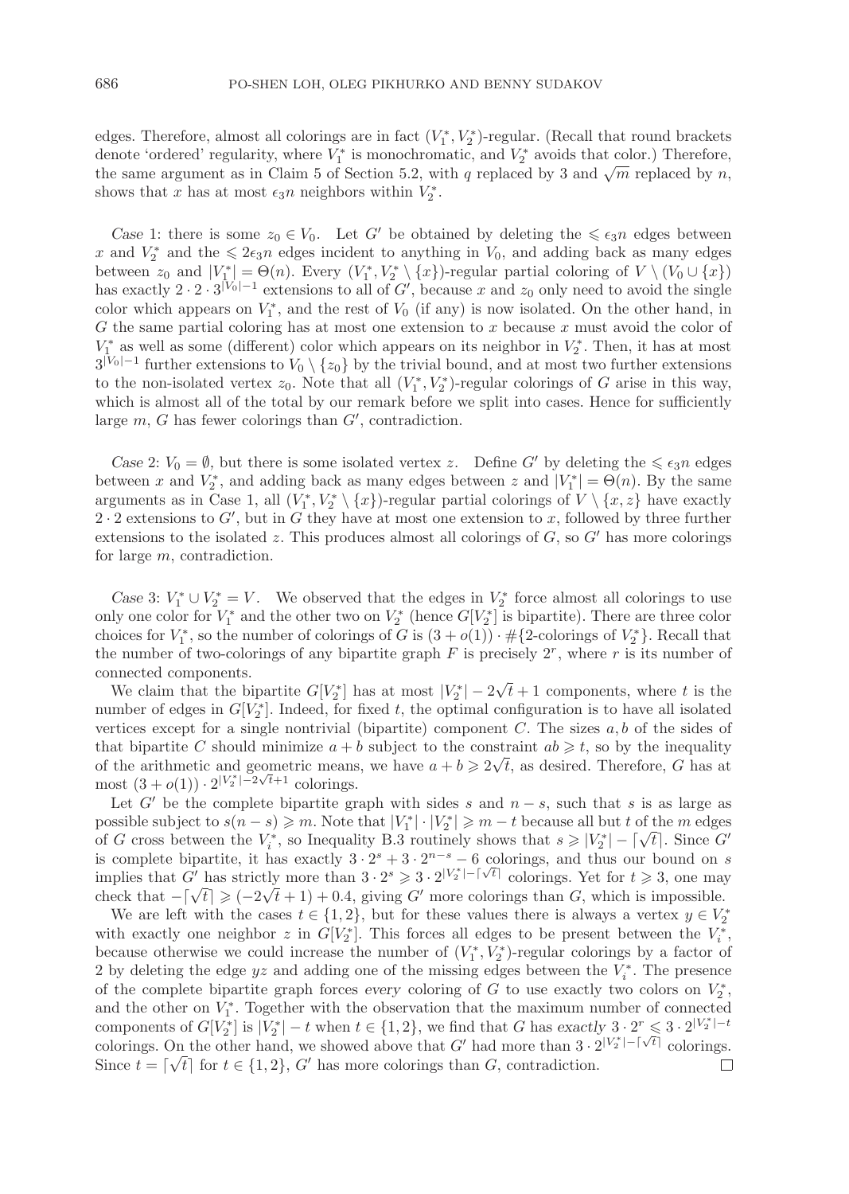edges. Therefore, almost all colorings are in fact $(V_1^*, V_2^*)$-regular. (Recall that round brackets denote 'ordered' regularity, where $V_1^*$ is monochromatic, and $V_2^*$ avoids that color.) Therefore, the same argument as in Claim 5 of Section 5.2, with $q$ replaced by 3 and $\sqrt{m}$ replaced by $n$, shows that $x$ has at most $\epsilon_3 n$ neighbors within $V_2^*$.

*Case* 1: there is some $z_0 \in V_0$. Let $G'$ be obtained by deleting the $\leqslant \epsilon_3 n$ edges between $x$ and $V_2^*$ and the $\leqslant 2\epsilon_3 n$ edges incident to anything in $V_0$, and adding back as many edges between $z_0$ and $|V_1^*| = \Theta(n)$. Every $(V_1^*, V_2^* \setminus \{x\})$-regular partial coloring of $V \setminus (V_0 \cup \{x\})$ has exactly $2 \cdot 2 \cdot 3^{|V_0|-1}$ extensions to all of $G'$, because $x$ and $z_0$ only need to avoid the single color which appears on $V_1^*$, and the rest of $V_0$ (if any) is now isolated. On the other hand, in $G$ the same partial coloring has at most one extension to $x$ because $x$ must avoid the color of $V_1^*$ as well as some (different) color which appears on its neighbor in $V_2^*$. Then, it has at most $3^{|V_0|-1}$ further extensions to $V_0 \setminus \{z_0\}$ by the trivial bound, and at most two further extensions to the non-isolated vertex $z_0$. Note that all $(V_1^*, V_2^*)$-regular colorings of $G$ arise in this way, which is almost all of the total by our remark before we split into cases. Hence for sufficiently large $m$, $G$ has fewer colorings than $G'$, contradiction.

*Case* 2: $V_0 = \emptyset$, but there is some isolated vertex $z$. Define $G'$ by deleting the $\leqslant \epsilon_3 n$ edges between $x$ and $V_2^*$, and adding back as many edges between $z$ and $|V_1^*| = \Theta(n)$. By the same arguments as in Case 1, all $(V_1^*, V_2^* \setminus \{x\})$-regular partial colorings of $V \setminus \{x, z\}$ have exactly $2 \cdot 2$ extensions to $G'$, but in $G$ they have at most one extension to $x$, followed by three further extensions to the isolated $z$. This produces almost all colorings of $G$, so $G'$ has more colorings for large $m$, contradiction.

*Case* 3: $V_1^* \cup V_2^* = V$. We observed that the edges in $V_2^*$ force almost all colorings to use only one color for $V_1^*$ and the other two on $V_2^*$ (hence $G[V_2^*]$ is bipartite). There are three color choices for $V_1^*$, so the number of colorings of $G$ is $(3 + o(1)) \cdot \#\{2\text{-colorings of } V_2^*\}$. Recall that the number of two-colorings of any bipartite graph $F$ is precisely $2^r$, where $r$ is its number of connected components.

We claim that the bipartite $G[V_2^*]$ has at most $|V_2^*| - 2\sqrt{t} + 1$ components, where $t$ is the number of edges in $G[V_2^*]$. Indeed, for fixed $t$, the optimal configuration is to have all isolated vertices except for a single nontrivial (bipartite) component $C$. The sizes $a, b$ of the sides of that bipartite $C$ should minimize $a + b$ subject to the constraint $ab \geqslant t$, so by the inequality of the arithmetic and geometric means, we have $a + b \geqslant 2\sqrt{t}$, as desired. Therefore, $G$ has at most $(3 + o(1)) \cdot 2^{|V_2^*| - 2\sqrt{t}+1}$ colorings.

Let $G'$ be the complete bipartite graph with sides $s$ and $n - s$, such that $s$ is as large as possible subject to $s(n-s) \geqslant m$. Note that $|V_1^*| \cdot |V_2^*| \geqslant m - t$ because all but $t$ of the $m$ edges of $G$ cross between the $V_i^*$, so Inequality B.3 routinely shows that $s \geqslant |V_2^*| - \lceil \sqrt{t} \rceil$. Since $G'$ is complete bipartite, it has exactly $3 \cdot 2^s + 3 \cdot 2^{n-s} - 6$ colorings, and thus our bound on $s$ implies that $G'$ has strictly more than $3 \cdot 2^s \geqslant 3 \cdot 2^{|V_2^*| - \lceil \sqrt{t} \rceil}$ colorings. Yet for $t \geqslant 3$, one may check that $-\lceil \sqrt{t} \rceil \geqslant (-2\sqrt{t} + 1) + 0.4$, giving $G'$ more colorings than $G$, which is impossible.

We are left with the cases $t \in \{1, 2\}$, but for these values there is always a vertex $y \in V_2^*$ with exactly one neighbor $z$ in $G[V_2^*]$. This forces all edges to be present between the $V_i^*$, because otherwise we could increase the number of $(V_1^*, V_2^*)$-regular colorings by a factor of 2 by deleting the edge $yz$ and adding one of the missing edges between the $V_i^*$. The presence of the complete bipartite graph forces *every* coloring of $G$ to use exactly two colors on $V_2^*$, and the other on $V_1^*$. Together with the observation that the maximum number of connected components of $G[V_2^*]$ is $|V_2^*| - t$ when $t \in \{1, 2\}$, we find that $G$ has *exactly* $3 \cdot 2^r \leqslant 3 \cdot 2^{|V_2^*| - t}$ colorings. On the other hand, we showed above that $G'$ had more than $3 \cdot 2^{|V_2^*| - \lceil \sqrt{t} \rceil}$ colorings. Since $t = \lceil \sqrt{t} \rceil$ for $t \in \{1, 2\}$, $G'$ has more colorings than $G$, contradiction. $\square$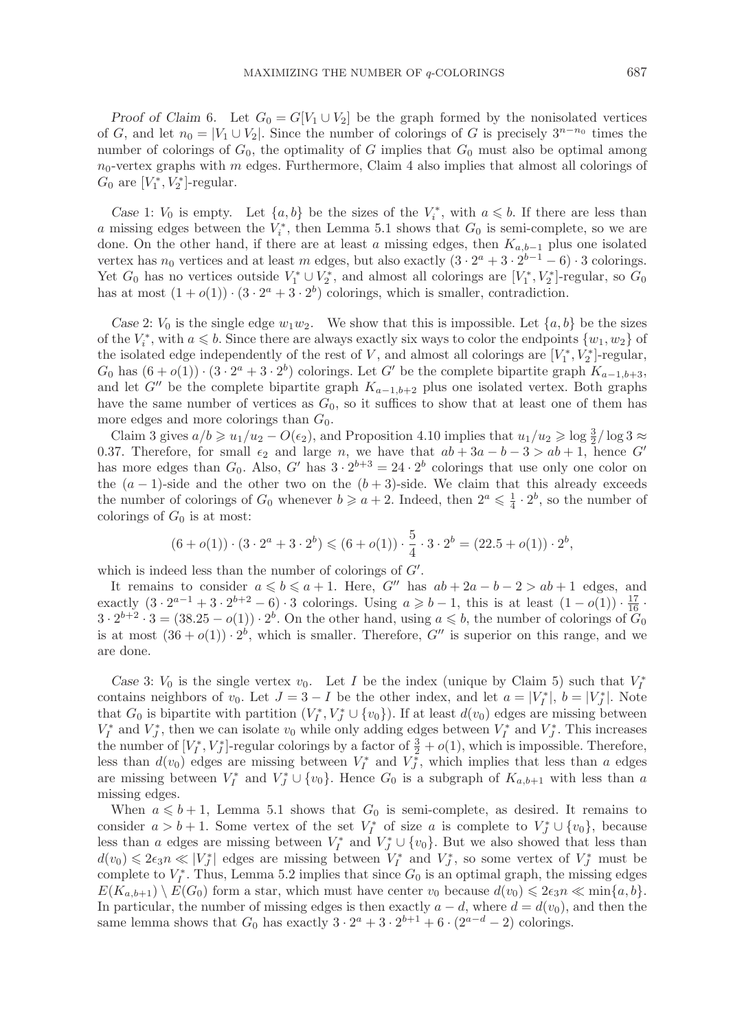*Proof of Claim* 6. Let $G_0 = G[V_1 \cup V_2]$ be the graph formed by the nonisolated vertices of $G$, and let $n_0 = |V_1 \cup V_2|$. Since the number of colorings of $G$ is precisely $3^{n-n_0}$ times the number of colorings of $G_0$, the optimality of $G$ implies that $G_0$ must also be optimal among $n_0$-vertex graphs with $m$ edges. Furthermore, Claim 4 also implies that almost all colorings of $G_0$ are $[V_1^*, V_2^*]$-regular.

*Case* 1: $V_0$ is empty. Let $\{a, b\}$ be the sizes of the $V_i^*$, with $a \leqslant b$. If there are less than $a$ missing edges between the $V_i^*$, then Lemma 5.1 shows that $G_0$ is semi-complete, so we are done. On the other hand, if there are at least $a$ missing edges, then $K_{a,b-1}$ plus one isolated vertex has $n_0$ vertices and at least $m$ edges, but also exactly $(3 \cdot 2^a + 3 \cdot 2^{b-1} - 6) \cdot 3$ colorings. Yet $G_0$ has no vertices outside $V_1^* \cup V_2^*$, and almost all colorings are $[V_1^*, V_2^*]$-regular, so $G_0$ has at most $(1 + o(1)) \cdot (3 \cdot 2^a + 3 \cdot 2^b)$ colorings, which is smaller, contradiction.

*Case* 2: $V_0$ is the single edge $w_1 w_2$. We show that this is impossible. Let $\{a, b\}$ be the sizes of the $V_i^*$, with $a \leqslant b$. Since there are always exactly six ways to color the endpoints $\{w_1, w_2\}$ of the isolated edge independently of the rest of $V$, and almost all colorings are $[V_1^*, V_2^*]$-regular, $G_0$ has $(6 + o(1)) \cdot (3 \cdot 2^a + 3 \cdot 2^b)$ colorings. Let $G'$ be the complete bipartite graph $K_{a-1,b+3}$, and let $G''$ be the complete bipartite graph $K_{a-1,b+2}$ plus one isolated vertex. Both graphs have the same number of vertices as $G_0$, so it suffices to show that at least one of them has more edges and more colorings than $G_0$.

Claim 3 gives $a/b \geqslant u_1/u_2 - O(\epsilon_2)$, and Proposition 4.10 implies that $u_1/u_2 \geqslant \log \frac{3}{2} / \log 3 \approx 0.37$. Therefore, for small $\epsilon_2$ and large $n$, we have that $ab + 3a - b - 3 > ab + 1$, hence $G'$ has more edges than $G_0$. Also, $G'$ has $3 \cdot 2^{b+3} = 24 \cdot 2^b$ colorings that use only one color on the $(a-1)$-side and the other two on the $(b+3)$-side. We claim that this already exceeds the number of colorings of $G_0$ whenever $b \geqslant a + 2$. Indeed, then $2^a \leqslant \frac{1}{4} \cdot 2^b$, so the number of colorings of $G_0$ is at most:

$$(6 + o(1)) \cdot (3 \cdot 2^a + 3 \cdot 2^b) \leqslant (6 + o(1)) \cdot \frac{5}{4} \cdot 3 \cdot 2^b = (22.5 + o(1)) \cdot 2^b,$$

which is indeed less than the number of colorings of $G'$.

It remains to consider $a \leqslant b \leqslant a + 1$. Here, $G''$ has $ab + 2a - b - 2 > ab + 1$ edges, and exactly $(3 \cdot 2^{a-1} + 3 \cdot 2^{b+2} - 6) \cdot 3$ colorings. Using $a \geqslant b - 1$, this is at least $(1 - o(1)) \cdot \frac{17}{16} \cdot 3 \cdot 2^{b+2} \cdot 3 = (38.25 - o(1)) \cdot 2^b$. On the other hand, using $a \leqslant b$, the number of colorings of $G_0$ is at most $(36 + o(1)) \cdot 2^b$, which is smaller. Therefore, $G''$ is superior on this range, and we are done.

*Case* 3: $V_0$ is the single vertex $v_0$. Let $I$ be the index (unique by Claim 5) such that $V_I^*$ contains neighbors of $v_0$. Let $J = 3 - I$ be the other index, and let $a = |V_I^*|$, $b = |V_J^*|$. Note that $G_0$ is bipartite with partition $(V_I^*, V_J^* \cup \{v_0\})$. If at least $d(v_0)$ edges are missing between $V_I^*$ and $V_J^*$, then we can isolate $v_0$ while only adding edges between $V_I^*$ and $V_J^*$. This increases the number of $[V_I^*, V_J^*]$-regular colorings by a factor of $\frac{3}{2} + o(1)$, which is impossible. Therefore, less than $d(v_0)$ edges are missing between $V_I^*$ and $V_J^*$, which implies that less than $a$ edges are missing between $V_I^*$ and $V_J^* \cup \{v_0\}$. Hence $G_0$ is a subgraph of $K_{a,b+1}$ with less than $a$ missing edges.

When $a \leqslant b + 1$, Lemma 5.1 shows that $G_0$ is semi-complete, as desired. It remains to consider $a > b + 1$. Some vertex of the set $V_I^*$ of size $a$ is complete to $V_J^* \cup \{v_0\}$, because less than $a$ edges are missing between $V_I^*$ and $V_J^* \cup \{v_0\}$. But we also showed that less than $d(v_0) \leqslant 2\epsilon_3 n \ll |V_J^*|$ edges are missing between $V_I^*$ and $V_J^*$, so some vertex of $V_J^*$ must be complete to $V_I^*$. Thus, Lemma 5.2 implies that since $G_0$ is an optimal graph, the missing edges $E(K_{a,b+1}) \setminus E(G_0)$ form a star, which must have center $v_0$ because $d(v_0) \leqslant 2\epsilon_3 n \ll \min\{a, b\}$. In particular, the number of missing edges is then exactly $a - d$, where $d = d(v_0)$, and then the same lemma shows that $G_0$ has exactly $3 \cdot 2^a + 3 \cdot 2^{b+1} + 6 \cdot (2^{a-d} - 2)$ colorings.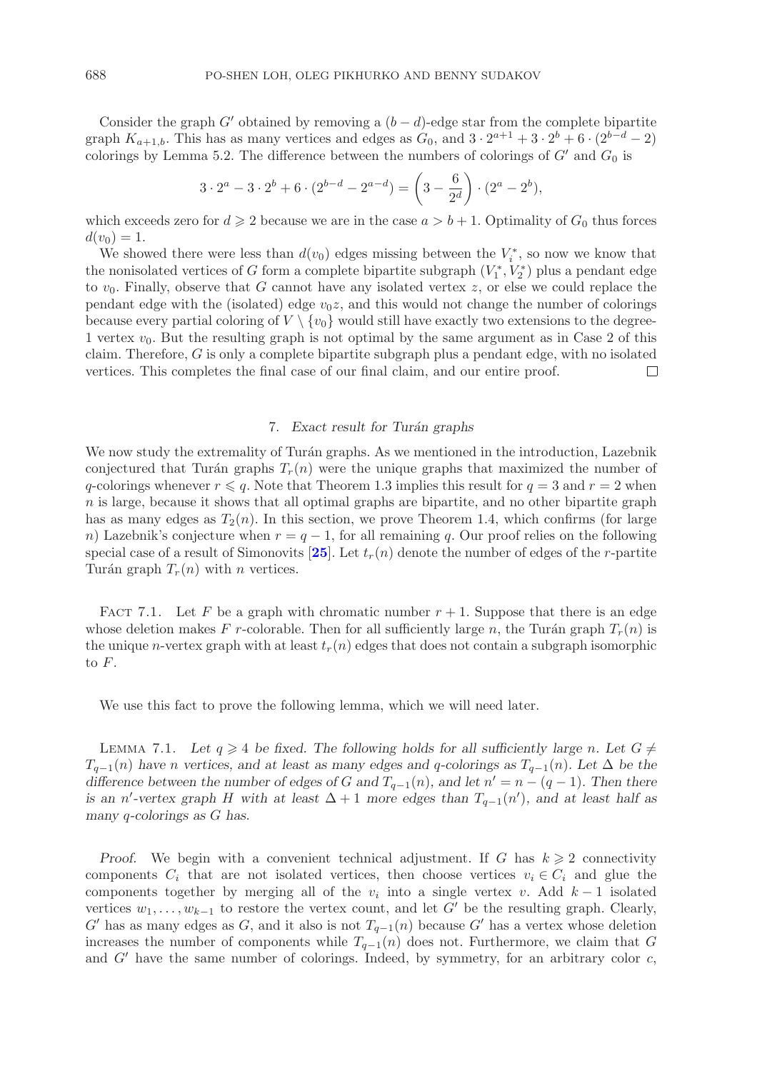Consider the graph $G'$ obtained by removing a $(b-d)$-edge star from the complete bipartite graph $K_{a+1,b}$. This has as many vertices and edges as $G_0$, and $3 \cdot 2^{a+1} + 3 \cdot 2^b + 6 \cdot (2^{b-d} - 2)$ colorings by Lemma 5.2. The difference between the numbers of colorings of $G'$ and $G_0$ is

$$3 \cdot 2^a - 3 \cdot 2^b + 6 \cdot (2^{b-d} - 2^{a-d}) = \left(3 - \frac{6}{2^d}\right) \cdot (2^a - 2^b),$$

which exceeds zero for $d \geqslant 2$ because we are in the case $a > b + 1$. Optimality of $G_0$ thus forces $d(v_0) = 1$.

We showed there were less than $d(v_0)$ edges missing between the $V_i^*$, so now we know that the nonisolated vertices of $G$ form a complete bipartite subgraph $(V_1^*, V_2^*)$ plus a pendant edge to $v_0$. Finally, observe that $G$ cannot have any isolated vertex $z$, or else we could replace the pendant edge with the (isolated) edge $v_0 z$, and this would not change the number of colorings because every partial coloring of $V \setminus \{v_0\}$ would still have exactly two extensions to the degree-1 vertex $v_0$. But the resulting graph is not optimal by the same argument as in Case 2 of this claim. Therefore, $G$ is only a complete bipartite subgraph plus a pendant edge, with no isolated vertices. This completes the final case of our final claim, and our entire proof. □

## 7. *Exact result for Turán graphs*

We now study the extremality of Turán graphs. As we mentioned in the introduction, Lazebnik conjectured that Turán graphs $T_r(n)$ were the unique graphs that maximized the number of $q$-colorings whenever $r \leqslant q$. Note that Theorem 1.3 implies this result for $q = 3$ and $r = 2$ when $n$ is large, because it shows that all optimal graphs are bipartite, and no other bipartite graph has as many edges as $T_2(n)$. In this section, we prove Theorem 1.4, which confirms (for large $n$) Lazebnik's conjecture when $r = q - 1$, for all remaining $q$. Our proof relies on the following special case of a result of Simonovits [**25**]. Let $t_r(n)$ denote the number of edges of the $r$-partite Turán graph $T_r(n)$ with $n$ vertices.

Fact 7.1. Let $F$ be a graph with chromatic number $r + 1$. Suppose that there is an edge whose deletion makes $F$ $r$-colorable. Then for all sufficiently large $n$, the Turán graph $T_r(n)$ is the unique $n$-vertex graph with at least $t_r(n)$ edges that does not contain a subgraph isomorphic to $F$.

We use this fact to prove the following lemma, which we will need later.

Lemma 7.1. *Let $q \geqslant 4$ be fixed. The following holds for all sufficiently large $n$. Let $G \neq T_{q-1}(n)$ have $n$ vertices, and at least as many edges and $q$-colorings as $T_{q-1}(n)$. Let $\Delta$ be the difference between the number of edges of $G$ and $T_{q-1}(n)$, and let $n' = n - (q-1)$. Then there is an $n'$-vertex graph $H$ with at least $\Delta + 1$ more edges than $T_{q-1}(n')$, and at least half as many $q$-colorings as $G$ has.*

*Proof.* We begin with a convenient technical adjustment. If $G$ has $k \geqslant 2$ connectivity components $C_i$ that are not isolated vertices, then choose vertices $v_i \in C_i$ and glue the components together by merging all of the $v_i$ into a single vertex $v$. Add $k - 1$ isolated vertices $w_1, \ldots, w_{k-1}$ to restore the vertex count, and let $G'$ be the resulting graph. Clearly, $G'$ has as many edges as $G$, and it also is not $T_{q-1}(n)$ because $G'$ has a vertex whose deletion increases the number of components while $T_{q-1}(n)$ does not. Furthermore, we claim that $G$ and $G'$ have the same number of colorings. Indeed, by symmetry, for an arbitrary color $c$,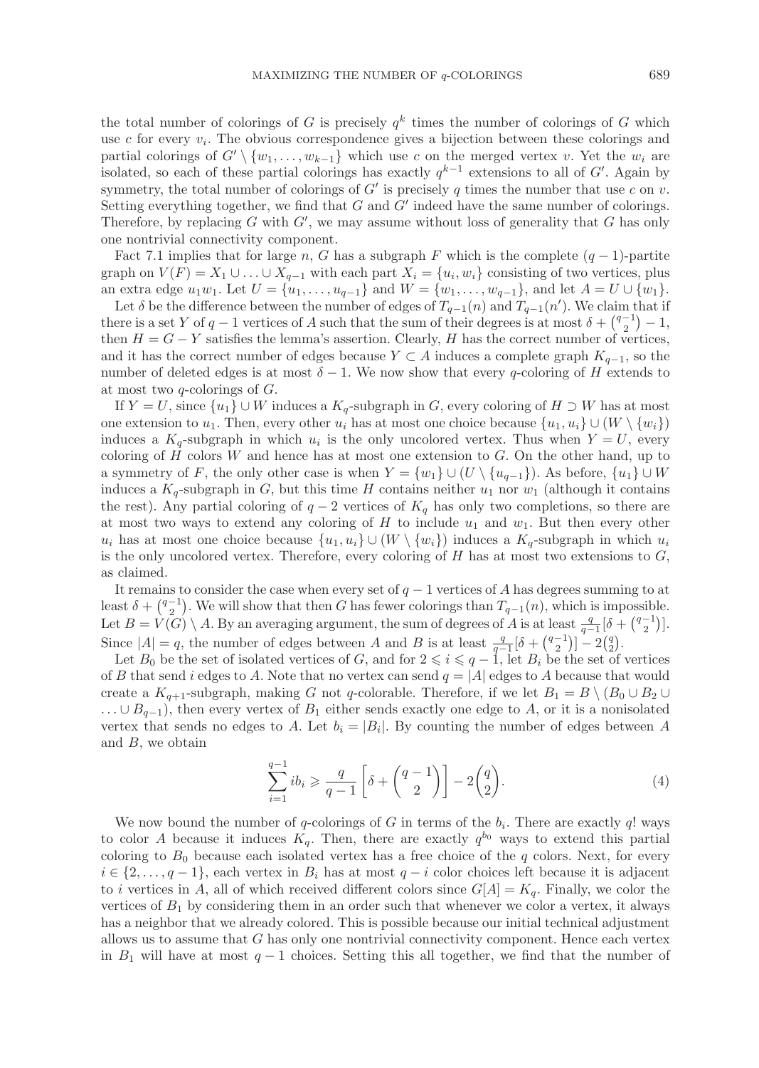the total number of colorings of $G$ is precisely $q^k$ times the number of colorings of $G$ which use $c$ for every $v_i$. The obvious correspondence gives a bijection between these colorings and partial colorings of $G' \setminus \{w_1, \ldots, w_{k-1}\}$ which use $c$ on the merged vertex $v$. Yet the $w_i$ are isolated, so each of these partial colorings has exactly $q^{k-1}$ extensions to all of $G'$. Again by symmetry, the total number of colorings of $G'$ is precisely $q$ times the number that use $c$ on $v$. Setting everything together, we find that $G$ and $G'$ indeed have the same number of colorings. Therefore, by replacing $G$ with $G'$, we may assume without loss of generality that $G$ has only one nontrivial connectivity component.

Fact 7.1 implies that for large $n$, $G$ has a subgraph $F$ which is the complete $(q-1)$-partite graph on $V(F) = X_1 \cup \ldots \cup X_{q-1}$ with each part $X_i = \{u_i, w_i\}$ consisting of two vertices, plus an extra edge $u_1 w_1$. Let $U = \{u_1, \ldots, u_{q-1}\}$ and $W = \{w_1, \ldots, w_{q-1}\}$, and let $A = U \cup \{w_1\}$.

Let $\delta$ be the difference between the number of edges of $T_{q-1}(n)$ and $T_{q-1}(n')$. We claim that if there is a set $Y$ of $q-1$ vertices of $A$ such that the sum of their degrees is at most $\delta + \binom{q-1}{2} - 1$, then $H = G - Y$ satisfies the lemma's assertion. Clearly, $H$ has the correct number of vertices, and it has the correct number of edges because $Y \subset A$ induces a complete graph $K_{q-1}$, so the number of deleted edges is at most $\delta - 1$. We now show that every $q$-coloring of $H$ extends to at most two $q$-colorings of $G$.

If $Y = U$, since $\{u_1\} \cup W$ induces a $K_q$-subgraph in $G$, every coloring of $H \supset W$ has at most one extension to $u_1$. Then, every other $u_i$ has at most one choice because $\{u_1, u_i\} \cup (W \setminus \{w_i\})$ induces a $K_q$-subgraph in which $u_i$ is the only uncolored vertex. Thus when $Y = U$, every coloring of $H$ colors $W$ and hence has at most one extension to $G$. On the other hand, up to a symmetry of $F$, the only other case is when $Y = \{w_1\} \cup (U \setminus \{u_{q-1}\})$. As before, $\{u_1\} \cup W$ induces a $K_q$-subgraph in $G$, but this time $H$ contains neither $u_1$ nor $w_1$ (although it contains the rest). Any partial coloring of $q-2$ vertices of $K_q$ has only two completions, so there are at most two ways to extend any coloring of $H$ to include $u_1$ and $w_1$. But then every other $u_i$ has at most one choice because $\{u_1, u_i\} \cup (W \setminus \{w_i\})$ induces a $K_q$-subgraph in which $u_i$ is the only uncolored vertex. Therefore, every coloring of $H$ has at most two extensions to $G$, as claimed.

It remains to consider the case when every set of $q-1$ vertices of $A$ has degrees summing to at least $\delta + \binom{q-1}{2}$. We will show that then $G$ has fewer colorings than $T_{q-1}(n)$, which is impossible. Let $B = V(G) \setminus A$. By an averaging argument, the sum of degrees of $A$ is at least $\frac{q}{q-1}[\delta + \binom{q-1}{2}]$. Since $|A| = q$, the number of edges between $A$ and $B$ is at least $\frac{q}{q-1}[\delta + \binom{q-1}{2}] - 2\binom{q}{2}$.

Let $B_0$ be the set of isolated vertices of $G$, and for $2 \leqslant i \leqslant q-1$, let $B_i$ be the set of vertices of $B$ that send $i$ edges to $A$. Note that no vertex can send $q = |A|$ edges to $A$ because that would create a $K_{q+1}$-subgraph, making $G$ not $q$-colorable. Therefore, if we let $B_1 = B \setminus (B_0 \cup B_2 \cup \ldots \cup B_{q-1})$, then every vertex of $B_1$ either sends exactly one edge to $A$, or it is a nonisolated vertex that sends no edges to $A$. Let $b_i = |B_i|$. By counting the number of edges between $A$ and $B$, we obtain

$$\sum_{i=1}^{q-1} i b_i \geqslant \frac{q}{q-1}\left[\delta + \binom{q-1}{2}\right] - 2\binom{q}{2}. \tag{4}$$

We now bound the number of $q$-colorings of $G$ in terms of the $b_i$. There are exactly $q!$ ways to color $A$ because it induces $K_q$. Then, there are exactly $q^{b_0}$ ways to extend this partial coloring to $B_0$ because each isolated vertex has a free choice of the $q$ colors. Next, for every $i \in \{2, \ldots, q-1\}$, each vertex in $B_i$ has at most $q-i$ color choices left because it is adjacent to $i$ vertices in $A$, all of which received different colors since $G[A] = K_q$. Finally, we color the vertices of $B_1$ by considering them in an order such that whenever we color a vertex, it always has a neighbor that we already colored. This is possible because our initial technical adjustment allows us to assume that $G$ has only one nontrivial connectivity component. Hence each vertex in $B_1$ will have at most $q-1$ choices. Setting this all together, we find that the number of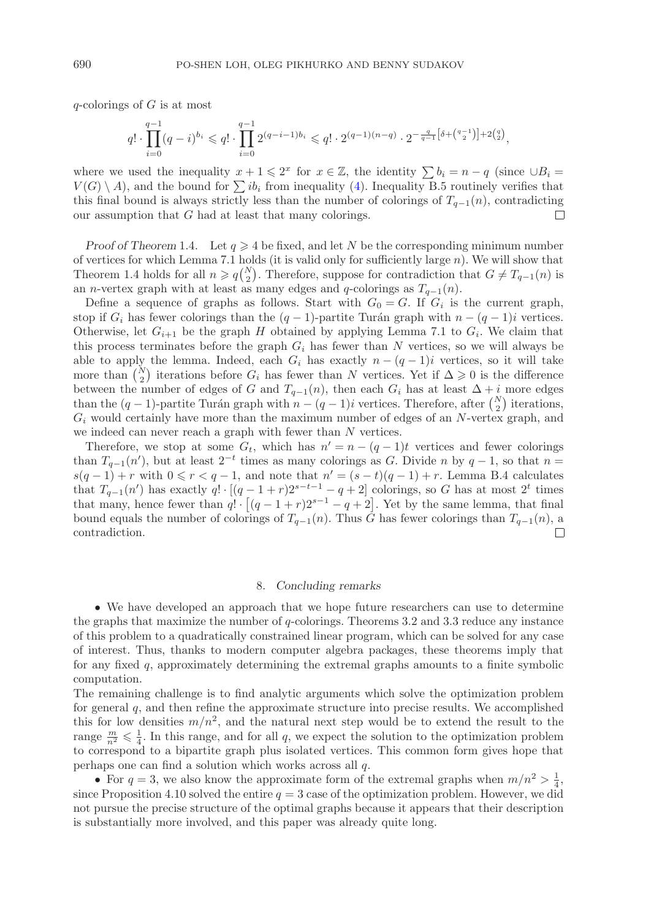$q$-colorings of $G$ is at most

$$q! \cdot \prod_{i=0}^{q-1} (q-i)^{b_i} \leqslant q! \cdot \prod_{i=0}^{q-1} 2^{(q-i-1)b_i} \leqslant q! \cdot 2^{(q-1)(n-q)} \cdot 2^{-\frac{q}{q-1}\left[\delta + \binom{q-1}{2}\right] + 2\binom{q}{2}},$$

where we used the inequality $x + 1 \leqslant 2^x$ for $x \in \mathbb{Z}$, the identity $\sum b_i = n - q$ (since $\cup B_i = V(G) \setminus A$), and the bound for $\sum i b_i$ from inequality (4). Inequality B.5 routinely verifies that this final bound is always strictly less than the number of colorings of $T_{q-1}(n)$, contradicting our assumption that $G$ had at least that many colorings. □

*Proof of Theorem* 1.4. Let $q \geqslant 4$ be fixed, and let $N$ be the corresponding minimum number of vertices for which Lemma 7.1 holds (it is valid only for sufficiently large $n$). We will show that Theorem 1.4 holds for all $n \geqslant q\binom{N}{2}$. Therefore, suppose for contradiction that $G \neq T_{q-1}(n)$ is an $n$-vertex graph with at least as many edges and $q$-colorings as $T_{q-1}(n)$.

Define a sequence of graphs as follows. Start with $G_0 = G$. If $G_i$ is the current graph, stop if $G_i$ has fewer colorings than the $(q-1)$-partite Turán graph with $n - (q-1)i$ vertices. Otherwise, let $G_{i+1}$ be the graph $H$ obtained by applying Lemma 7.1 to $G_i$. We claim that this process terminates before the graph $G_i$ has fewer than $N$ vertices, so we will always be able to apply the lemma. Indeed, each $G_i$ has exactly $n - (q-1)i$ vertices, so it will take more than $\binom{N}{2}$ iterations before $G_i$ has fewer than $N$ vertices. Yet if $\Delta \geqslant 0$ is the difference between the number of edges of $G$ and $T_{q-1}(n)$, then each $G_i$ has at least $\Delta + i$ more edges than the $(q-1)$-partite Turán graph with $n - (q-1)i$ vertices. Therefore, after $\binom{N}{2}$ iterations, $G_i$ would certainly have more than the maximum number of edges of an $N$-vertex graph, and we indeed can never reach a graph with fewer than $N$ vertices.

Therefore, we stop at some $G_t$, which has $n' = n - (q-1)t$ vertices and fewer colorings than $T_{q-1}(n')$, but at least $2^{-t}$ times as many colorings as $G$. Divide $n$ by $q-1$, so that $n = s(q-1) + r$ with $0 \leqslant r < q-1$, and note that $n' = (s-t)(q-1) + r$. Lemma B.4 calculates that $T_{q-1}(n')$ has exactly $q! \cdot [(q-1+r)2^{s-t-1} - q + 2]$ colorings, so $G$ has at most $2^t$ times that many, hence fewer than $q! \cdot \left[(q-1+r)2^{s-1} - q + 2\right]$. Yet by the same lemma, that final bound equals the number of colorings of $T_{q-1}(n)$. Thus $G$ has fewer colorings than $T_{q-1}(n)$, a contradiction. □

## 8. *Concluding remarks*

- We have developed an approach that we hope future researchers can use to determine the graphs that maximize the number of $q$-colorings. Theorems 3.2 and 3.3 reduce any instance of this problem to a quadratically constrained linear program, which can be solved for any case of interest. Thus, thanks to modern computer algebra packages, these theorems imply that for any fixed $q$, approximately determining the extremal graphs amounts to a finite symbolic computation.

The remaining challenge is to find analytic arguments which solve the optimization problem for general $q$, and then refine the approximate structure into precise results. We accomplished this for low densities $m/n^2$, and the natural next step would be to extend the result to the range $\frac{m}{n^2} \leqslant \frac{1}{4}$. In this range, and for all $q$, we expect the solution to the optimization problem to correspond to a bipartite graph plus isolated vertices. This common form gives hope that perhaps one can find a solution which works across all $q$.

- For $q = 3$, we also know the approximate form of the extremal graphs when $m/n^2 > \frac{1}{4}$, since Proposition 4.10 solved the entire $q = 3$ case of the optimization problem. However, we did not pursue the precise structure of the optimal graphs because it appears that their description is substantially more involved, and this paper was already quite long.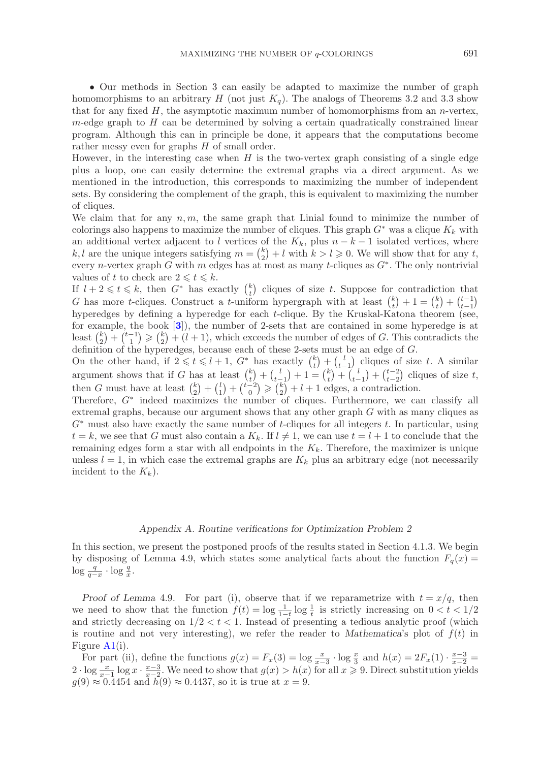- Our methods in Section 3 can easily be adapted to maximize the number of graph homomorphisms to an arbitrary $H$ (not just $K_q$). The analogs of Theorems 3.2 and 3.3 show that for any fixed $H$, the asymptotic maximum number of homomorphisms from an $n$-vertex, $m$-edge graph to $H$ can be determined by solving a certain quadratically constrained linear program. Although this can in principle be done, it appears that the computations become rather messy even for graphs $H$ of small order.

However, in the interesting case when $H$ is the two-vertex graph consisting of a single edge plus a loop, one can easily determine the extremal graphs via a direct argument. As we mentioned in the introduction, this corresponds to maximizing the number of independent sets. By considering the complement of the graph, this is equivalent to maximizing the number of cliques.

We claim that for any $n, m$, the same graph that Linial found to minimize the number of colorings also happens to maximize the number of cliques. This graph $G^*$ was a clique $K_k$ with an additional vertex adjacent to $l$ vertices of the $K_k$, plus $n-k-1$ isolated vertices, where $k, l$ are the unique integers satisfying $m = \binom{k}{2} + l$ with $k > l \geqslant 0$. We will show that for any $t$, every $n$-vertex graph $G$ with $m$ edges has at most as many $t$-cliques as $G^*$. The only nontrivial values of $t$ to check are $2 \leqslant t \leqslant k$.

If $l+2 \leqslant t \leqslant k$, then $G^*$ has exactly $\binom{k}{t}$ cliques of size $t$. Suppose for contradiction that $G$ has more $t$-cliques. Construct a $t$-uniform hypergraph with at least $\binom{k}{t} + 1 = \binom{k}{t} + \binom{t-1}{t-1}$ hyperedges by defining a hyperedge for each $t$-clique. By the Kruskal-Katona theorem (see, for example, the book [3]), the number of 2-sets that are contained in some hyperedge is at least $\binom{k}{2} + \binom{t-1}{1} \geqslant \binom{k}{2} + (l+1)$, which exceeds the number of edges of $G$. This contradicts the definition of the hyperedges, because each of these 2-sets must be an edge of $G$.

On the other hand, if $2 \leqslant t \leqslant l+1$, $G^*$ has exactly $\binom{k}{t} + \binom{l}{t-1}$ cliques of size $t$. A similar argument shows that if $G$ has at least $\binom{k}{t} + \binom{l}{t-1} + 1 = \binom{k}{t} + \binom{l}{t-1} + \binom{t-2}{t-2}$ cliques of size $t$, then $G$ must have at least $\binom{k}{2} + \binom{l}{1} + \binom{t-2}{0} \geqslant \binom{k}{2} + l + 1$ edges, a contradiction.

Therefore, $G^*$ indeed maximizes the number of cliques. Furthermore, we can classify all extremal graphs, because our argument shows that any other graph $G$ with as many cliques as $G^*$ must also have exactly the same number of $t$-cliques for all integers $t$. In particular, using $t = k$, we see that $G$ must also contain a $K_k$. If $l \neq 1$, we can use $t = l+1$ to conclude that the remaining edges form a star with all endpoints in the $K_k$. Therefore, the maximizer is unique unless $l = 1$, in which case the extremal graphs are $K_k$ plus an arbitrary edge (not necessarily incident to the $K_k$).

## Appendix A. Routine verifications for Optimization Problem 2

In this section, we present the postponed proofs of the results stated in Section 4.1.3. We begin by disposing of Lemma 4.9, which states some analytical facts about the function $F_q(x) = \log \frac{q}{q-x} \cdot \log \frac{q}{x}$.

*Proof of Lemma* 4.9. For part (i), observe that if we reparametrize with $t = x/q$, then we need to show that the function $f(t) = \log \frac{1}{1-t} \log \frac{1}{t}$ is strictly increasing on $0 < t < 1/2$ and strictly decreasing on $1/2 < t < 1$. Instead of presenting a tedious analytic proof (which is routine and not very interesting), we refer the reader to *Mathematica*'s plot of $f(t)$ in Figure A1(i).

For part (ii), define the functions $g(x) = F_x(3) = \log \frac{x}{x-3} \cdot \log \frac{x}{3}$ and $h(x) = 2F_x(1) \cdot \frac{x-3}{x-2} = 2 \cdot \log \frac{x}{x-1} \log x \cdot \frac{x-3}{x-2}$. We need to show that $g(x) > h(x)$ for all $x \geqslant 9$. Direct substitution yields $g(9) \approx 0.4454$ and $h(9) \approx 0.4437$, so it is true at $x = 9$.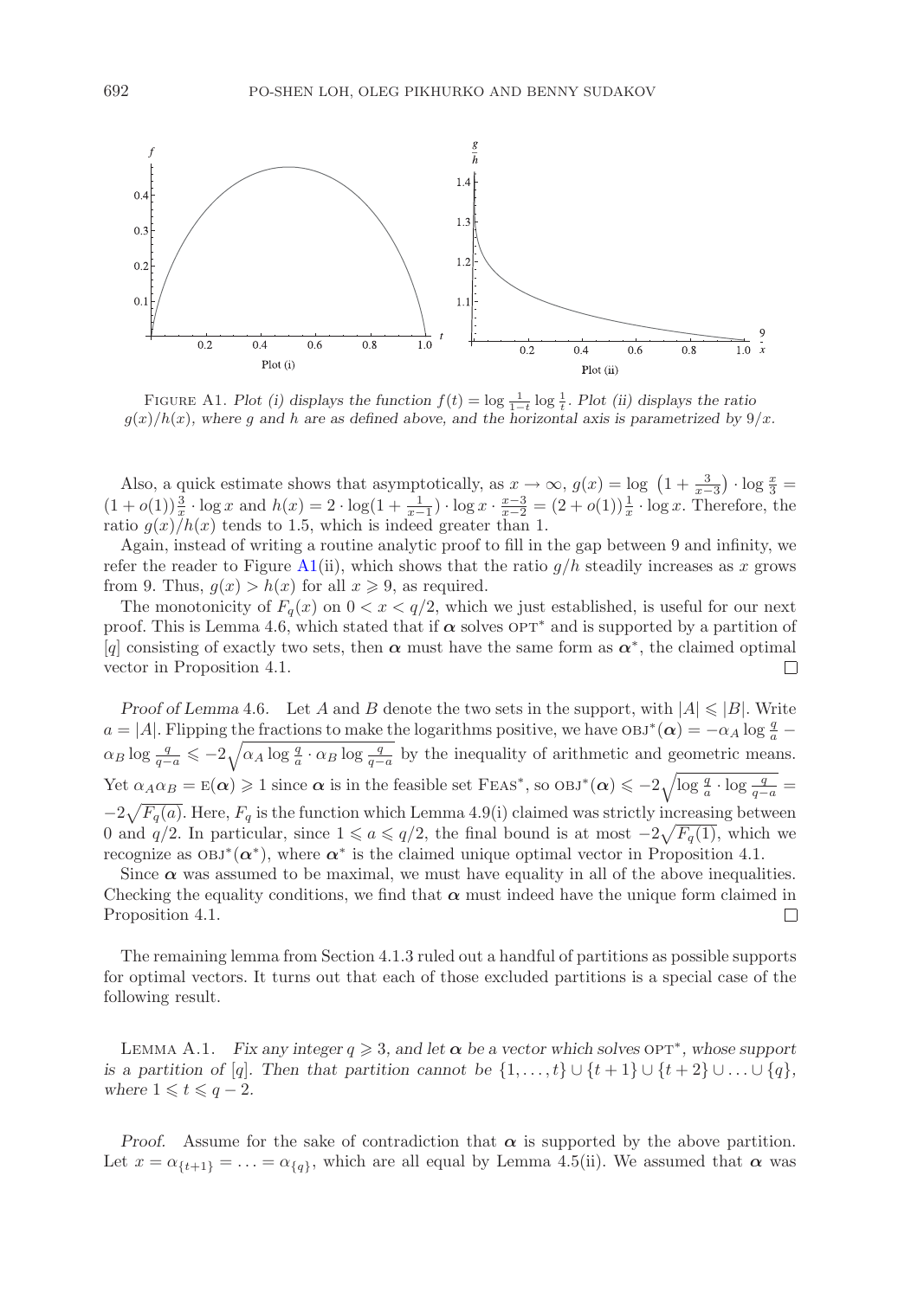FIGURE A1. *Plot (i) displays the function $f(t) = \log \frac{1}{1-t} \log \frac{1}{t}$. Plot (ii) displays the ratio $g(x)/h(x)$, where $g$ and $h$ are as defined above, and the horizontal axis is parametrized by $9/x$.*

Also, a quick estimate shows that asymptotically, as $x \to \infty$, $g(x) = \log\left(1 + \frac{3}{x-3}\right) \cdot \log \frac{x}{3} = (1+o(1))\frac{3}{x} \cdot \log x$ and $h(x) = 2 \cdot \log(1 + \frac{1}{x-1}) \cdot \log x \cdot \frac{x-3}{x-2} = (2+o(1))\frac{1}{x} \cdot \log x$. Therefore, the ratio $g(x)/h(x)$ tends to 1.5, which is indeed greater than 1.

Again, instead of writing a routine analytic proof to fill in the gap between 9 and infinity, we refer the reader to Figure A1(ii), which shows that the ratio $g/h$ steadily increases as $x$ grows from 9. Thus, $g(x) > h(x)$ for all $x \geqslant 9$, as required.

The monotonicity of $F_q(x)$ on $0 < x < q/2$, which we just established, is useful for our next proof. This is Lemma 4.6, which stated that if $\boldsymbol{\alpha}$ solves $\text{OPT}^*$ and is supported by a partition of $[q]$ consisting of exactly two sets, then $\boldsymbol{\alpha}$ must have the same form as $\boldsymbol{\alpha}^*$, the claimed optimal vector in Proposition 4.1. ☐

*Proof of Lemma* 4.6. Let $A$ and $B$ denote the two sets in the support, with $|A| \leqslant |B|$. Write $a = |A|$. Flipping the fractions to make the logarithms positive, we have $\text{OBJ}^*(\boldsymbol{\alpha}) = -\alpha_A \log \frac{q}{a} - \alpha_B \log \frac{q}{q-a} \leqslant -2\sqrt{\alpha_A \log \frac{q}{a} \cdot \alpha_B \log \frac{q}{q-a}}$ by the inequality of arithmetic and geometric means. Yet $\alpha_A \alpha_B = \text{E}(\boldsymbol{\alpha}) \geqslant 1$ since $\boldsymbol{\alpha}$ is in the feasible set $\text{FEAS}^*$, so $\text{OBJ}^*(\boldsymbol{\alpha}) \leqslant -2\sqrt{\log \frac{q}{a} \cdot \log \frac{q}{q-a}} = -2\sqrt{F_q(a)}$. Here, $F_q$ is the function which Lemma 4.9(i) claimed was strictly increasing between 0 and $q/2$. In particular, since $1 \leqslant a \leqslant q/2$, the final bound is at most $-2\sqrt{F_q(1)}$, which we recognize as $\text{OBJ}^*(\boldsymbol{\alpha}^*)$, where $\boldsymbol{\alpha}^*$ is the claimed unique optimal vector in Proposition 4.1.

Since $\boldsymbol{\alpha}$ was assumed to be maximal, we must have equality in all of the above inequalities. Checking the equality conditions, we find that $\boldsymbol{\alpha}$ must indeed have the unique form claimed in Proposition 4.1. ☐

The remaining lemma from Section 4.1.3 ruled out a handful of partitions as possible supports for optimal vectors. It turns out that each of those excluded partitions is a special case of the following result.

LEMMA A.1. *Fix any integer $q \geqslant 3$, and let $\boldsymbol{\alpha}$ be a vector which solves $\text{OPT}^*$, whose support is a partition of $[q]$. Then that partition cannot be $\{1, \ldots, t\} \cup \{t+1\} \cup \{t+2\} \cup \ldots \cup \{q\}$, where $1 \leqslant t \leqslant q-2$.*

*Proof.* Assume for the sake of contradiction that $\boldsymbol{\alpha}$ is supported by the above partition. Let $x = \alpha_{\{t+1\}} = \ldots = \alpha_{\{q\}}$, which are all equal by Lemma 4.5(ii). We assumed that $\boldsymbol{\alpha}$ was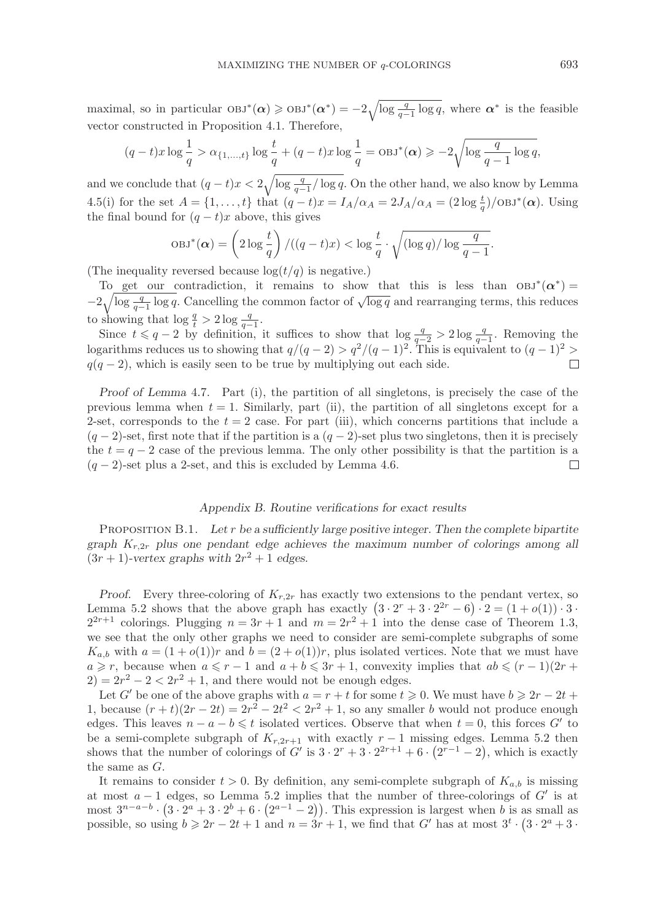maximal, so in particular $\text{OBJ}^*(\boldsymbol{\alpha}) \geqslant \text{OBJ}^*(\boldsymbol{\alpha}^*) = -2\sqrt{\log \frac{q}{q-1} \log q}$, where $\boldsymbol{\alpha}^*$ is the feasible vector constructed in Proposition 4.1. Therefore,

$$(q-t)x \log \frac{1}{q} > \alpha_{\{1,\ldots,t\}} \log \frac{t}{q} + (q-t)x \log \frac{1}{q} = \text{OBJ}^*(\boldsymbol{\alpha}) \geqslant -2\sqrt{\log \frac{q}{q-1} \log q},$$

and we conclude that $(q-t)x < 2\sqrt{\log \frac{q}{q-1} / \log q}$. On the other hand, we also know by Lemma 4.5(i) for the set $A = \{1, \ldots, t\}$ that $(q-t)x = I_A/\alpha_A = 2J_A/\alpha_A = (2 \log \frac{t}{q})/\text{OBJ}^*(\boldsymbol{\alpha})$. Using the final bound for $(q-t)x$ above, this gives

$$\text{OBJ}^*(\boldsymbol{\alpha}) = \left(2 \log \frac{t}{q}\right) / ((q-t)x) < \log \frac{t}{q} \cdot \sqrt{(\log q)/\log \frac{q}{q-1}}.$$

(The inequality reversed because $\log(t/q)$ is negative.)

To get our contradiction, it remains to show that this is less than $\text{OBJ}^*(\boldsymbol{\alpha}^*) = -2\sqrt{\log \frac{q}{q-1} \log q}$. Cancelling the common factor of $\sqrt{\log q}$ and rearranging terms, this reduces to showing that $\log \frac{q}{t} > 2 \log \frac{q}{q-1}$.

Since $t \leqslant q-2$ by definition, it suffices to show that $\log \frac{q}{q-2} > 2 \log \frac{q}{q-1}$. Removing the logarithms reduces us to showing that $q/(q-2) > q^2/(q-1)^2$. This is equivalent to $(q-1)^2 > q(q-2)$, which is easily seen to be true by multiplying out each side. $\square$

*Proof of Lemma* 4.7. Part (i), the partition of all singletons, is precisely the case of the previous lemma when $t = 1$. Similarly, part (ii), the partition of all singletons except for a 2-set, corresponds to the $t = 2$ case. For part (iii), which concerns partitions that include a $(q-2)$-set, first note that if the partition is a $(q-2)$-set plus two singletons, then it is precisely the $t = q-2$ case of the previous lemma. The only other possibility is that the partition is a $(q-2)$-set plus a 2-set, and this is excluded by Lemma 4.6. $\square$

## *Appendix B. Routine verifications for exact results*

PROPOSITION B.1. *Let $r$ be a sufficiently large positive integer. Then the complete bipartite graph $K_{r,2r}$ plus one pendant edge achieves the maximum number of colorings among all $(3r+1)$-vertex graphs with $2r^2 + 1$ edges.*

*Proof.* Every three-coloring of $K_{r,2r}$ has exactly two extensions to the pendant vertex, so Lemma 5.2 shows that the above graph has exactly $\left(3 \cdot 2^r + 3 \cdot 2^{2r} - 6\right) \cdot 2 = (1 + o(1)) \cdot 3 \cdot 2^{2r+1}$ colorings. Plugging $n = 3r + 1$ and $m = 2r^2 + 1$ into the dense case of Theorem 1.3, we see that the only other graphs we need to consider are semi-complete subgraphs of some $K_{a,b}$ with $a = (1 + o(1))r$ and $b = (2 + o(1))r$, plus isolated vertices. Note that we must have $a \geqslant r$, because when $a \leqslant r - 1$ and $a + b \leqslant 3r + 1$, convexity implies that $ab \leqslant (r-1)(2r+2) = 2r^2 - 2 < 2r^2 + 1$, and there would not be enough edges.

Let $G'$ be one of the above graphs with $a = r + t$ for some $t \geqslant 0$. We must have $b \geqslant 2r - 2t + 1$, because $(r+t)(2r-2t) = 2r^2 - 2t^2 < 2r^2 + 1$, so any smaller $b$ would not produce enough edges. This leaves $n - a - b \leqslant t$ isolated vertices. Observe that when $t = 0$, this forces $G'$ to be a semi-complete subgraph of $K_{r,2r+1}$ with exactly $r - 1$ missing edges. Lemma 5.2 then shows that the number of colorings of $G'$ is $3 \cdot 2^r + 3 \cdot 2^{2r+1} + 6 \cdot \left(2^{r-1} - 2\right)$, which is exactly the same as $G$.

It remains to consider $t > 0$. By definition, any semi-complete subgraph of $K_{a,b}$ is missing at most $a - 1$ edges, so Lemma 5.2 implies that the number of three-colorings of $G'$ is at most $3^{n-a-b} \cdot \left(3 \cdot 2^a + 3 \cdot 2^b + 6 \cdot \left(2^{a-1} - 2\right)\right)$. This expression is largest when $b$ is as small as possible, so using $b \geqslant 2r - 2t + 1$ and $n = 3r + 1$, we find that $G'$ has at most $3^t \cdot \big(3 \cdot 2^a + 3 \cdot$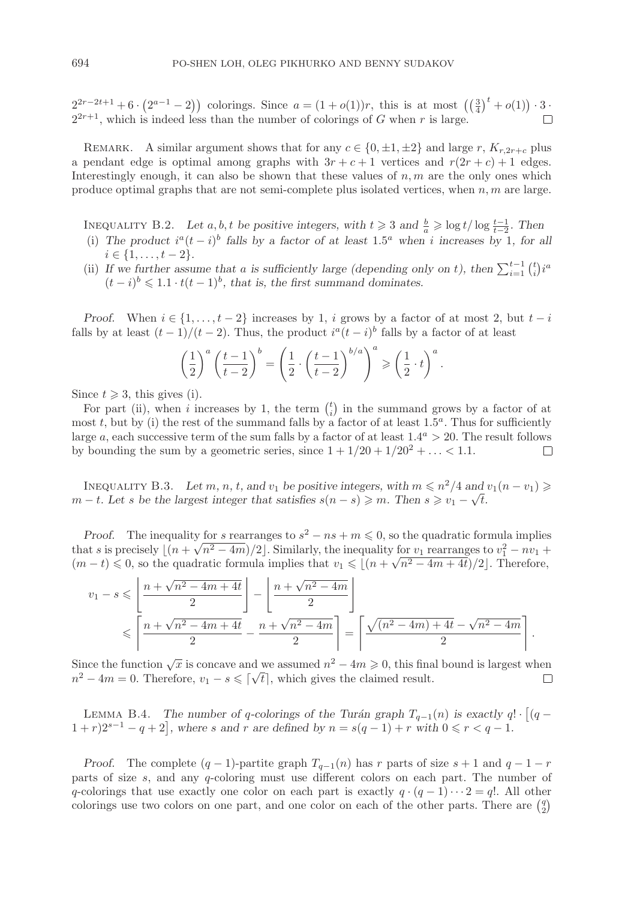$2^{2r-2t+1} + 6 \cdot \left(2^{a-1} - 2\right)\big)$ colorings. Since $a = (1+o(1))r$, this is at most $\left(\left(\frac{3}{4}\right)^t + o(1)\right) \cdot 3 \cdot 2^{2r+1}$, which is indeed less than the number of colorings of $G$ when $r$ is large. $\square$

REMARK. A similar argument shows that for any $c \in \{0, \pm 1, \pm 2\}$ and large $r$, $K_{r,2r+c}$ plus a pendant edge is optimal among graphs with $3r + c + 1$ vertices and $r(2r + c) + 1$ edges. Interestingly enough, it can also be shown that these values of $n, m$ are the only ones which produce optimal graphs that are not semi-complete plus isolated vertices, when $n, m$ are large.

INEQUALITY B.2. *Let $a, b, t$ be positive integers, with $t \geqslant 3$ and $\frac{b}{a} \geqslant \log t / \log \frac{t-1}{t-2}$. Then*

(i) *The product $i^a(t-i)^b$ falls by a factor of at least $1.5^a$ when $i$ increases by 1, for all $i \in \{1, \ldots, t-2\}$.*

(ii) *If we further assume that $a$ is sufficiently large (depending only on $t$), then $\sum_{i=1}^{t-1} \binom{t}{i} i^a (t-i)^b \leqslant 1.1 \cdot t(t-1)^b$, that is, the first summand dominates.*

*Proof.* When $i \in \{1, \ldots, t-2\}$ increases by 1, $i$ grows by a factor of at most 2, but $t - i$ falls by at least $(t-1)/(t-2)$. Thus, the product $i^a(t-i)^b$ falls by a factor of at least

$$\left(\frac{1}{2}\right)^a \left(\frac{t-1}{t-2}\right)^b = \left(\frac{1}{2} \cdot \left(\frac{t-1}{t-2}\right)^{b/a}\right)^a \geqslant \left(\frac{1}{2} \cdot t\right)^a.$$

Since $t \geqslant 3$, this gives (i).

For part (ii), when $i$ increases by 1, the term $\binom{t}{i}$ in the summand grows by a factor of at most $t$, but by (i) the rest of the summand falls by a factor of at least $1.5^a$. Thus for sufficiently large $a$, each successive term of the sum falls by a factor of at least $1.4^a > 20$. The result follows by bounding the sum by a geometric series, since $1 + 1/20 + 1/20^2 + \ldots < 1.1$. $\square$

INEQUALITY B.3. *Let $m$, $n$, $t$, and $v_1$ be positive integers, with $m \leqslant n^2/4$ and $v_1(n - v_1) \geqslant m - t$. Let $s$ be the largest integer that satisfies $s(n - s) \geqslant m$. Then $s \geqslant v_1 - \sqrt{t}$.*

*Proof.* The inequality for $s$ rearranges to $s^2 - ns + m \leqslant 0$, so the quadratic formula implies that $s$ is precisely $\lfloor (n + \sqrt{n^2 - 4m})/2 \rfloor$. Similarly, the inequality for $v_1$ rearranges to $v_1^2 - nv_1 + (m - t) \leqslant 0$, so the quadratic formula implies that $v_1 \leqslant \lfloor (n + \sqrt{n^2 - 4m + 4t})/2 \rfloor$. Therefore,

$$\begin{aligned}
v_1 - s &\leqslant \left\lfloor \frac{n + \sqrt{n^2 - 4m + 4t}}{2} \right\rfloor - \left\lfloor \frac{n + \sqrt{n^2 - 4m}}{2} \right\rfloor \\
&\leqslant \left\lceil \frac{n + \sqrt{n^2 - 4m + 4t}}{2} - \frac{n + \sqrt{n^2 - 4m}}{2} \right\rceil = \left\lceil \frac{\sqrt{(n^2 - 4m) + 4t} - \sqrt{n^2 - 4m}}{2} \right\rceil.
\end{aligned}$$

Since the function $\sqrt{x}$ is concave and we assumed $n^2 - 4m \geqslant 0$, this final bound is largest when $n^2 - 4m = 0$. Therefore, $v_1 - s \leqslant \lceil \sqrt{t} \rceil$, which gives the claimed result. $\square$

LEMMA B.4. *The number of $q$-colorings of the Turán graph $T_{q-1}(n)$ is exactly $q! \cdot \left[(q - 1 + r)2^{s-1} - q + 2\right]$, where $s$ and $r$ are defined by $n = s(q-1) + r$ with $0 \leqslant r < q - 1$.*

*Proof.* The complete $(q-1)$-partite graph $T_{q-1}(n)$ has $r$ parts of size $s + 1$ and $q - 1 - r$ parts of size $s$, and any $q$-coloring must use different colors on each part. The number of $q$-colorings that use exactly one color on each part is exactly $q \cdot (q-1) \cdots 2 = q!$. All other colorings use two colors on one part, and one color on each of the other parts. There are $\binom{q}{2}$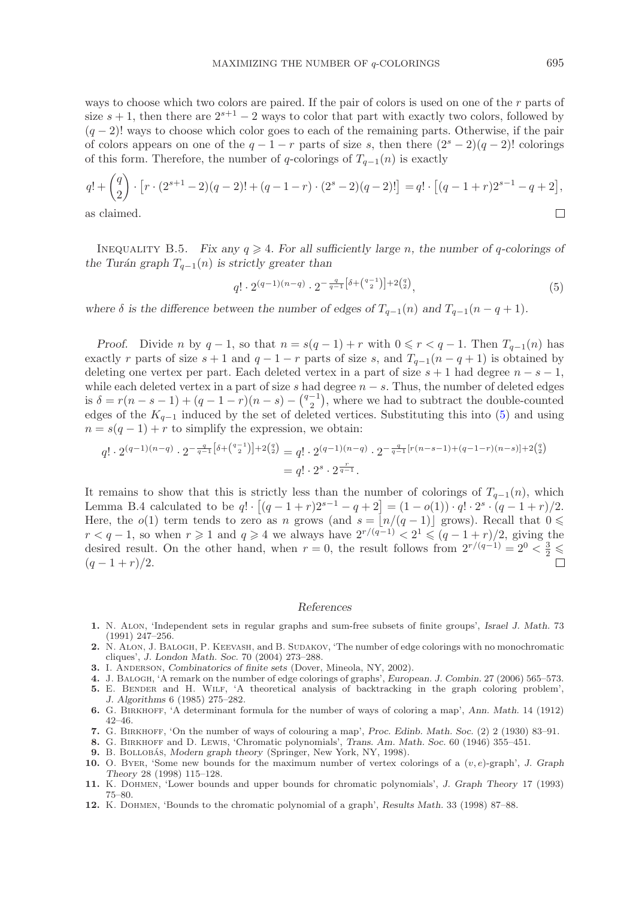ways to choose which two colors are paired. If the pair of colors is used on one of the $r$ parts of size $s+1$, then there are $2^{s+1}-2$ ways to color that part with exactly two colors, followed by $(q-2)!$ ways to choose which color goes to each of the remaining parts. Otherwise, if the pair of colors appears on one of the $q-1-r$ parts of size $s$, then there $(2^s-2)(q-2)!$ colorings of this form. Therefore, the number of $q$-colorings of $T_{q-1}(n)$ is exactly

$$q! + \binom{q}{2} \cdot \left[r \cdot (2^{s+1}-2)(q-2)! + (q-1-r)\cdot(2^s-2)(q-2)!\right] = q! \cdot \left[(q-1+r)2^{s-1} - q + 2\right],$$

as claimed. □

Inequality B.5. *Fix any $q \geqslant 4$. For all sufficiently large $n$, the number of $q$-colorings of the Turán graph $T_{q-1}(n)$ is strictly greater than*

$$q! \cdot 2^{(q-1)(n-q)} \cdot 2^{-\frac{q}{q-1}\left[\delta + \binom{q-1}{2}\right] + 2\binom{q}{2}}, \tag{5}$$

*where $\delta$ is the difference between the number of edges of $T_{q-1}(n)$ and $T_{q-1}(n-q+1)$.*

*Proof.* Divide $n$ by $q-1$, so that $n = s(q-1)+r$ with $0 \leqslant r < q-1$. Then $T_{q-1}(n)$ has exactly $r$ parts of size $s+1$ and $q-1-r$ parts of size $s$, and $T_{q-1}(n-q+1)$ is obtained by deleting one vertex per part. Each deleted vertex in a part of size $s+1$ had degree $n-s-1$, while each deleted vertex in a part of size $s$ had degree $n-s$. Thus, the number of deleted edges is $\delta = r(n-s-1) + (q-1-r)(n-s) - \binom{q-1}{2}$, where we had to subtract the double-counted edges of the $K_{q-1}$ induced by the set of deleted vertices. Substituting this into (5) and using $n = s(q-1)+r$ to simplify the expression, we obtain:

$$\begin{aligned} q! \cdot 2^{(q-1)(n-q)} \cdot 2^{-\frac{q}{q-1}\left[\delta + \binom{q-1}{2}\right] + 2\binom{q}{2}} &= q! \cdot 2^{(q-1)(n-q)} \cdot 2^{-\frac{q}{q-1}[r(n-s-1)+(q-1-r)(n-s)] + 2\binom{q}{2}} \\ &= q! \cdot 2^s \cdot 2^{\frac{r}{q-1}}. \end{aligned}$$

It remains to show that this is strictly less than the number of colorings of $T_{q-1}(n)$, which Lemma B.4 calculated to be $q! \cdot \left[(q-1+r)2^{s-1} - q + 2\right] = (1-o(1)) \cdot q! \cdot 2^s \cdot (q-1+r)/2$. Here, the $o(1)$ term tends to zero as $n$ grows (and $s = \lfloor n/(q-1) \rfloor$ grows). Recall that $0 \leqslant r < q-1$, so when $r \geqslant 1$ and $q \geqslant 4$ we always have $2^{r/(q-1)} < 2^1 \leqslant (q-1+r)/2$, giving the desired result. On the other hand, when $r = 0$, the result follows from $2^{r/(q-1)} = 2^0 < \frac{3}{2} \leqslant (q-1+r)/2$. □

## References

1. N. Alon, 'Independent sets in regular graphs and sum-free subsets of finite groups', *Israel J. Math.* 73 (1991) 247–256.
2. N. Alon, J. Balogh, P. Keevash, and B. Sudakov, 'The number of edge colorings with no monochromatic cliques', *J. London Math. Soc.* 70 (2004) 273–288.
3. I. Anderson, *Combinatorics of finite sets* (Dover, Mineola, NY, 2002).
4. J. Balogh, 'A remark on the number of edge colorings of graphs', *European. J. Combin.* 27 (2006) 565–573.
5. E. Bender and H. Wilf, 'A theoretical analysis of backtracking in the graph coloring problem', *J. Algorithms* 6 (1985) 275–282.
6. G. Birkhoff, 'A determinant formula for the number of ways of coloring a map', *Ann. Math.* 14 (1912) 42–46.
7. G. Birkhoff, 'On the number of ways of colouring a map', *Proc. Edinb. Math. Soc.* (2) 2 (1930) 83–91.
8. G. Birkhoff and D. Lewis, 'Chromatic polynomials', *Trans. Am. Math. Soc.* 60 (1946) 355–451.
9. B. Bollobás, *Modern graph theory* (Springer, New York, NY, 1998).
10. O. Byer, 'Some new bounds for the maximum number of vertex colorings of a $(v, e)$-graph', *J. Graph Theory* 28 (1998) 115–128.
11. K. Dohmen, 'Lower bounds and upper bounds for chromatic polynomials', *J. Graph Theory* 17 (1993) 75–80.
12. K. Dohmen, 'Bounds to the chromatic polynomial of a graph', *Results Math.* 33 (1998) 87–88.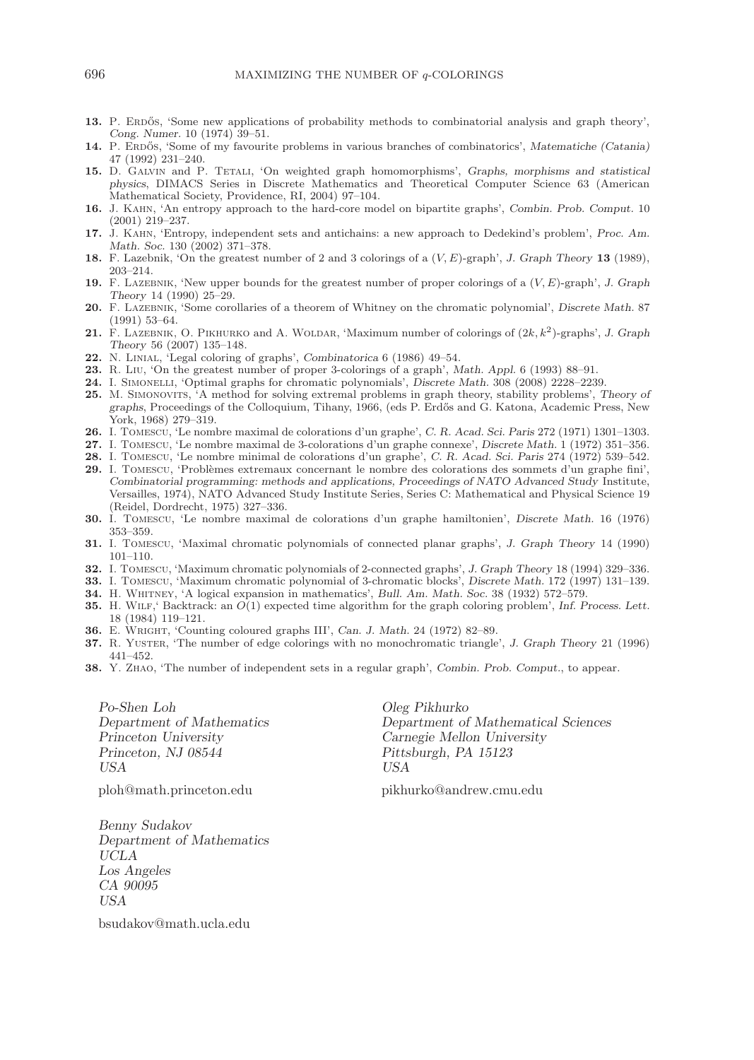**13.** P. Erdős, 'Some new applications of probability methods to combinatorial analysis and graph theory', *Cong. Numer.* 10 (1974) 39–51.

**14.** P. Erdős, 'Some of my favourite problems in various branches of combinatorics', *Matematiche (Catania)* 47 (1992) 231–240.

**15.** D. Galvin and P. Tetali, 'On weighted graph homomorphisms', *Graphs, morphisms and statistical physics*, DIMACS Series in Discrete Mathematics and Theoretical Computer Science 63 (American Mathematical Society, Providence, RI, 2004) 97–104.

**16.** J. Kahn, 'An entropy approach to the hard-core model on bipartite graphs', *Combin. Prob. Comput.* 10 (2001) 219–237.

**17.** J. Kahn, 'Entropy, independent sets and antichains: a new approach to Dedekind's problem', *Proc. Am. Math. Soc.* 130 (2002) 371–378.

**18.** F. Lazebnik, 'On the greatest number of 2 and 3 colorings of a $(V, E)$-graph', *J. Graph Theory* **13** (1989), 203–214.

**19.** F. Lazebnik, 'New upper bounds for the greatest number of proper colorings of a $(V, E)$-graph', *J. Graph Theory* 14 (1990) 25–29.

**20.** F. Lazebnik, 'Some corollaries of a theorem of Whitney on the chromatic polynomial', *Discrete Math.* 87 (1991) 53–64.

**21.** F. Lazebnik, O. Pikhurko and A. Woldar, 'Maximum number of colorings of $(2k, k^2)$-graphs', *J. Graph Theory* 56 (2007) 135–148.

**22.** N. Linial, 'Legal coloring of graphs', *Combinatorica* 6 (1986) 49–54.

**23.** R. Liu, 'On the greatest number of proper 3-colorings of a graph', *Math. Appl.* 6 (1993) 88–91.

**24.** I. Simonelli, 'Optimal graphs for chromatic polynomials', *Discrete Math.* 308 (2008) 2228–2239.

**25.** M. Simonovits, 'A method for solving extremal problems in graph theory, stability problems', *Theory of graphs*, Proceedings of the Colloquium, Tihany, 1966, (eds P. Erdős and G. Katona, Academic Press, New York, 1968) 279–319.

**26.** I. Tomescu, 'Le nombre maximal de colorations d'un graphe', *C. R. Acad. Sci. Paris* 272 (1971) 1301–1303.

**27.** I. Tomescu, 'Le nombre maximal de 3-colorations d'un graphe connexe', *Discrete Math.* 1 (1972) 351–356.

**28.** I. Tomescu, 'Le nombre minimal de colorations d'un graphe', *C. R. Acad. Sci. Paris* 274 (1972) 539–542.

**29.** I. Tomescu, 'Problèmes extremaux concernant le nombre des colorations des sommets d'un graphe fini', *Combinatorial programming: methods and applications, Proceedings of NATO Advanced Study* Institute, Versailles, 1974), NATO Advanced Study Institute Series, Series C: Mathematical and Physical Science 19 (Reidel, Dordrecht, 1975) 327–336.

**30.** I. Tomescu, 'Le nombre maximal de colorations d'un graphe hamiltonien', *Discrete Math.* 16 (1976) 353–359.

**31.** I. Tomescu, 'Maximal chromatic polynomials of connected planar graphs', *J. Graph Theory* 14 (1990) 101–110.

**32.** I. Tomescu, 'Maximum chromatic polynomials of 2-connected graphs', *J. Graph Theory* 18 (1994) 329–336.

**33.** I. Tomescu, 'Maximum chromatic polynomial of 3-chromatic blocks', *Discrete Math.* 172 (1997) 131–139.

**34.** H. Whitney, 'A logical expansion in mathematics', *Bull. Am. Math. Soc.* 38 (1932) 572–579.

**35.** H. Wilf,' Backtrack: an $O(1)$ expected time algorithm for the graph coloring problem', *Inf. Process. Lett.* 18 (1984) 119–121.

**36.** E. Wright, 'Counting coloured graphs III', *Can. J. Math.* 24 (1972) 82–89.

**37.** R. Yuster, 'The number of edge colorings with no monochromatic triangle', *J. Graph Theory* 21 (1996) 441–452.

**38.** Y. Zhao, 'The number of independent sets in a regular graph', *Combin. Prob. Comput.*, to appear.

*Po-Shen Loh*
*Department of Mathematics*
*Princeton University*
*Princeton, NJ 08544*
*USA*

ploh@math.princeton.edu

*Oleg Pikhurko*
*Department of Mathematical Sciences*
*Carnegie Mellon University*
*Pittsburgh, PA 15123*
*USA*

pikhurko@andrew.cmu.edu

*Benny Sudakov*
*Department of Mathematics*
*UCLA*
*Los Angeles*
*CA 90095*
*USA*

bsudakov@math.ucla.edu